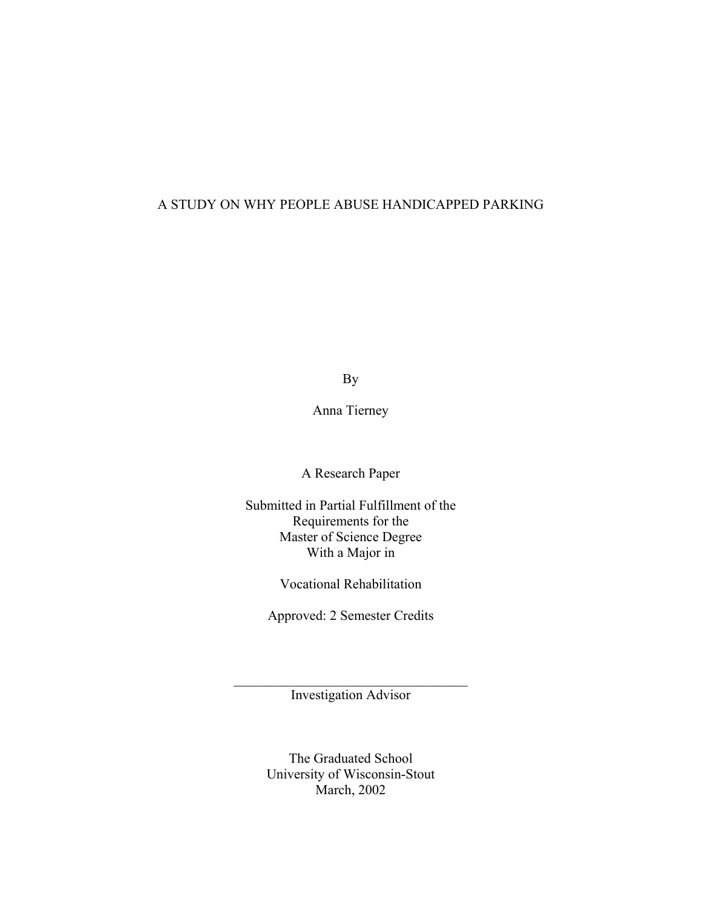# A STUDY ON WHY PEOPLE ABUSE HANDICAPPED PARKING

By

Anna Tierney

A Research Paper

Submitted in Partial Fulfillment of the
Requirements for the
Master of Science Degree
With a Major in

Vocational Rehabilitation

Approved: 2 Semester Credits

___________________________________
Investigation Advisor

The Graduated School
University of Wisconsin-Stout
March, 2002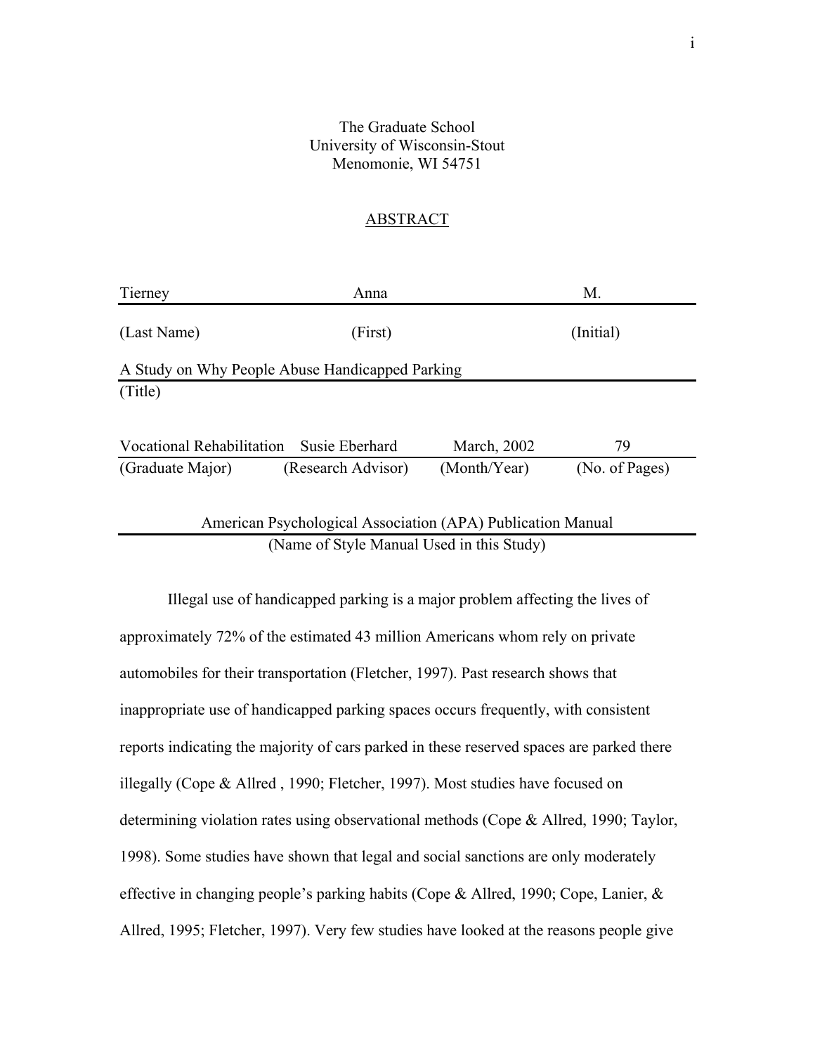The Graduate School
University of Wisconsin-Stout
Menomonie, WI 54751

## ABSTRACT

| Tierney | Anna | M. |
|---|---|---|
| (Last Name) | (First) | (Initial) |

A Study on Why People Abuse Handicapped Parking
(Title)

| Vocational Rehabilitation | Susie Eberhard | March, 2002 | 79 |
|---|---|---|---|
| (Graduate Major) | (Research Advisor) | (Month/Year) | (No. of Pages) |

American Psychological Association (APA) Publication Manual
(Name of Style Manual Used in this Study)

Illegal use of handicapped parking is a major problem affecting the lives of approximately 72% of the estimated 43 million Americans whom rely on private automobiles for their transportation (Fletcher, 1997). Past research shows that inappropriate use of handicapped parking spaces occurs frequently, with consistent reports indicating the majority of cars parked in these reserved spaces are parked there illegally (Cope & Allred , 1990; Fletcher, 1997). Most studies have focused on determining violation rates using observational methods (Cope & Allred, 1990; Taylor, 1998). Some studies have shown that legal and social sanctions are only moderately effective in changing people's parking habits (Cope & Allred, 1990; Cope, Lanier, & Allred, 1995; Fletcher, 1997). Very few studies have looked at the reasons people give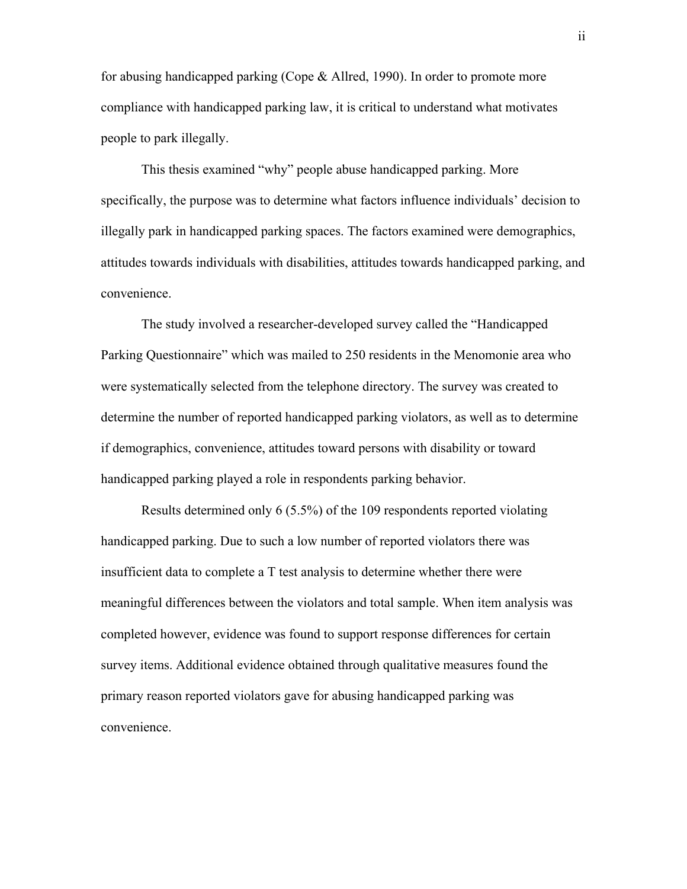for abusing handicapped parking (Cope & Allred, 1990). In order to promote more compliance with handicapped parking law, it is critical to understand what motivates people to park illegally.

This thesis examined "why" people abuse handicapped parking. More specifically, the purpose was to determine what factors influence individuals' decision to illegally park in handicapped parking spaces. The factors examined were demographics, attitudes towards individuals with disabilities, attitudes towards handicapped parking, and convenience.

The study involved a researcher-developed survey called the "Handicapped Parking Questionnaire" which was mailed to 250 residents in the Menomonie area who were systematically selected from the telephone directory. The survey was created to determine the number of reported handicapped parking violators, as well as to determine if demographics, convenience, attitudes toward persons with disability or toward handicapped parking played a role in respondents parking behavior.

Results determined only 6 (5.5%) of the 109 respondents reported violating handicapped parking. Due to such a low number of reported violators there was insufficient data to complete a T test analysis to determine whether there were meaningful differences between the violators and total sample. When item analysis was completed however, evidence was found to support response differences for certain survey items. Additional evidence obtained through qualitative measures found the primary reason reported violators gave for abusing handicapped parking was convenience.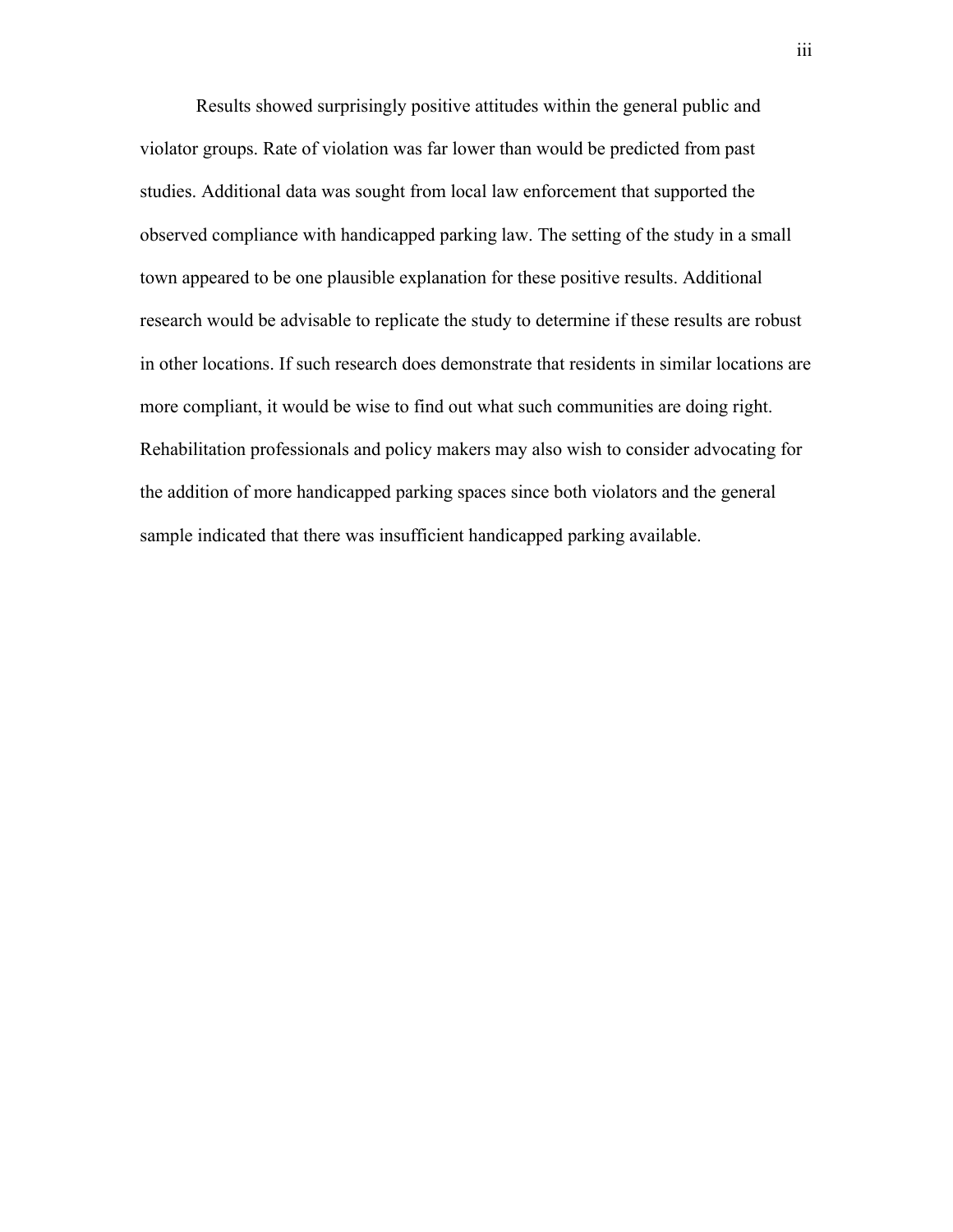Results showed surprisingly positive attitudes within the general public and violator groups. Rate of violation was far lower than would be predicted from past studies. Additional data was sought from local law enforcement that supported the observed compliance with handicapped parking law. The setting of the study in a small town appeared to be one plausible explanation for these positive results. Additional research would be advisable to replicate the study to determine if these results are robust in other locations. If such research does demonstrate that residents in similar locations are more compliant, it would be wise to find out what such communities are doing right. Rehabilitation professionals and policy makers may also wish to consider advocating for the addition of more handicapped parking spaces since both violators and the general sample indicated that there was insufficient handicapped parking available.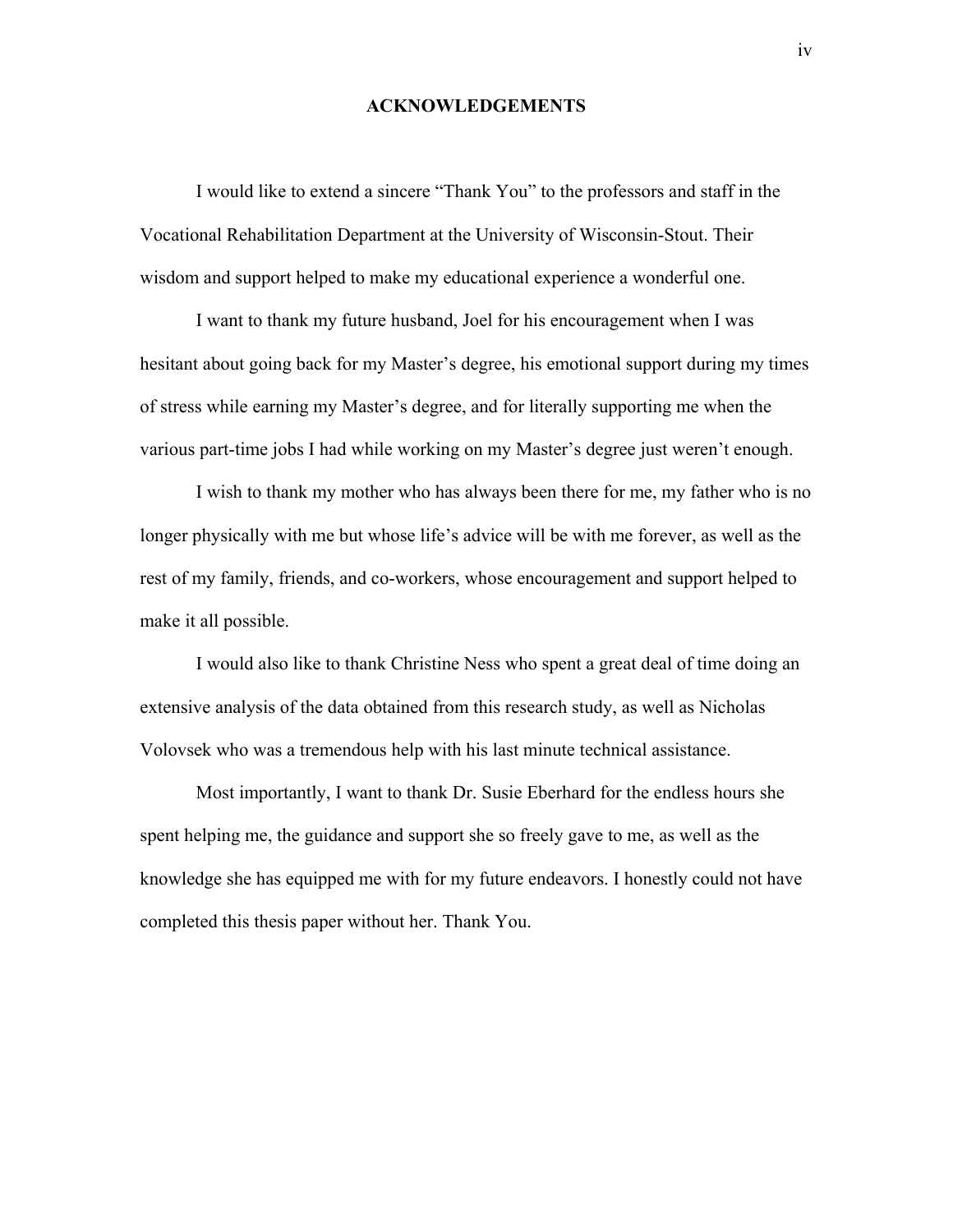# ACKNOWLEDGEMENTS

I would like to extend a sincere "Thank You" to the professors and staff in the Vocational Rehabilitation Department at the University of Wisconsin-Stout. Their wisdom and support helped to make my educational experience a wonderful one.

I want to thank my future husband, Joel for his encouragement when I was hesitant about going back for my Master's degree, his emotional support during my times of stress while earning my Master's degree, and for literally supporting me when the various part-time jobs I had while working on my Master's degree just weren't enough.

I wish to thank my mother who has always been there for me, my father who is no longer physically with me but whose life's advice will be with me forever, as well as the rest of my family, friends, and co-workers, whose encouragement and support helped to make it all possible.

I would also like to thank Christine Ness who spent a great deal of time doing an extensive analysis of the data obtained from this research study, as well as Nicholas Volovsek who was a tremendous help with his last minute technical assistance.

Most importantly, I want to thank Dr. Susie Eberhard for the endless hours she spent helping me, the guidance and support she so freely gave to me, as well as the knowledge she has equipped me with for my future endeavors. I honestly could not have completed this thesis paper without her. Thank You.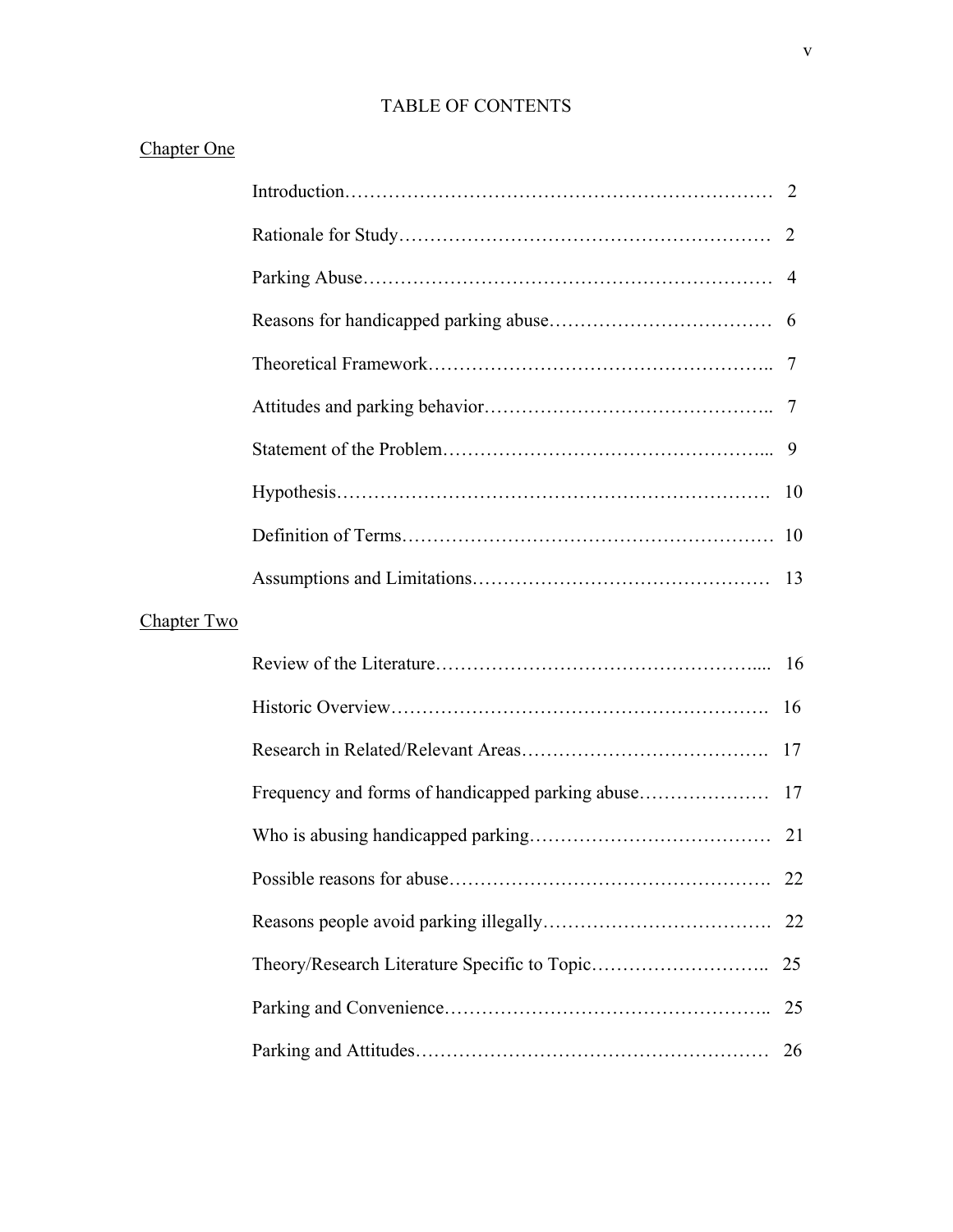# TABLE OF CONTENTS

Chapter One

Introduction……………………………………………………………. 2

Rationale for Study…………………………………………………… 2

Parking Abuse………………………………………………………… 4

Reasons for handicapped parking abuse……………………………… 6

Theoretical Framework……………………………………………….. 7

Attitudes and parking behavior……………………………………….. 7

Statement of the Problem……………………………………………... 9

Hypothesis……………………………………………………………. 10

Definition of Terms…………………………………………………… 10

Assumptions and Limitations………………………………………… 13

Chapter Two

Review of the Literature…………………………………………….... 16

Historic Overview……………………………………………………. 16

Research in Related/Relevant Areas…………………………………. 17

Frequency and forms of handicapped parking abuse………………… 17

Who is abusing handicapped parking………………………………… 21

Possible reasons for abuse……………………………………………. 22

Reasons people avoid parking illegally………………………………. 22

Theory/Research Literature Specific to Topic……………………….. 25

Parking and Convenience…………………………………………….. 25

Parking and Attitudes………………………………………………… 26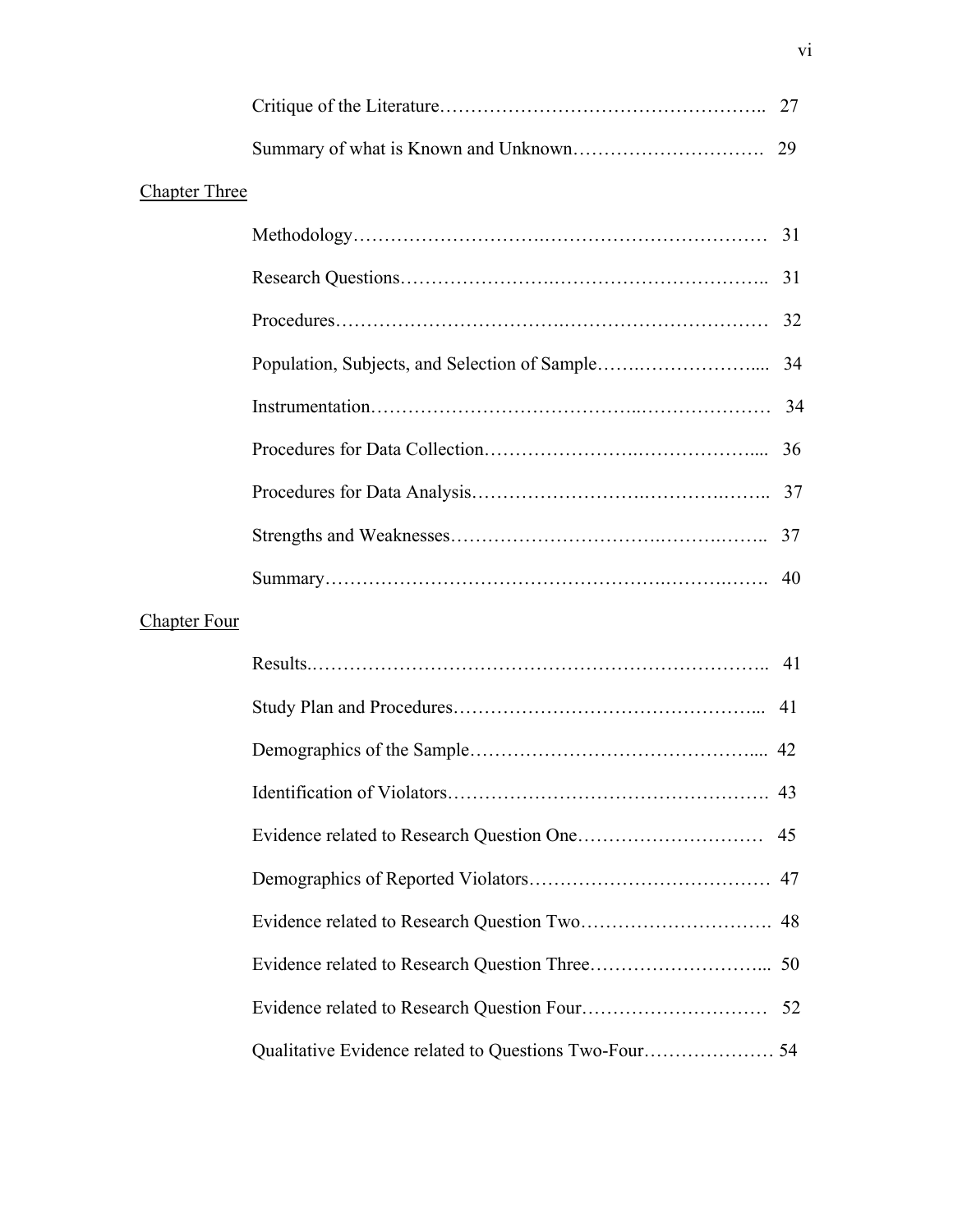Critique of the Literature........................................................ 27

Summary of what is Known and Unknown.............................. 29

Chapter Three

Methodology........................................................................ 31

Research Questions............................................................. 31

Procedures............................................................................ 32

Population, Subjects, and Selection of Sample.......................... 34

Instrumentation..................................................................... 34

Procedures for Data Collection............................................... 36

Procedures for Data Analysis.................................................. 37

Strengths and Weaknesses...................................................... 37

Summary.............................................................................. 40

Chapter Four

Results.................................................................................. 41

Study Plan and Procedures...................................................... 41

Demographics of the Sample................................................... 42

Identification of Violators....................................................... 43

Evidence related to Research Question One............................. 45

Demographics of Reported Violators....................................... 47

Evidence related to Research Question Two............................. 48

Evidence related to Research Question Three........................... 50

Evidence related to Research Question Four............................. 52

Qualitative Evidence related to Questions Two-Four.................. 54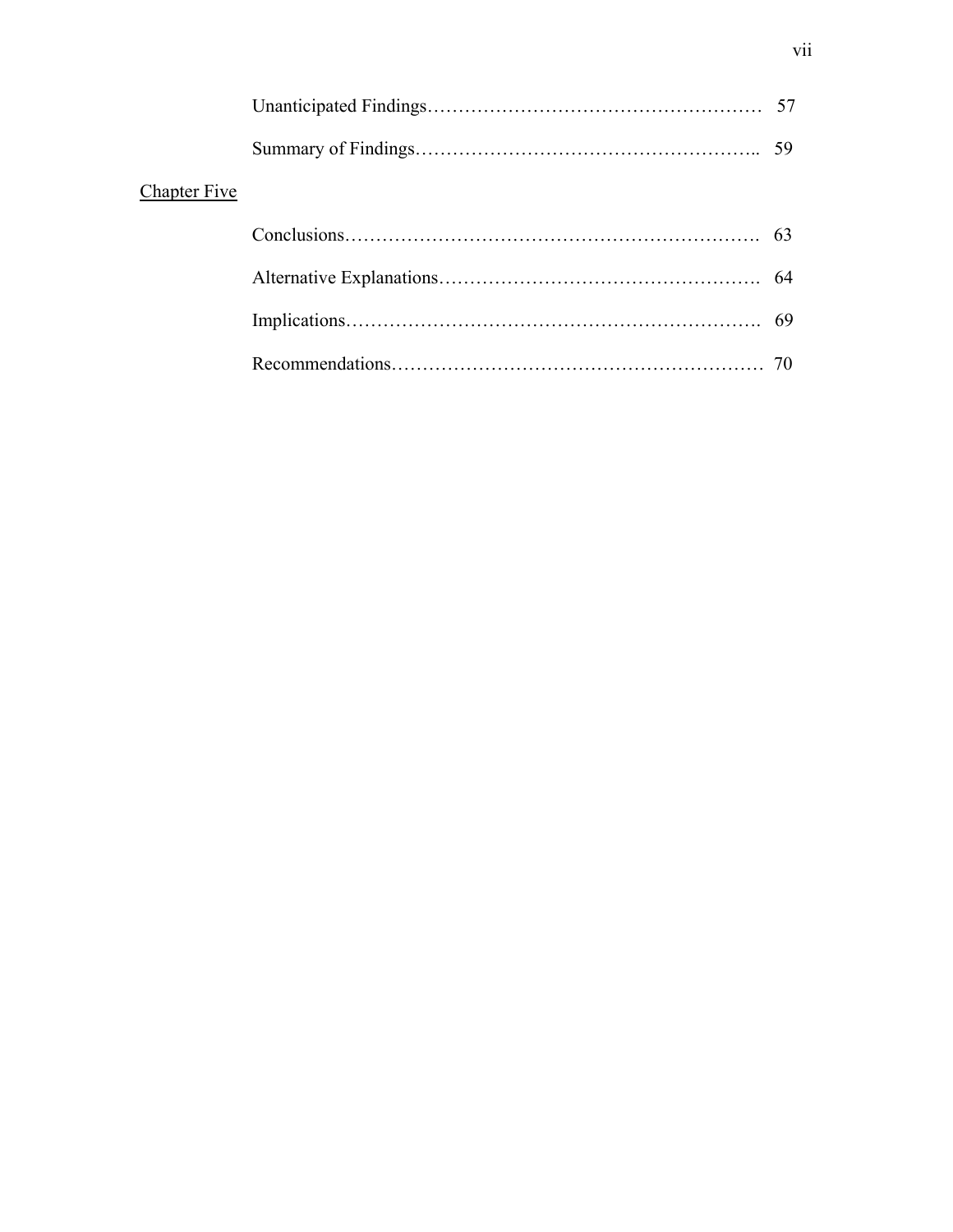Unanticipated Findings……………………………………………… 57

Summary of Findings……………………………………………….. 59

Chapter Five

Conclusions………………………………………………………. 63

Alternative Explanations…………………………………………. 64

Implications………………………………………………………. 69

Recommendations………………………………………………… 70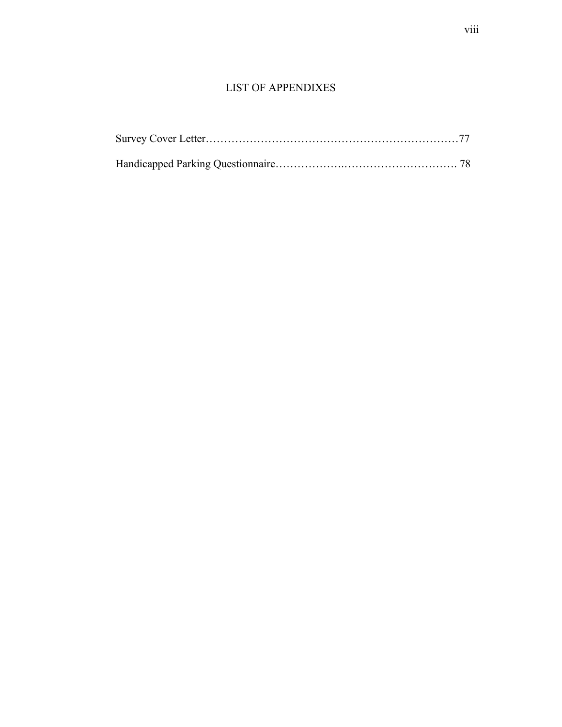# LIST OF APPENDIXES

Survey Cover Letter……………………………………………………………77

Handicapped Parking Questionnaire……………….…………………………. 78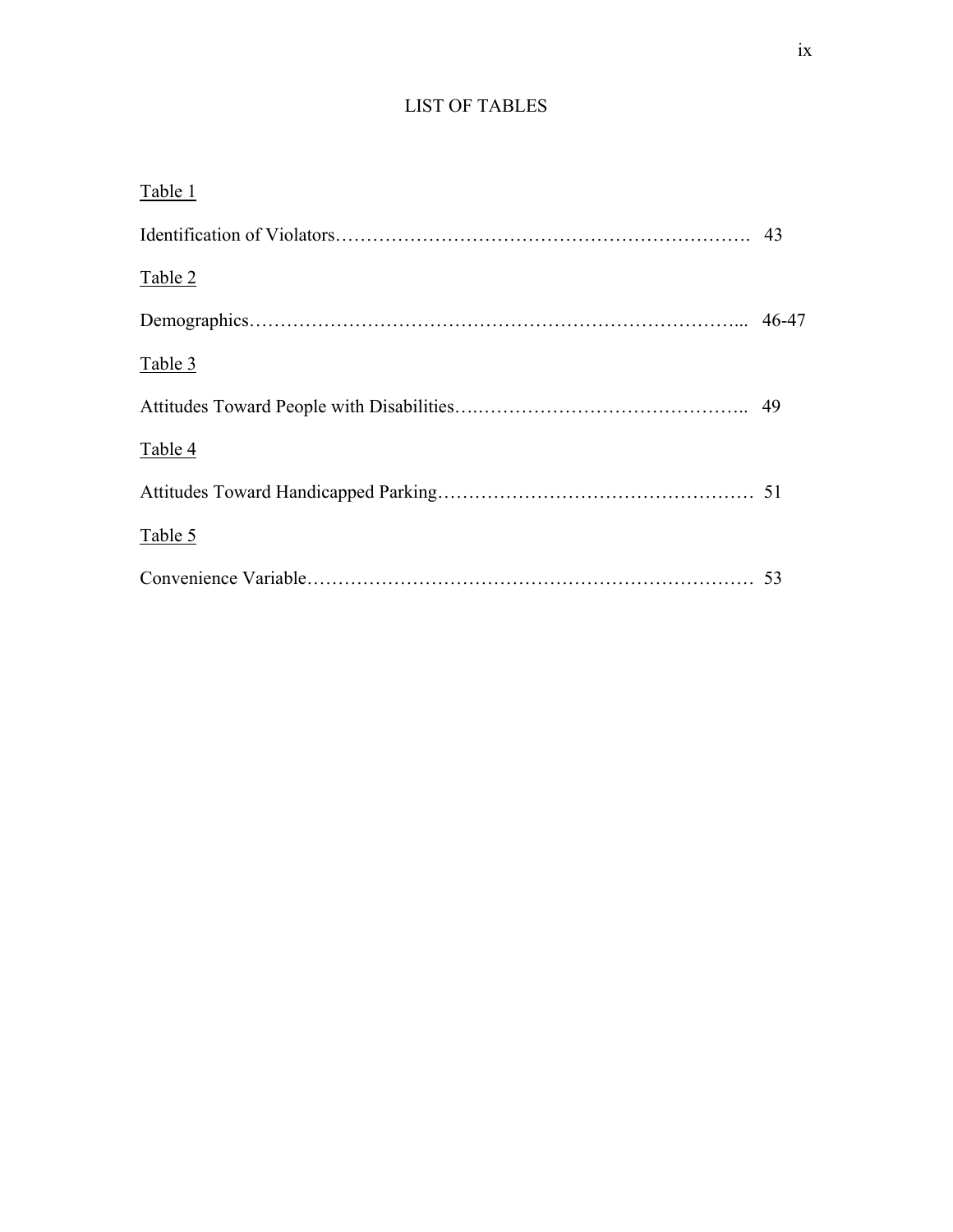# LIST OF TABLES

Table 1

Identification of Violators………………………………………………………. 43

Table 2

Demographics…………………………………………………………………... 46-47

Table 3

Attitudes Toward People with Disabilities….…………………………………….. 49

Table 4

Attitudes Toward Handicapped Parking…………………………………………… 51

Table 5

Convenience Variable……………………………………………………………… 53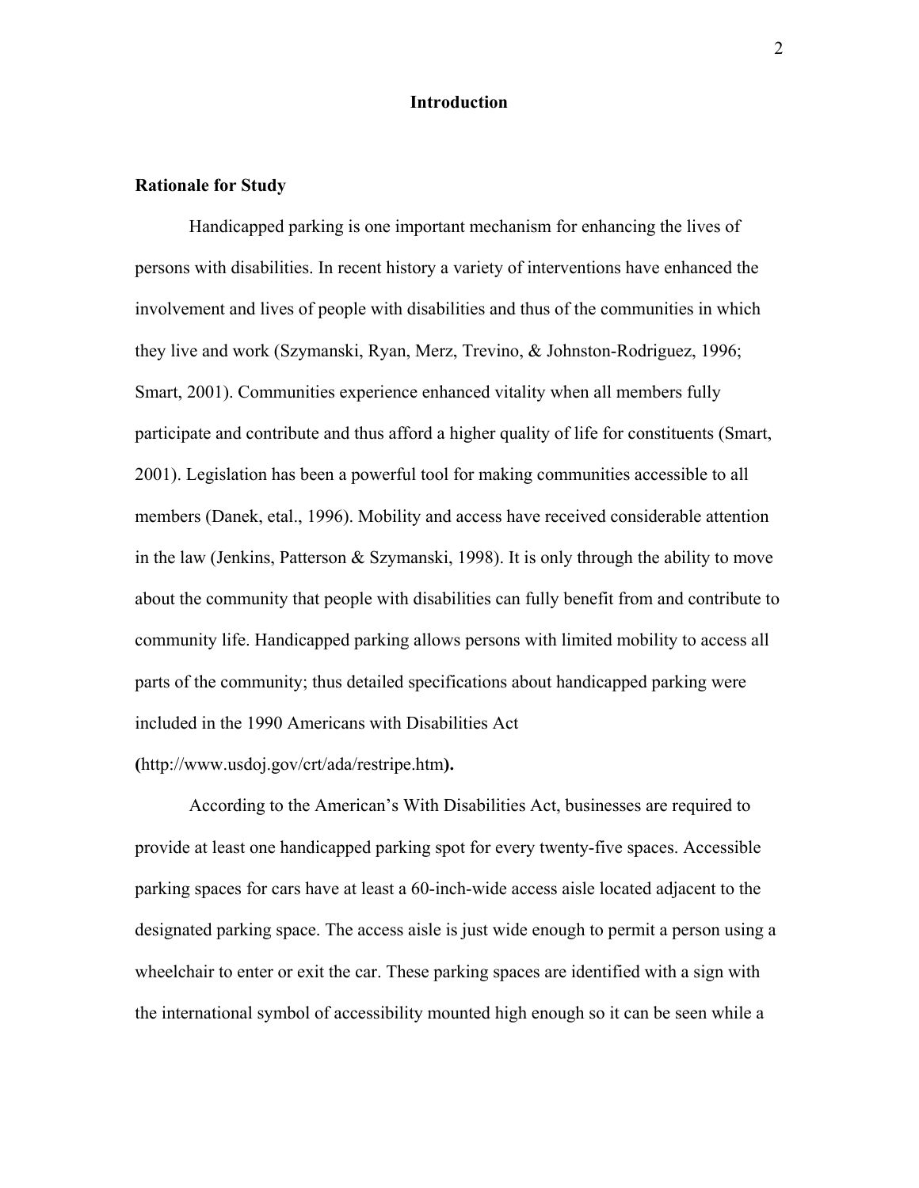# Introduction

## Rationale for Study

Handicapped parking is one important mechanism for enhancing the lives of persons with disabilities. In recent history a variety of interventions have enhanced the involvement and lives of people with disabilities and thus of the communities in which they live and work (Szymanski, Ryan, Merz, Trevino, & Johnston-Rodriguez, 1996; Smart, 2001). Communities experience enhanced vitality when all members fully participate and contribute and thus afford a higher quality of life for constituents (Smart, 2001). Legislation has been a powerful tool for making communities accessible to all members (Danek, etal., 1996). Mobility and access have received considerable attention in the law (Jenkins, Patterson & Szymanski, 1998). It is only through the ability to move about the community that people with disabilities can fully benefit from and contribute to community life. Handicapped parking allows persons with limited mobility to access all parts of the community; thus detailed specifications about handicapped parking were included in the 1990 Americans with Disabilities Act (http://www.usdoj.gov/crt/ada/restripe.htm).

According to the American's With Disabilities Act, businesses are required to provide at least one handicapped parking spot for every twenty-five spaces. Accessible parking spaces for cars have at least a 60-inch-wide access aisle located adjacent to the designated parking space. The access aisle is just wide enough to permit a person using a wheelchair to enter or exit the car. These parking spaces are identified with a sign with the international symbol of accessibility mounted high enough so it can be seen while a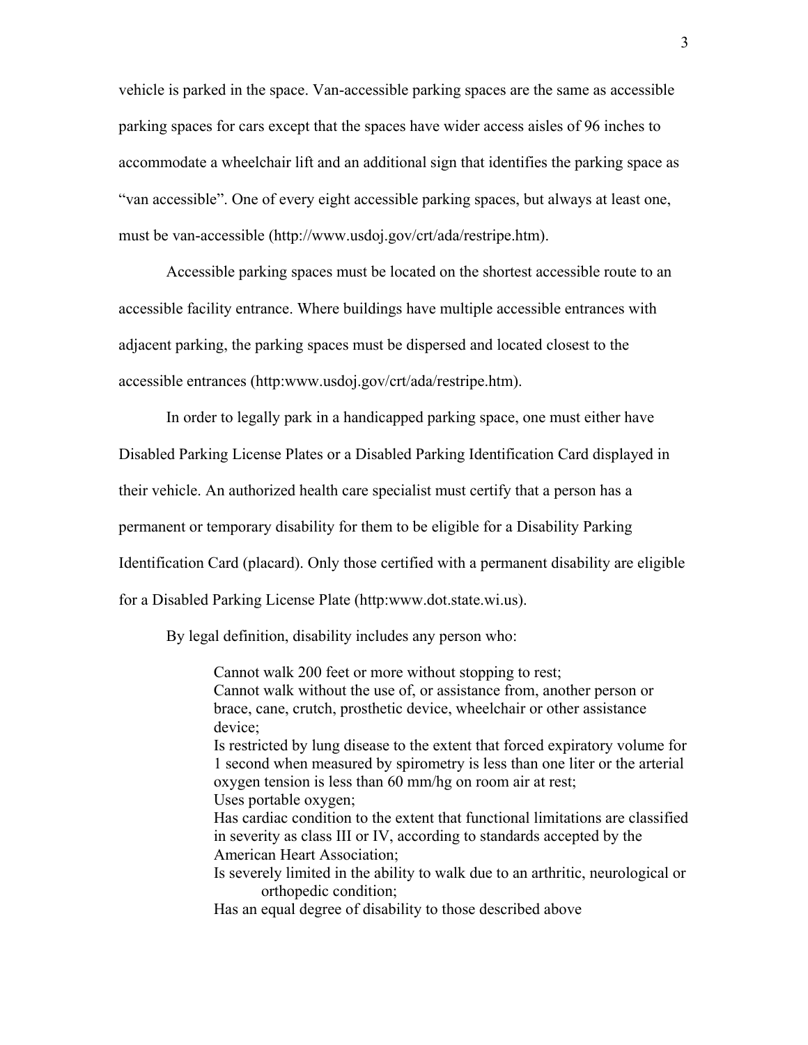vehicle is parked in the space. Van-accessible parking spaces are the same as accessible parking spaces for cars except that the spaces have wider access aisles of 96 inches to accommodate a wheelchair lift and an additional sign that identifies the parking space as "van accessible". One of every eight accessible parking spaces, but always at least one, must be van-accessible (http://www.usdoj.gov/crt/ada/restripe.htm).

Accessible parking spaces must be located on the shortest accessible route to an accessible facility entrance. Where buildings have multiple accessible entrances with adjacent parking, the parking spaces must be dispersed and located closest to the accessible entrances (http:www.usdoj.gov/crt/ada/restripe.htm).

In order to legally park in a handicapped parking space, one must either have Disabled Parking License Plates or a Disabled Parking Identification Card displayed in their vehicle. An authorized health care specialist must certify that a person has a permanent or temporary disability for them to be eligible for a Disability Parking Identification Card (placard). Only those certified with a permanent disability are eligible for a Disabled Parking License Plate (http:www.dot.state.wi.us).

By legal definition, disability includes any person who:

> Cannot walk 200 feet or more without stopping to rest;
> Cannot walk without the use of, or assistance from, another person or brace, cane, crutch, prosthetic device, wheelchair or other assistance device;
> Is restricted by lung disease to the extent that forced expiratory volume for 1 second when measured by spirometry is less than one liter or the arterial oxygen tension is less than 60 mm/hg on room air at rest;
> Uses portable oxygen;
> Has cardiac condition to the extent that functional limitations are classified in severity as class III or IV, according to standards accepted by the American Heart Association;
> Is severely limited in the ability to walk due to an arthritic, neurological or orthopedic condition;
> Has an equal degree of disability to those described above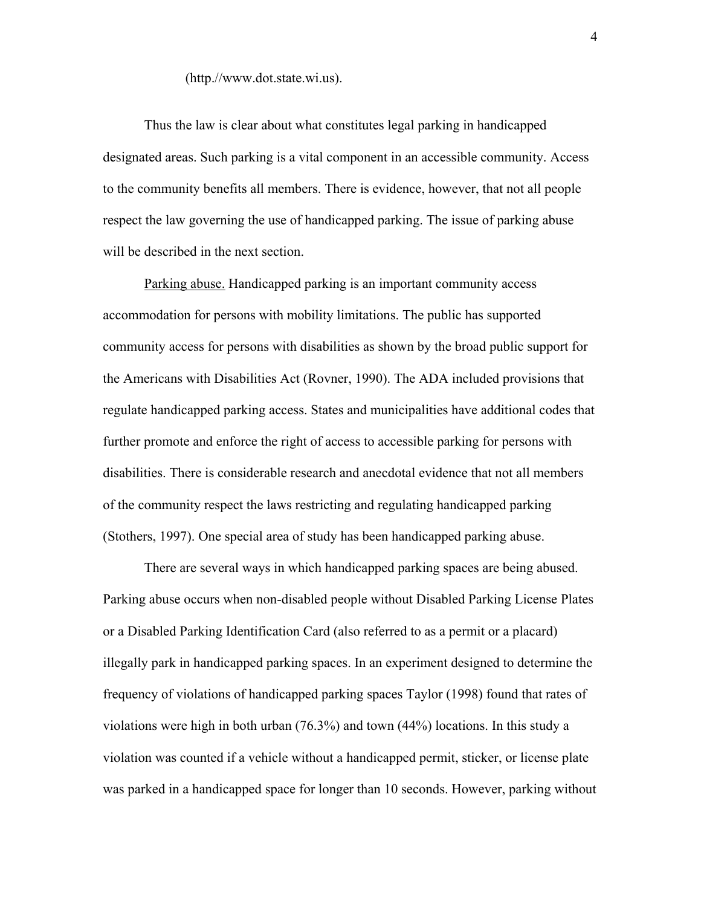(http.//www.dot.state.wi.us).

Thus the law is clear about what constitutes legal parking in handicapped designated areas. Such parking is a vital component in an accessible community. Access to the community benefits all members. There is evidence, however, that not all people respect the law governing the use of handicapped parking. The issue of parking abuse will be described in the next section.

Parking abuse. Handicapped parking is an important community access accommodation for persons with mobility limitations. The public has supported community access for persons with disabilities as shown by the broad public support for the Americans with Disabilities Act (Rovner, 1990). The ADA included provisions that regulate handicapped parking access. States and municipalities have additional codes that further promote and enforce the right of access to accessible parking for persons with disabilities. There is considerable research and anecdotal evidence that not all members of the community respect the laws restricting and regulating handicapped parking (Stothers, 1997). One special area of study has been handicapped parking abuse.

There are several ways in which handicapped parking spaces are being abused. Parking abuse occurs when non-disabled people without Disabled Parking License Plates or a Disabled Parking Identification Card (also referred to as a permit or a placard) illegally park in handicapped parking spaces. In an experiment designed to determine the frequency of violations of handicapped parking spaces Taylor (1998) found that rates of violations were high in both urban (76.3%) and town (44%) locations. In this study a violation was counted if a vehicle without a handicapped permit, sticker, or license plate was parked in a handicapped space for longer than 10 seconds. However, parking without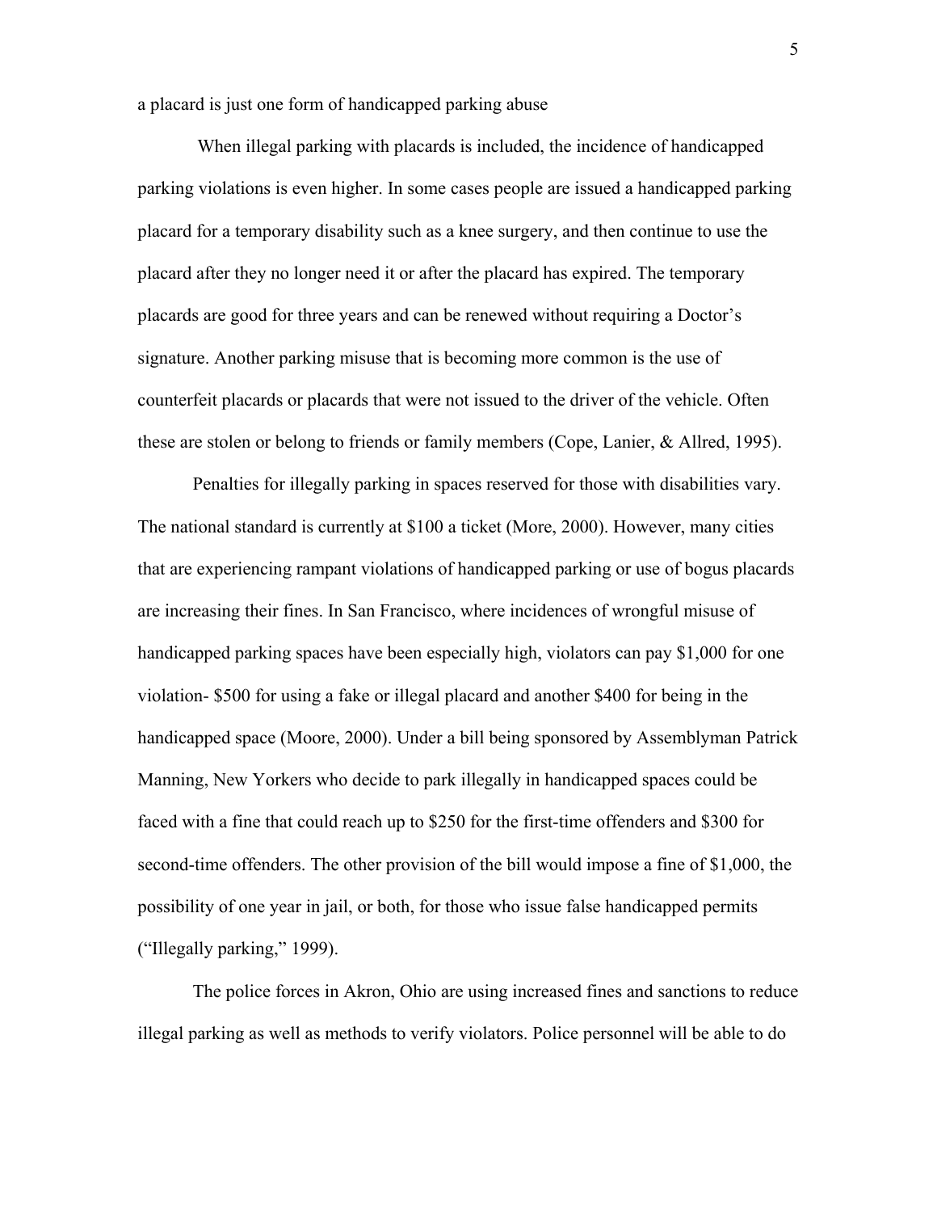a placard is just one form of handicapped parking abuse

When illegal parking with placards is included, the incidence of handicapped parking violations is even higher. In some cases people are issued a handicapped parking placard for a temporary disability such as a knee surgery, and then continue to use the placard after they no longer need it or after the placard has expired. The temporary placards are good for three years and can be renewed without requiring a Doctor's signature. Another parking misuse that is becoming more common is the use of counterfeit placards or placards that were not issued to the driver of the vehicle. Often these are stolen or belong to friends or family members (Cope, Lanier, & Allred, 1995).

Penalties for illegally parking in spaces reserved for those with disabilities vary. The national standard is currently at $100 a ticket (More, 2000). However, many cities that are experiencing rampant violations of handicapped parking or use of bogus placards are increasing their fines. In San Francisco, where incidences of wrongful misuse of handicapped parking spaces have been especially high, violators can pay $1,000 for one violation- $500 for using a fake or illegal placard and another $400 for being in the handicapped space (Moore, 2000). Under a bill being sponsored by Assemblyman Patrick Manning, New Yorkers who decide to park illegally in handicapped spaces could be faced with a fine that could reach up to $250 for the first-time offenders and $300 for second-time offenders. The other provision of the bill would impose a fine of $1,000, the possibility of one year in jail, or both, for those who issue false handicapped permits ("Illegally parking," 1999).

The police forces in Akron, Ohio are using increased fines and sanctions to reduce illegal parking as well as methods to verify violators. Police personnel will be able to do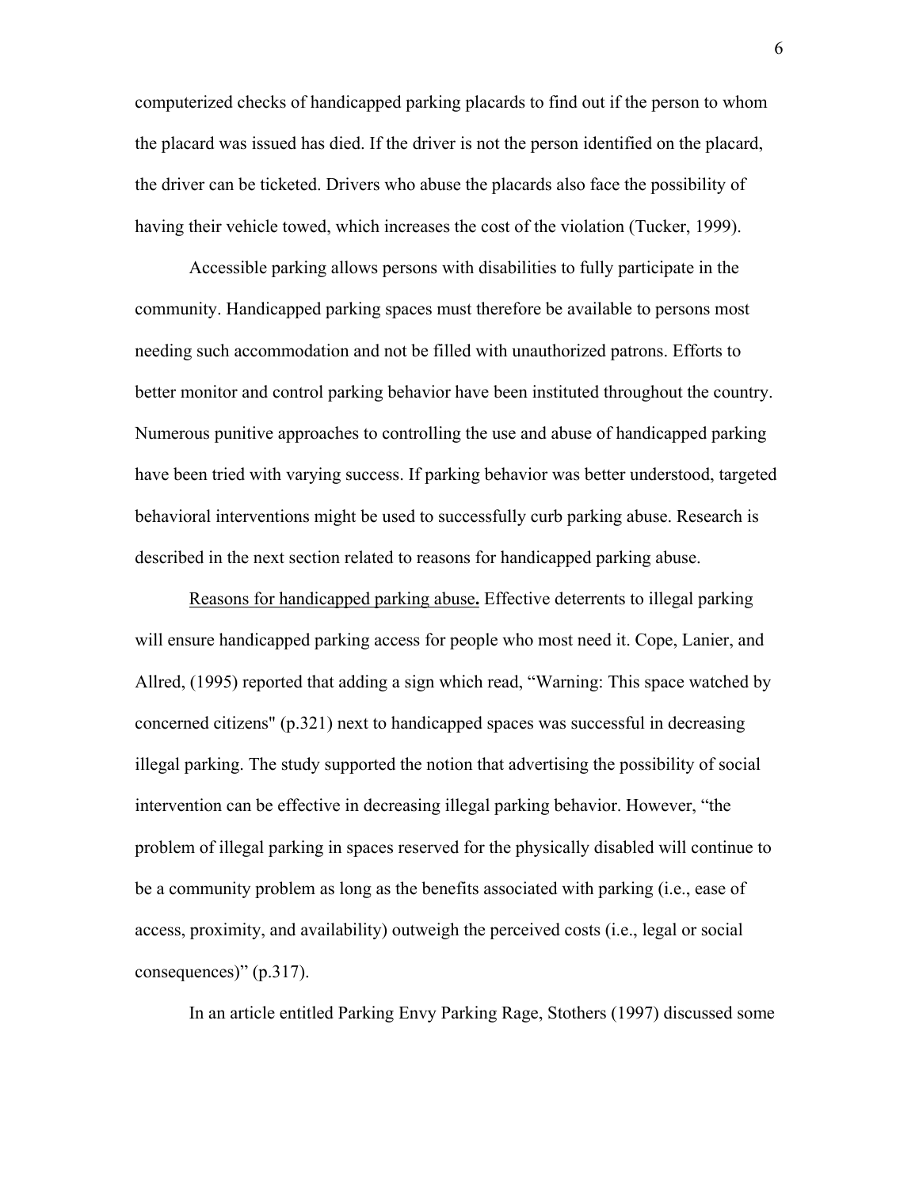computerized checks of handicapped parking placards to find out if the person to whom the placard was issued has died. If the driver is not the person identified on the placard, the driver can be ticketed. Drivers who abuse the placards also face the possibility of having their vehicle towed, which increases the cost of the violation (Tucker, 1999).

Accessible parking allows persons with disabilities to fully participate in the community. Handicapped parking spaces must therefore be available to persons most needing such accommodation and not be filled with unauthorized patrons. Efforts to better monitor and control parking behavior have been instituted throughout the country. Numerous punitive approaches to controlling the use and abuse of handicapped parking have been tried with varying success. If parking behavior was better understood, targeted behavioral interventions might be used to successfully curb parking abuse. Research is described in the next section related to reasons for handicapped parking abuse.

<u>Reasons for handicapped parking abuse</u>**.** Effective deterrents to illegal parking will ensure handicapped parking access for people who most need it. Cope, Lanier, and Allred, (1995) reported that adding a sign which read, "Warning: This space watched by concerned citizens" (p.321) next to handicapped spaces was successful in decreasing illegal parking. The study supported the notion that advertising the possibility of social intervention can be effective in decreasing illegal parking behavior. However, "the problem of illegal parking in spaces reserved for the physically disabled will continue to be a community problem as long as the benefits associated with parking (i.e., ease of access, proximity, and availability) outweigh the perceived costs (i.e., legal or social consequences)" (p.317).

In an article entitled Parking Envy Parking Rage, Stothers (1997) discussed some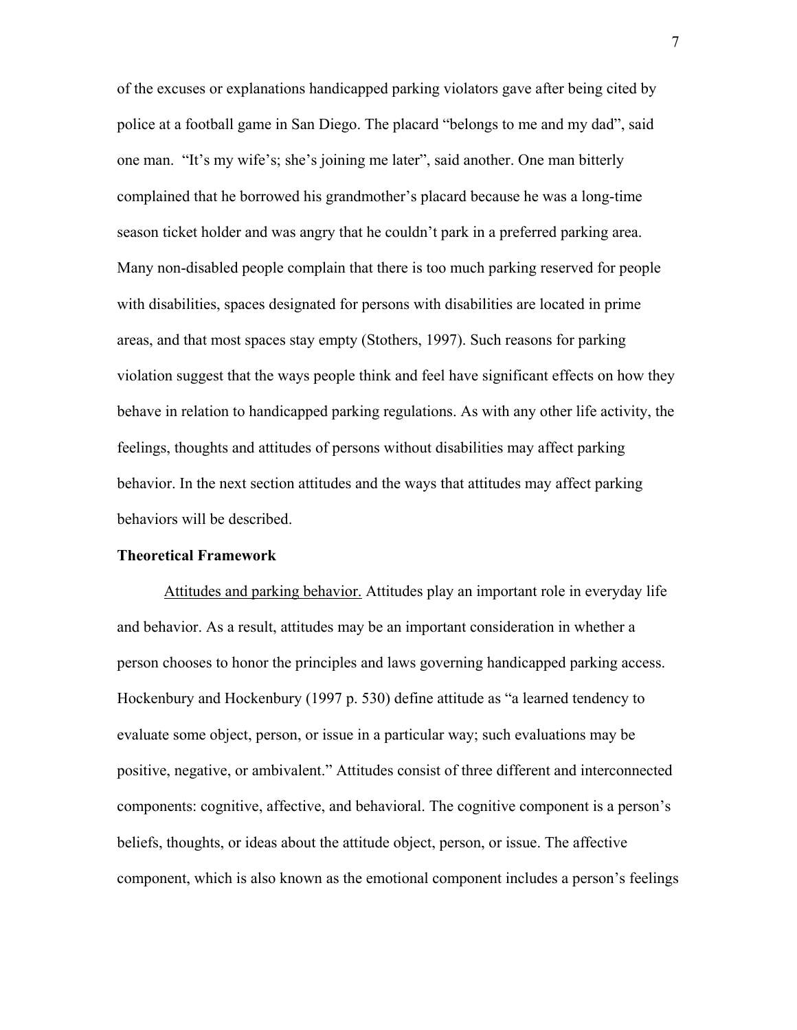of the excuses or explanations handicapped parking violators gave after being cited by police at a football game in San Diego. The placard "belongs to me and my dad", said one man. "It's my wife's; she's joining me later", said another. One man bitterly complained that he borrowed his grandmother's placard because he was a long-time season ticket holder and was angry that he couldn't park in a preferred parking area. Many non-disabled people complain that there is too much parking reserved for people with disabilities, spaces designated for persons with disabilities are located in prime areas, and that most spaces stay empty (Stothers, 1997). Such reasons for parking violation suggest that the ways people think and feel have significant effects on how they behave in relation to handicapped parking regulations. As with any other life activity, the feelings, thoughts and attitudes of persons without disabilities may affect parking behavior. In the next section attitudes and the ways that attitudes may affect parking behaviors will be described.

**Theoretical Framework**

<u>Attitudes and parking behavior.</u> Attitudes play an important role in everyday life and behavior. As a result, attitudes may be an important consideration in whether a person chooses to honor the principles and laws governing handicapped parking access. Hockenbury and Hockenbury (1997 p. 530) define attitude as "a learned tendency to evaluate some object, person, or issue in a particular way; such evaluations may be positive, negative, or ambivalent." Attitudes consist of three different and interconnected components: cognitive, affective, and behavioral. The cognitive component is a person's beliefs, thoughts, or ideas about the attitude object, person, or issue. The affective component, which is also known as the emotional component includes a person's feelings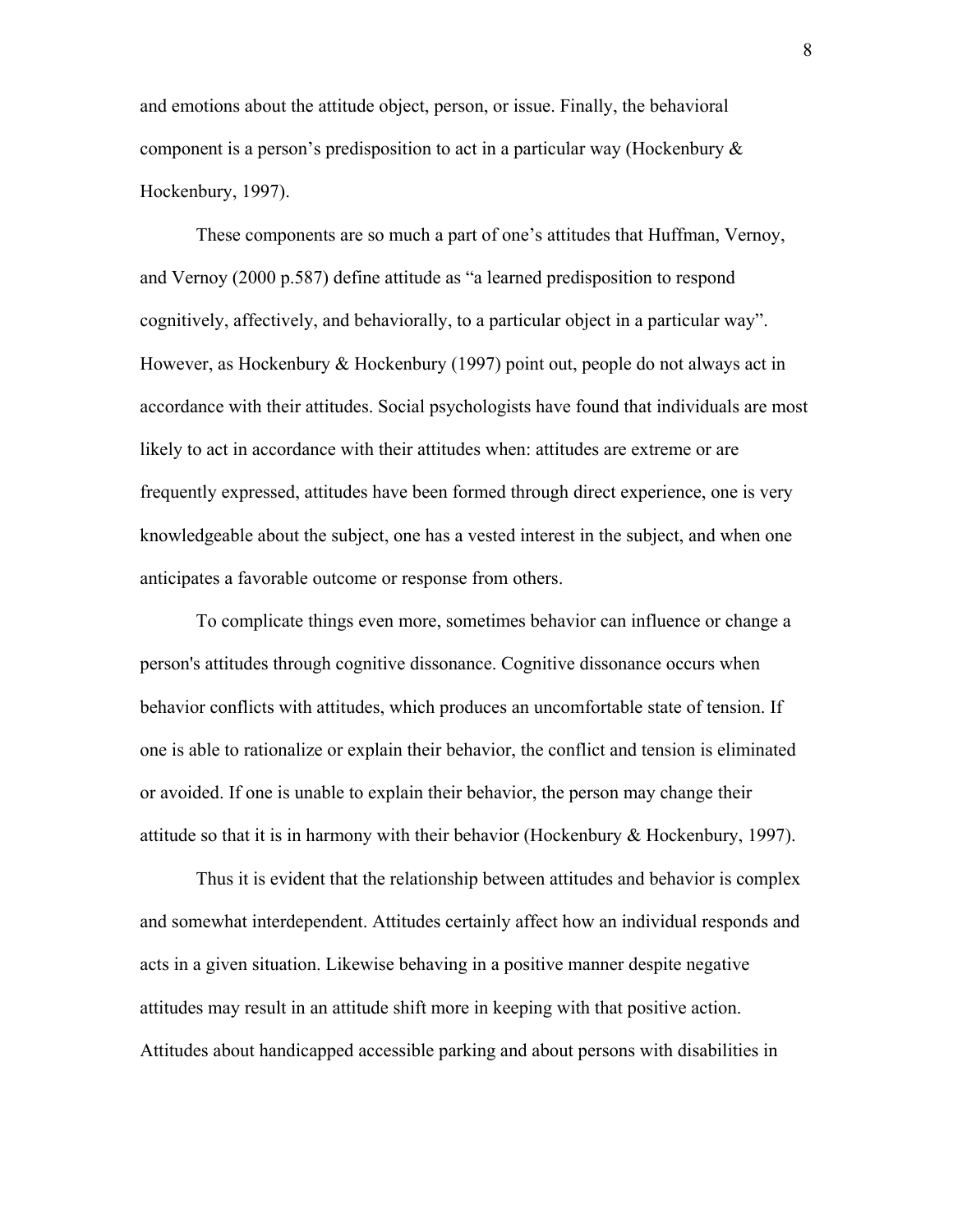and emotions about the attitude object, person, or issue. Finally, the behavioral component is a person's predisposition to act in a particular way (Hockenbury & Hockenbury, 1997).

These components are so much a part of one's attitudes that Huffman, Vernoy, and Vernoy (2000 p.587) define attitude as "a learned predisposition to respond cognitively, affectively, and behaviorally, to a particular object in a particular way". However, as Hockenbury & Hockenbury (1997) point out, people do not always act in accordance with their attitudes. Social psychologists have found that individuals are most likely to act in accordance with their attitudes when: attitudes are extreme or are frequently expressed, attitudes have been formed through direct experience, one is very knowledgeable about the subject, one has a vested interest in the subject, and when one anticipates a favorable outcome or response from others.

To complicate things even more, sometimes behavior can influence or change a person's attitudes through cognitive dissonance. Cognitive dissonance occurs when behavior conflicts with attitudes, which produces an uncomfortable state of tension. If one is able to rationalize or explain their behavior, the conflict and tension is eliminated or avoided. If one is unable to explain their behavior, the person may change their attitude so that it is in harmony with their behavior (Hockenbury & Hockenbury, 1997).

Thus it is evident that the relationship between attitudes and behavior is complex and somewhat interdependent. Attitudes certainly affect how an individual responds and acts in a given situation. Likewise behaving in a positive manner despite negative attitudes may result in an attitude shift more in keeping with that positive action. Attitudes about handicapped accessible parking and about persons with disabilities in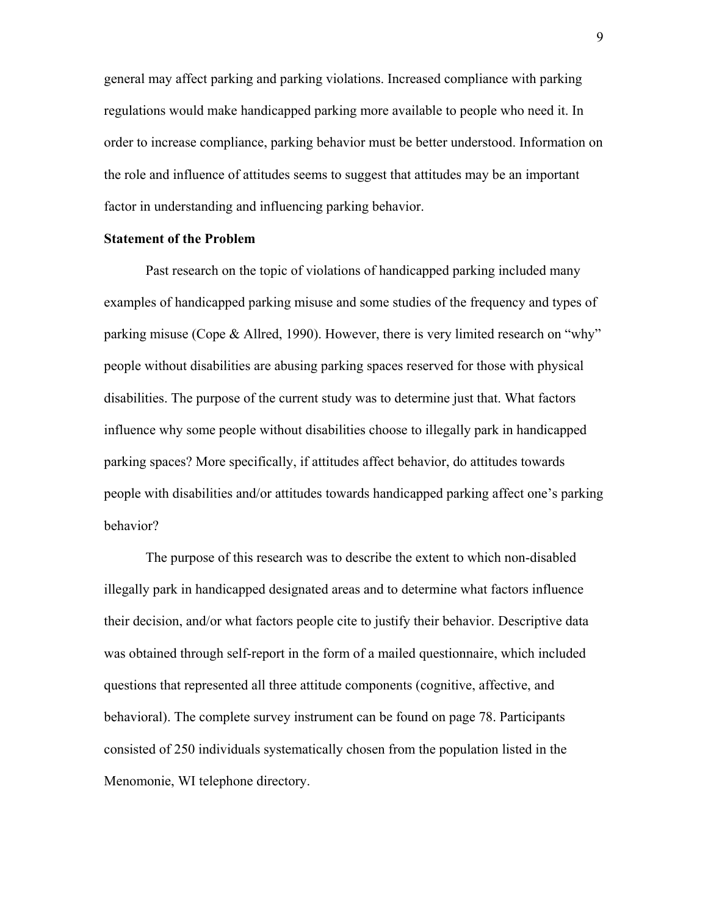general may affect parking and parking violations. Increased compliance with parking regulations would make handicapped parking more available to people who need it. In order to increase compliance, parking behavior must be better understood. Information on the role and influence of attitudes seems to suggest that attitudes may be an important factor in understanding and influencing parking behavior.

**Statement of the Problem**

Past research on the topic of violations of handicapped parking included many examples of handicapped parking misuse and some studies of the frequency and types of parking misuse (Cope & Allred, 1990). However, there is very limited research on "why" people without disabilities are abusing parking spaces reserved for those with physical disabilities. The purpose of the current study was to determine just that. What factors influence why some people without disabilities choose to illegally park in handicapped parking spaces? More specifically, if attitudes affect behavior, do attitudes towards people with disabilities and/or attitudes towards handicapped parking affect one's parking behavior?

The purpose of this research was to describe the extent to which non-disabled illegally park in handicapped designated areas and to determine what factors influence their decision, and/or what factors people cite to justify their behavior. Descriptive data was obtained through self-report in the form of a mailed questionnaire, which included questions that represented all three attitude components (cognitive, affective, and behavioral). The complete survey instrument can be found on page 78. Participants consisted of 250 individuals systematically chosen from the population listed in the Menomonie, WI telephone directory.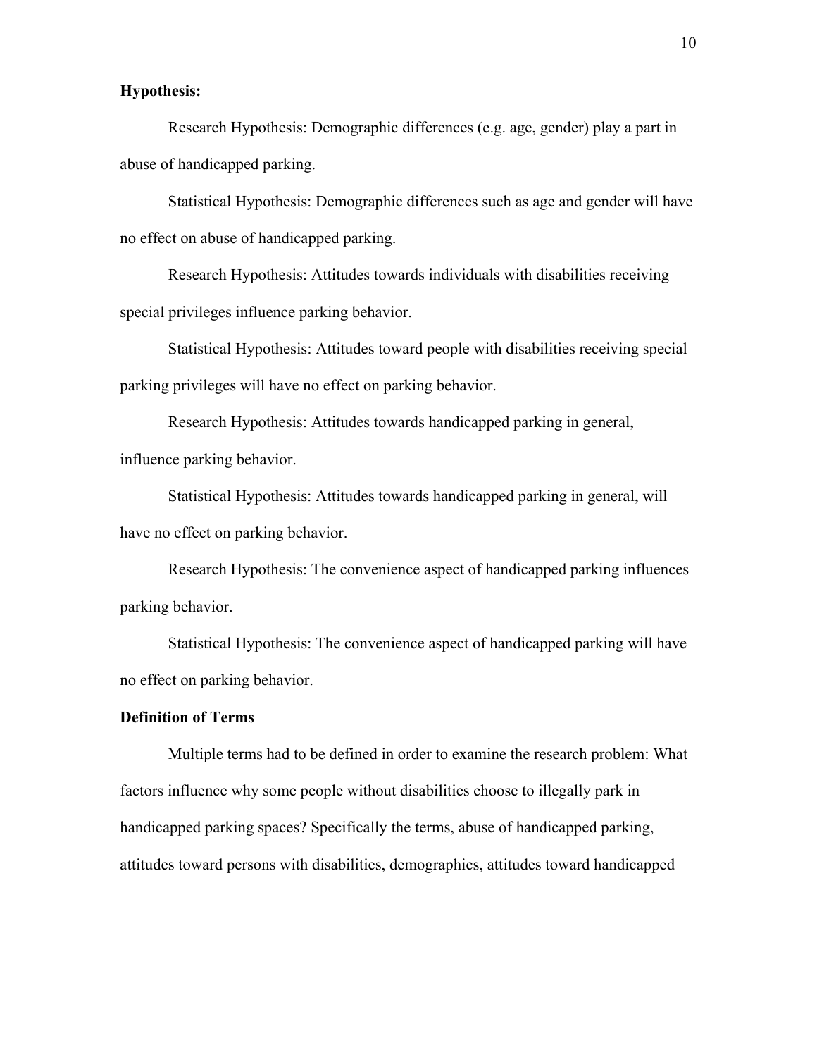**Hypothesis:**

Research Hypothesis: Demographic differences (e.g. age, gender) play a part in abuse of handicapped parking.

Statistical Hypothesis: Demographic differences such as age and gender will have no effect on abuse of handicapped parking.

Research Hypothesis: Attitudes towards individuals with disabilities receiving special privileges influence parking behavior.

Statistical Hypothesis: Attitudes toward people with disabilities receiving special parking privileges will have no effect on parking behavior.

Research Hypothesis: Attitudes towards handicapped parking in general, influence parking behavior.

Statistical Hypothesis: Attitudes towards handicapped parking in general, will have no effect on parking behavior.

Research Hypothesis: The convenience aspect of handicapped parking influences parking behavior.

Statistical Hypothesis: The convenience aspect of handicapped parking will have no effect on parking behavior.

**Definition of Terms**

Multiple terms had to be defined in order to examine the research problem: What factors influence why some people without disabilities choose to illegally park in handicapped parking spaces? Specifically the terms, abuse of handicapped parking, attitudes toward persons with disabilities, demographics, attitudes toward handicapped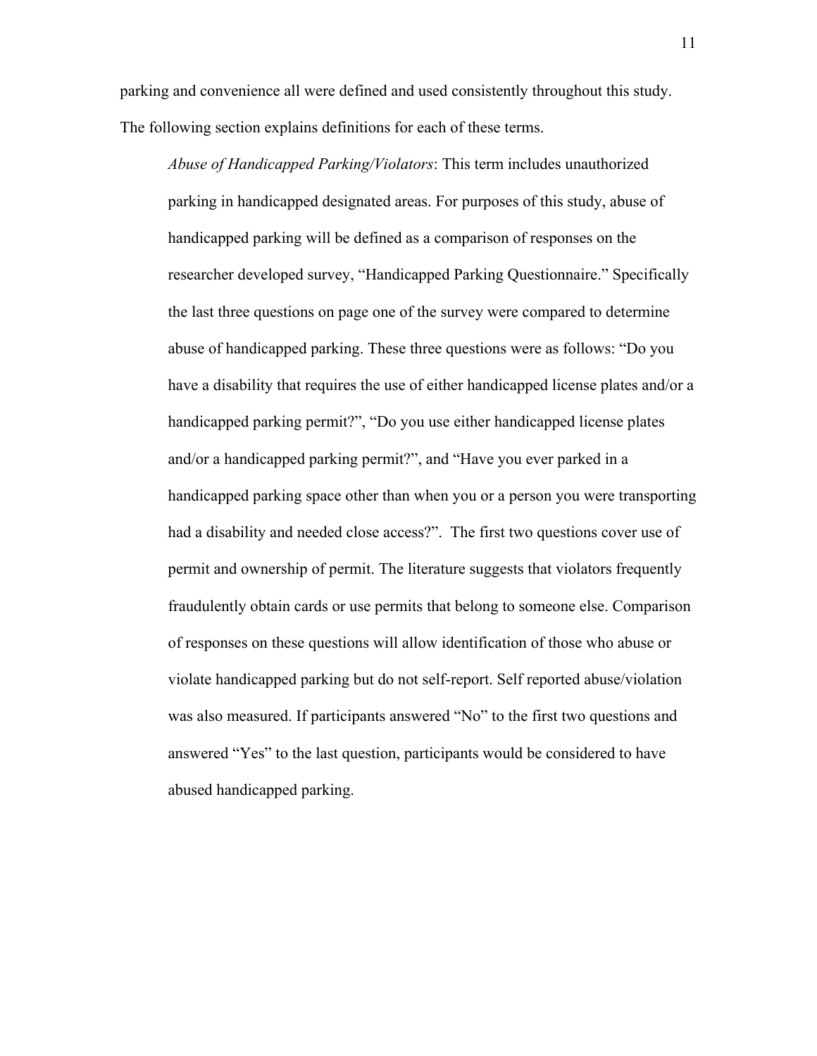parking and convenience all were defined and used consistently throughout this study. The following section explains definitions for each of these terms.

*Abuse of Handicapped Parking/Violators*: This term includes unauthorized parking in handicapped designated areas. For purposes of this study, abuse of handicapped parking will be defined as a comparison of responses on the researcher developed survey, "Handicapped Parking Questionnaire." Specifically the last three questions on page one of the survey were compared to determine abuse of handicapped parking. These three questions were as follows: "Do you have a disability that requires the use of either handicapped license plates and/or a handicapped parking permit?", "Do you use either handicapped license plates and/or a handicapped parking permit?", and "Have you ever parked in a handicapped parking space other than when you or a person you were transporting had a disability and needed close access?". The first two questions cover use of permit and ownership of permit. The literature suggests that violators frequently fraudulently obtain cards or use permits that belong to someone else. Comparison of responses on these questions will allow identification of those who abuse or violate handicapped parking but do not self-report. Self reported abuse/violation was also measured. If participants answered "No" to the first two questions and answered "Yes" to the last question, participants would be considered to have abused handicapped parking.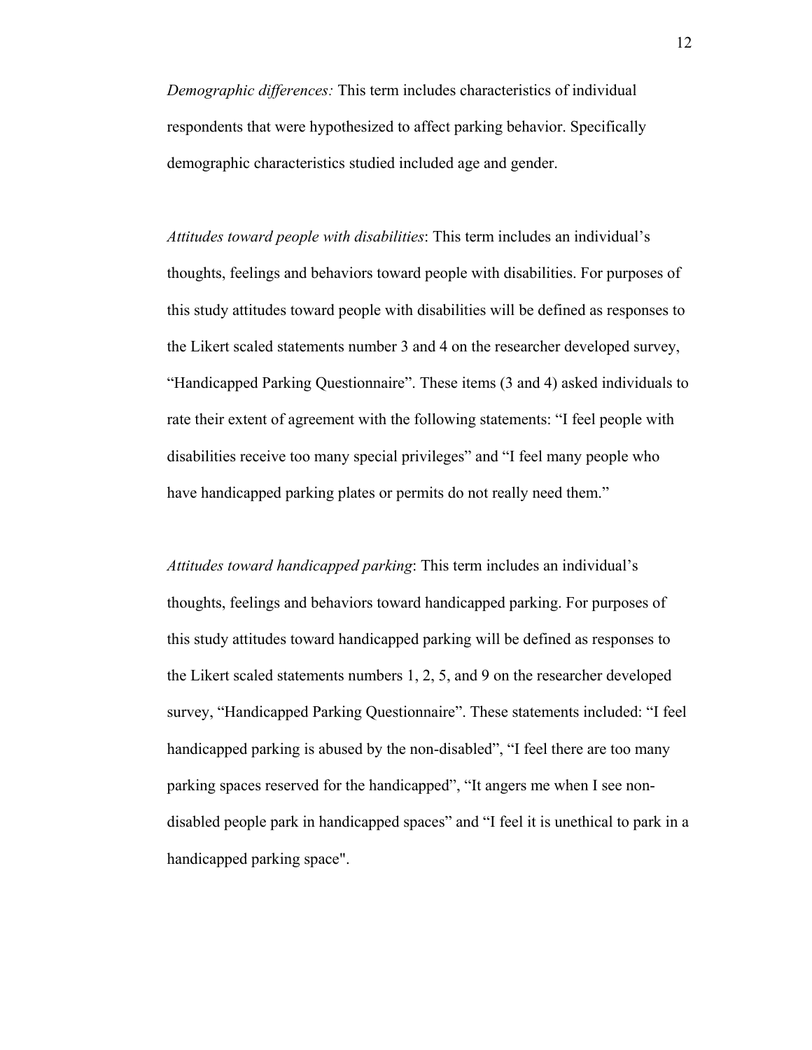*Demographic differences:* This term includes characteristics of individual respondents that were hypothesized to affect parking behavior. Specifically demographic characteristics studied included age and gender.

*Attitudes toward people with disabilities*: This term includes an individual's thoughts, feelings and behaviors toward people with disabilities. For purposes of this study attitudes toward people with disabilities will be defined as responses to the Likert scaled statements number 3 and 4 on the researcher developed survey, "Handicapped Parking Questionnaire". These items (3 and 4) asked individuals to rate their extent of agreement with the following statements: "I feel people with disabilities receive too many special privileges" and "I feel many people who have handicapped parking plates or permits do not really need them."

*Attitudes toward handicapped parking*: This term includes an individual's thoughts, feelings and behaviors toward handicapped parking. For purposes of this study attitudes toward handicapped parking will be defined as responses to the Likert scaled statements numbers 1, 2, 5, and 9 on the researcher developed survey, "Handicapped Parking Questionnaire". These statements included: "I feel handicapped parking is abused by the non-disabled", "I feel there are too many parking spaces reserved for the handicapped", "It angers me when I see non-disabled people park in handicapped spaces" and "I feel it is unethical to park in a handicapped parking space".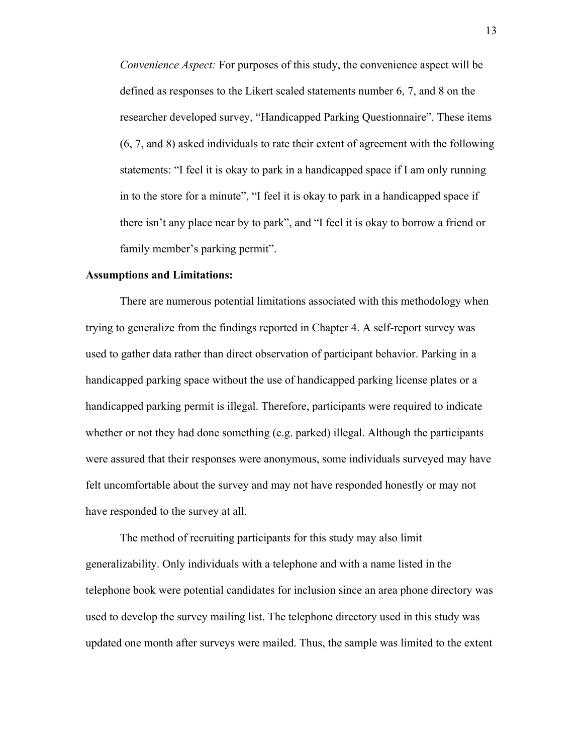*Convenience Aspect:* For purposes of this study, the convenience aspect will be defined as responses to the Likert scaled statements number 6, 7, and 8 on the researcher developed survey, "Handicapped Parking Questionnaire". These items (6, 7, and 8) asked individuals to rate their extent of agreement with the following statements: "I feel it is okay to park in a handicapped space if I am only running in to the store for a minute", "I feel it is okay to park in a handicapped space if there isn't any place near by to park", and "I feel it is okay to borrow a friend or family member's parking permit".

**Assumptions and Limitations:**

There are numerous potential limitations associated with this methodology when trying to generalize from the findings reported in Chapter 4. A self-report survey was used to gather data rather than direct observation of participant behavior. Parking in a handicapped parking space without the use of handicapped parking license plates or a handicapped parking permit is illegal. Therefore, participants were required to indicate whether or not they had done something (e.g. parked) illegal. Although the participants were assured that their responses were anonymous, some individuals surveyed may have felt uncomfortable about the survey and may not have responded honestly or may not have responded to the survey at all.

The method of recruiting participants for this study may also limit generalizability. Only individuals with a telephone and with a name listed in the telephone book were potential candidates for inclusion since an area phone directory was used to develop the survey mailing list. The telephone directory used in this study was updated one month after surveys were mailed. Thus, the sample was limited to the extent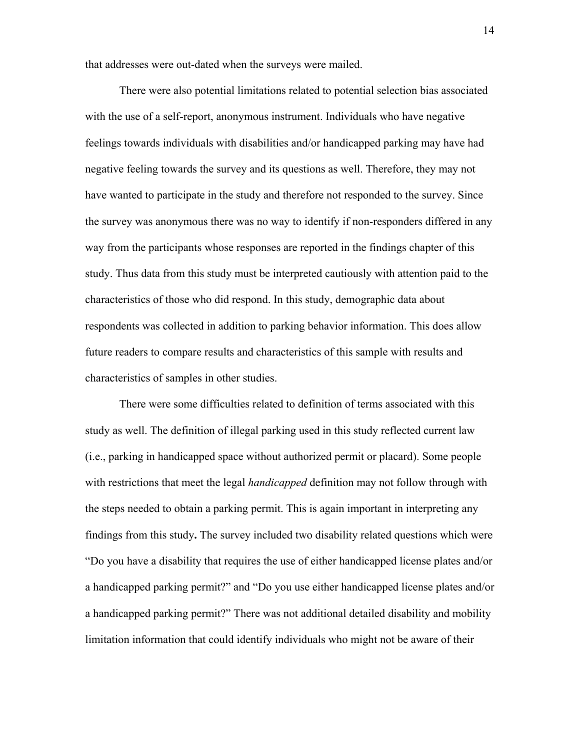that addresses were out-dated when the surveys were mailed.

There were also potential limitations related to potential selection bias associated with the use of a self-report, anonymous instrument. Individuals who have negative feelings towards individuals with disabilities and/or handicapped parking may have had negative feeling towards the survey and its questions as well. Therefore, they may not have wanted to participate in the study and therefore not responded to the survey. Since the survey was anonymous there was no way to identify if non-responders differed in any way from the participants whose responses are reported in the findings chapter of this study. Thus data from this study must be interpreted cautiously with attention paid to the characteristics of those who did respond. In this study, demographic data about respondents was collected in addition to parking behavior information. This does allow future readers to compare results and characteristics of this sample with results and characteristics of samples in other studies.

There were some difficulties related to definition of terms associated with this study as well. The definition of illegal parking used in this study reflected current law (i.e., parking in handicapped space without authorized permit or placard). Some people with restrictions that meet the legal *handicapped* definition may not follow through with the steps needed to obtain a parking permit. This is again important in interpreting any findings from this study**.** The survey included two disability related questions which were "Do you have a disability that requires the use of either handicapped license plates and/or a handicapped parking permit?" and "Do you use either handicapped license plates and/or a handicapped parking permit?" There was not additional detailed disability and mobility limitation information that could identify individuals who might not be aware of their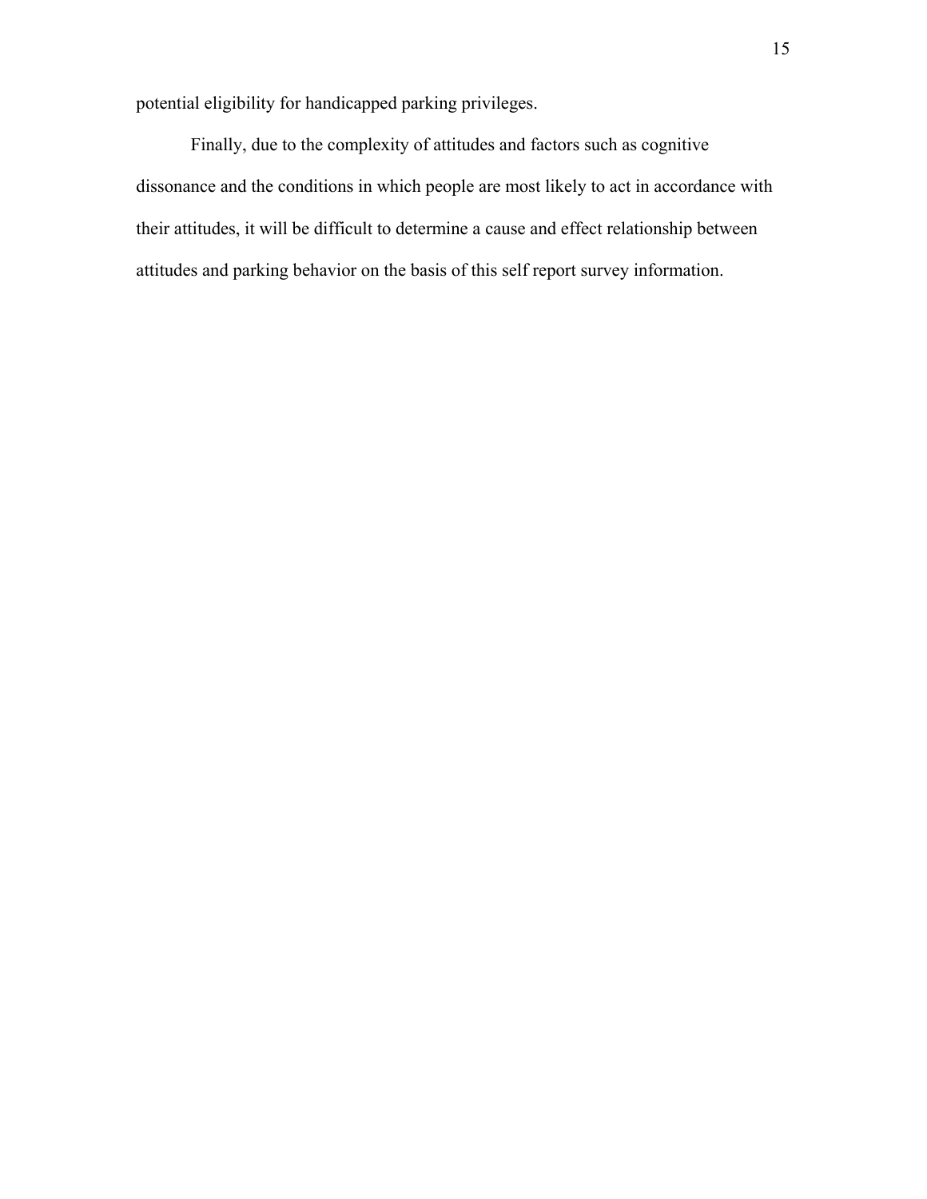potential eligibility for handicapped parking privileges.

Finally, due to the complexity of attitudes and factors such as cognitive dissonance and the conditions in which people are most likely to act in accordance with their attitudes, it will be difficult to determine a cause and effect relationship between attitudes and parking behavior on the basis of this self report survey information.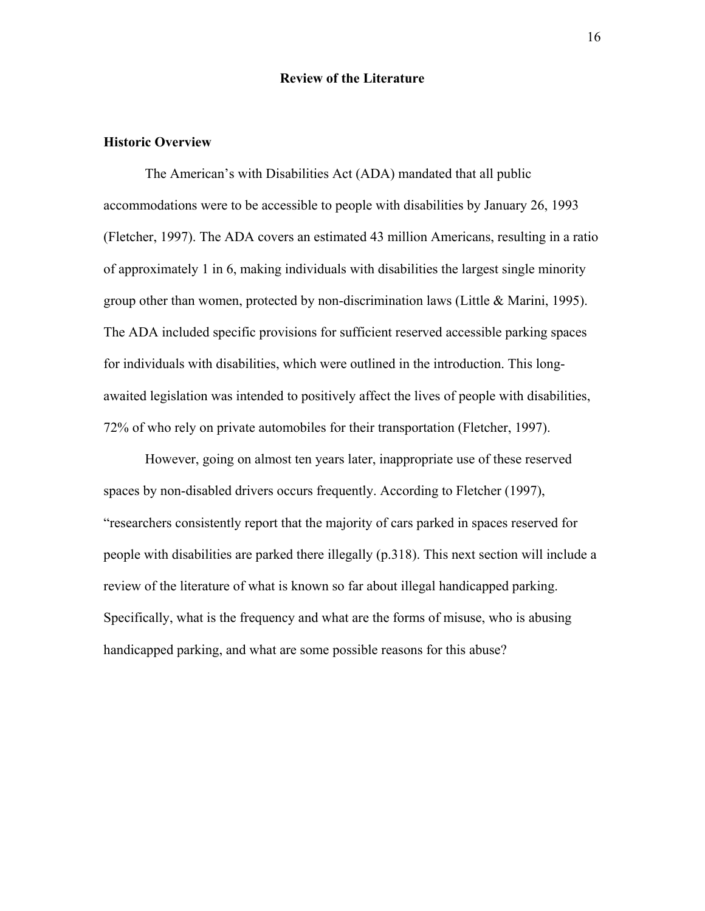## Review of the Literature

### Historic Overview

The American's with Disabilities Act (ADA) mandated that all public accommodations were to be accessible to people with disabilities by January 26, 1993 (Fletcher, 1997). The ADA covers an estimated 43 million Americans, resulting in a ratio of approximately 1 in 6, making individuals with disabilities the largest single minority group other than women, protected by non-discrimination laws (Little & Marini, 1995). The ADA included specific provisions for sufficient reserved accessible parking spaces for individuals with disabilities, which were outlined in the introduction. This long-awaited legislation was intended to positively affect the lives of people with disabilities, 72% of who rely on private automobiles for their transportation (Fletcher, 1997).

However, going on almost ten years later, inappropriate use of these reserved spaces by non-disabled drivers occurs frequently. According to Fletcher (1997), "researchers consistently report that the majority of cars parked in spaces reserved for people with disabilities are parked there illegally (p.318). This next section will include a review of the literature of what is known so far about illegal handicapped parking. Specifically, what is the frequency and what are the forms of misuse, who is abusing handicapped parking, and what are some possible reasons for this abuse?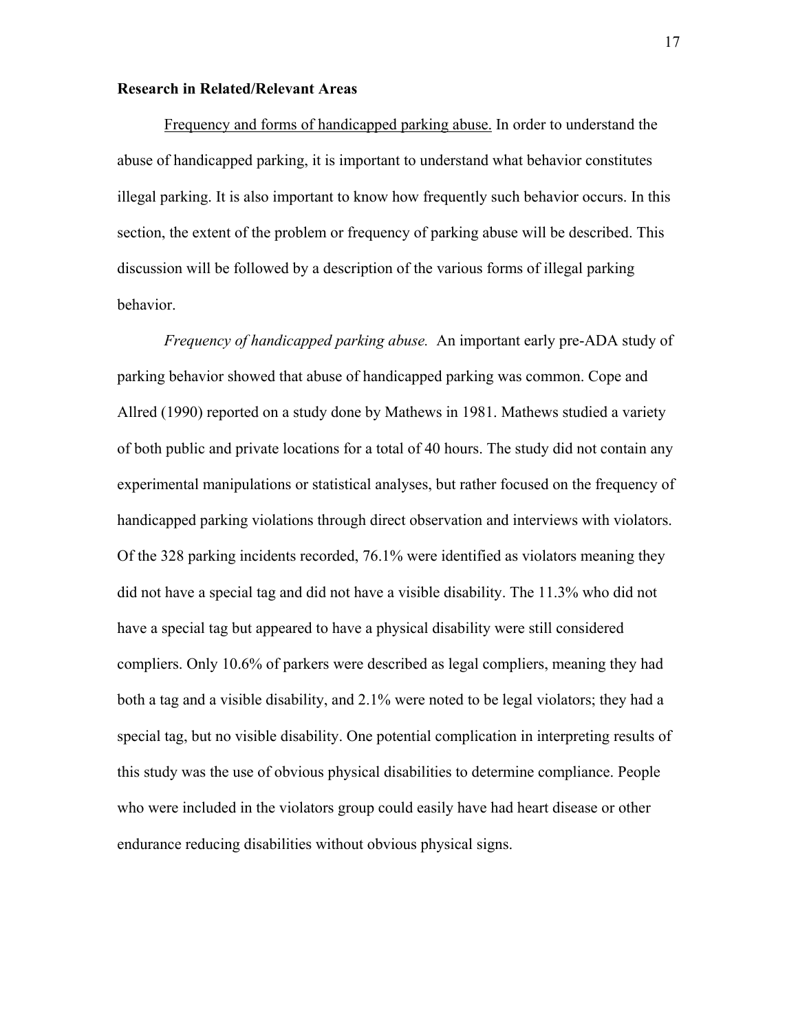**Research in Related/Relevant Areas**

<u>Frequency and forms of handicapped parking abuse.</u> In order to understand the abuse of handicapped parking, it is important to understand what behavior constitutes illegal parking. It is also important to know how frequently such behavior occurs. In this section, the extent of the problem or frequency of parking abuse will be described. This discussion will be followed by a description of the various forms of illegal parking behavior.

*Frequency of handicapped parking abuse.* An important early pre-ADA study of parking behavior showed that abuse of handicapped parking was common. Cope and Allred (1990) reported on a study done by Mathews in 1981. Mathews studied a variety of both public and private locations for a total of 40 hours. The study did not contain any experimental manipulations or statistical analyses, but rather focused on the frequency of handicapped parking violations through direct observation and interviews with violators. Of the 328 parking incidents recorded, 76.1% were identified as violators meaning they did not have a special tag and did not have a visible disability. The 11.3% who did not have a special tag but appeared to have a physical disability were still considered compliers. Only 10.6% of parkers were described as legal compliers, meaning they had both a tag and a visible disability, and 2.1% were noted to be legal violators; they had a special tag, but no visible disability. One potential complication in interpreting results of this study was the use of obvious physical disabilities to determine compliance. People who were included in the violators group could easily have had heart disease or other endurance reducing disabilities without obvious physical signs.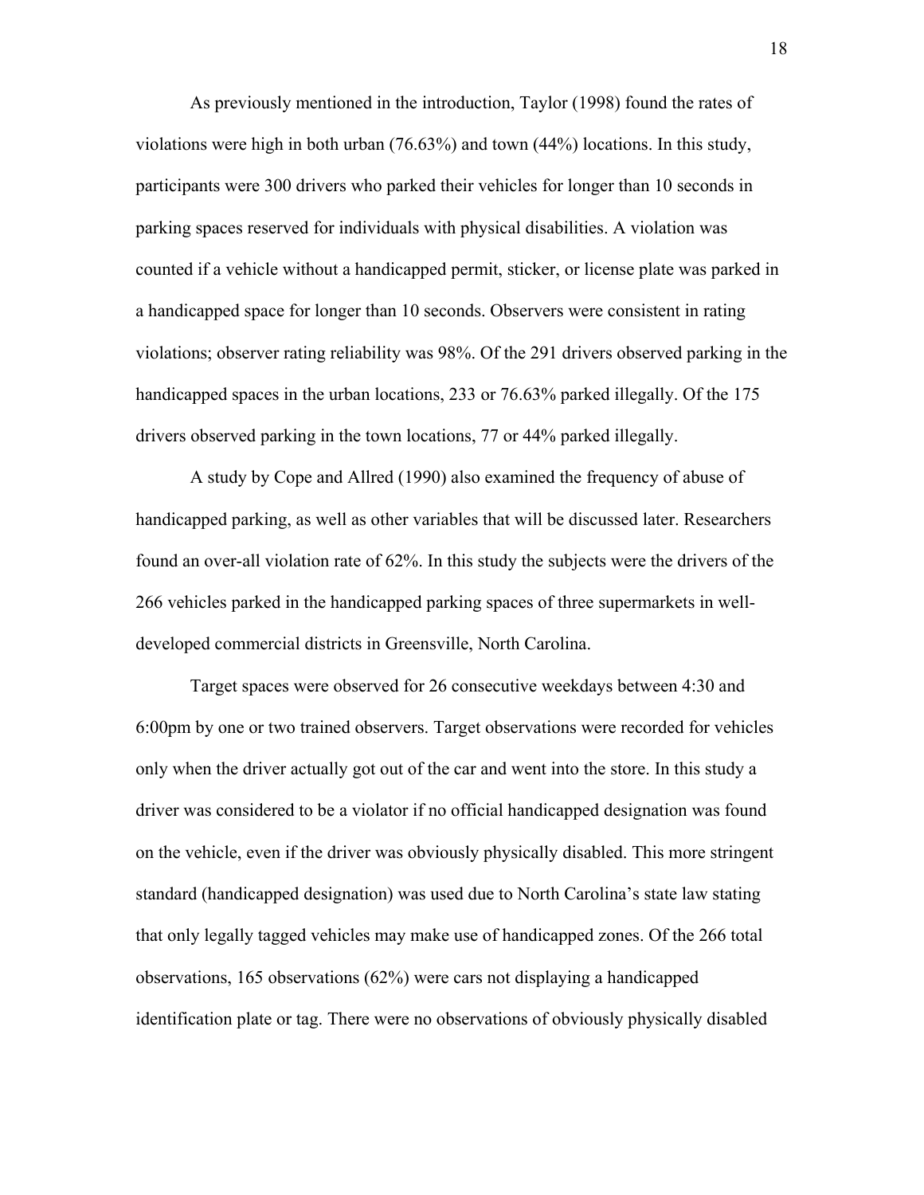As previously mentioned in the introduction, Taylor (1998) found the rates of violations were high in both urban (76.63%) and town (44%) locations. In this study, participants were 300 drivers who parked their vehicles for longer than 10 seconds in parking spaces reserved for individuals with physical disabilities. A violation was counted if a vehicle without a handicapped permit, sticker, or license plate was parked in a handicapped space for longer than 10 seconds. Observers were consistent in rating violations; observer rating reliability was 98%. Of the 291 drivers observed parking in the handicapped spaces in the urban locations, 233 or 76.63% parked illegally. Of the 175 drivers observed parking in the town locations, 77 or 44% parked illegally.

A study by Cope and Allred (1990) also examined the frequency of abuse of handicapped parking, as well as other variables that will be discussed later. Researchers found an over-all violation rate of 62%. In this study the subjects were the drivers of the 266 vehicles parked in the handicapped parking spaces of three supermarkets in well-developed commercial districts in Greensville, North Carolina.

Target spaces were observed for 26 consecutive weekdays between 4:30 and 6:00pm by one or two trained observers. Target observations were recorded for vehicles only when the driver actually got out of the car and went into the store. In this study a driver was considered to be a violator if no official handicapped designation was found on the vehicle, even if the driver was obviously physically disabled. This more stringent standard (handicapped designation) was used due to North Carolina's state law stating that only legally tagged vehicles may make use of handicapped zones. Of the 266 total observations, 165 observations (62%) were cars not displaying a handicapped identification plate or tag. There were no observations of obviously physically disabled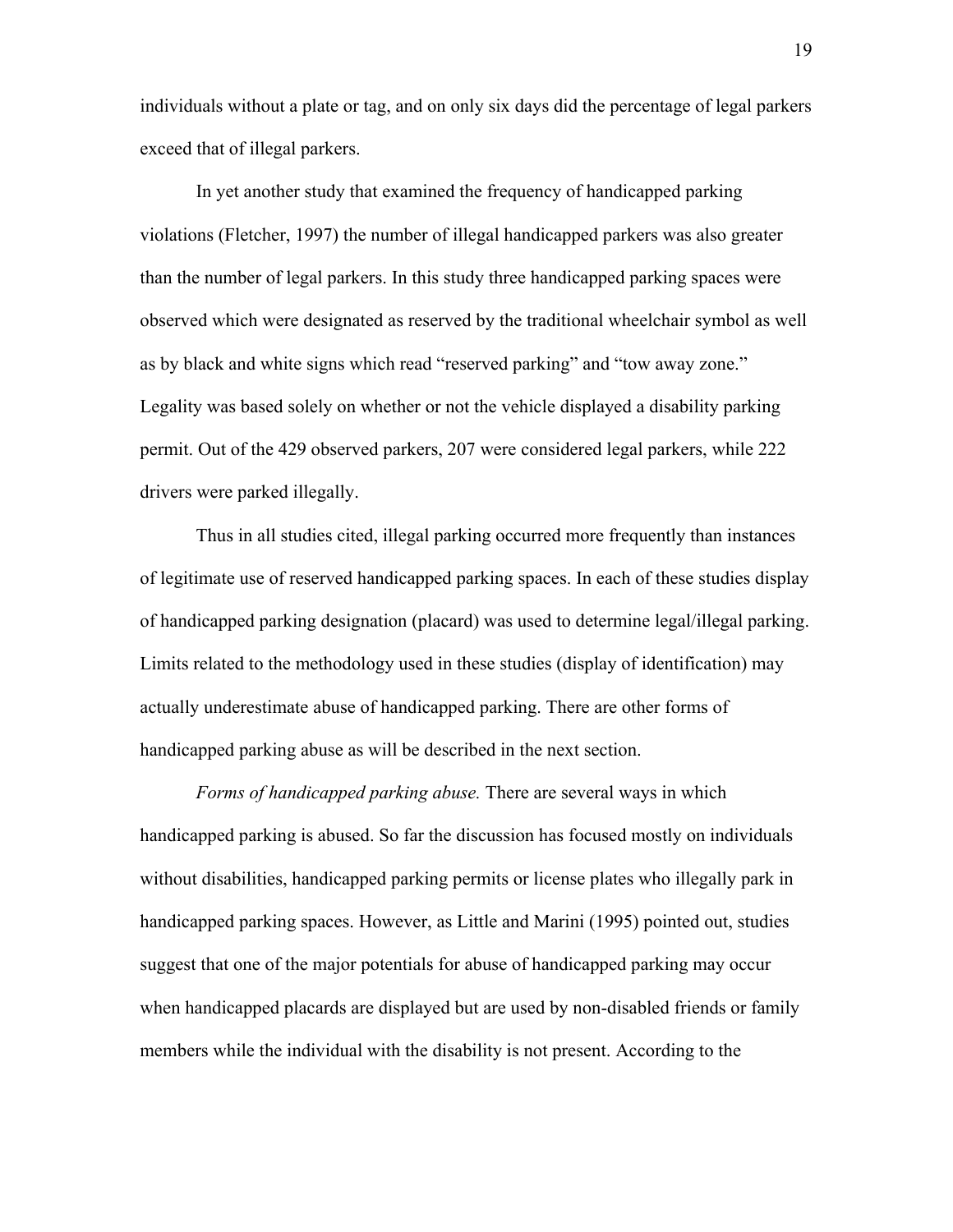individuals without a plate or tag, and on only six days did the percentage of legal parkers exceed that of illegal parkers.

In yet another study that examined the frequency of handicapped parking violations (Fletcher, 1997) the number of illegal handicapped parkers was also greater than the number of legal parkers. In this study three handicapped parking spaces were observed which were designated as reserved by the traditional wheelchair symbol as well as by black and white signs which read "reserved parking" and "tow away zone." Legality was based solely on whether or not the vehicle displayed a disability parking permit. Out of the 429 observed parkers, 207 were considered legal parkers, while 222 drivers were parked illegally.

Thus in all studies cited, illegal parking occurred more frequently than instances of legitimate use of reserved handicapped parking spaces. In each of these studies display of handicapped parking designation (placard) was used to determine legal/illegal parking. Limits related to the methodology used in these studies (display of identification) may actually underestimate abuse of handicapped parking. There are other forms of handicapped parking abuse as will be described in the next section.

*Forms of handicapped parking abuse.* There are several ways in which handicapped parking is abused. So far the discussion has focused mostly on individuals without disabilities, handicapped parking permits or license plates who illegally park in handicapped parking spaces. However, as Little and Marini (1995) pointed out, studies suggest that one of the major potentials for abuse of handicapped parking may occur when handicapped placards are displayed but are used by non-disabled friends or family members while the individual with the disability is not present. According to the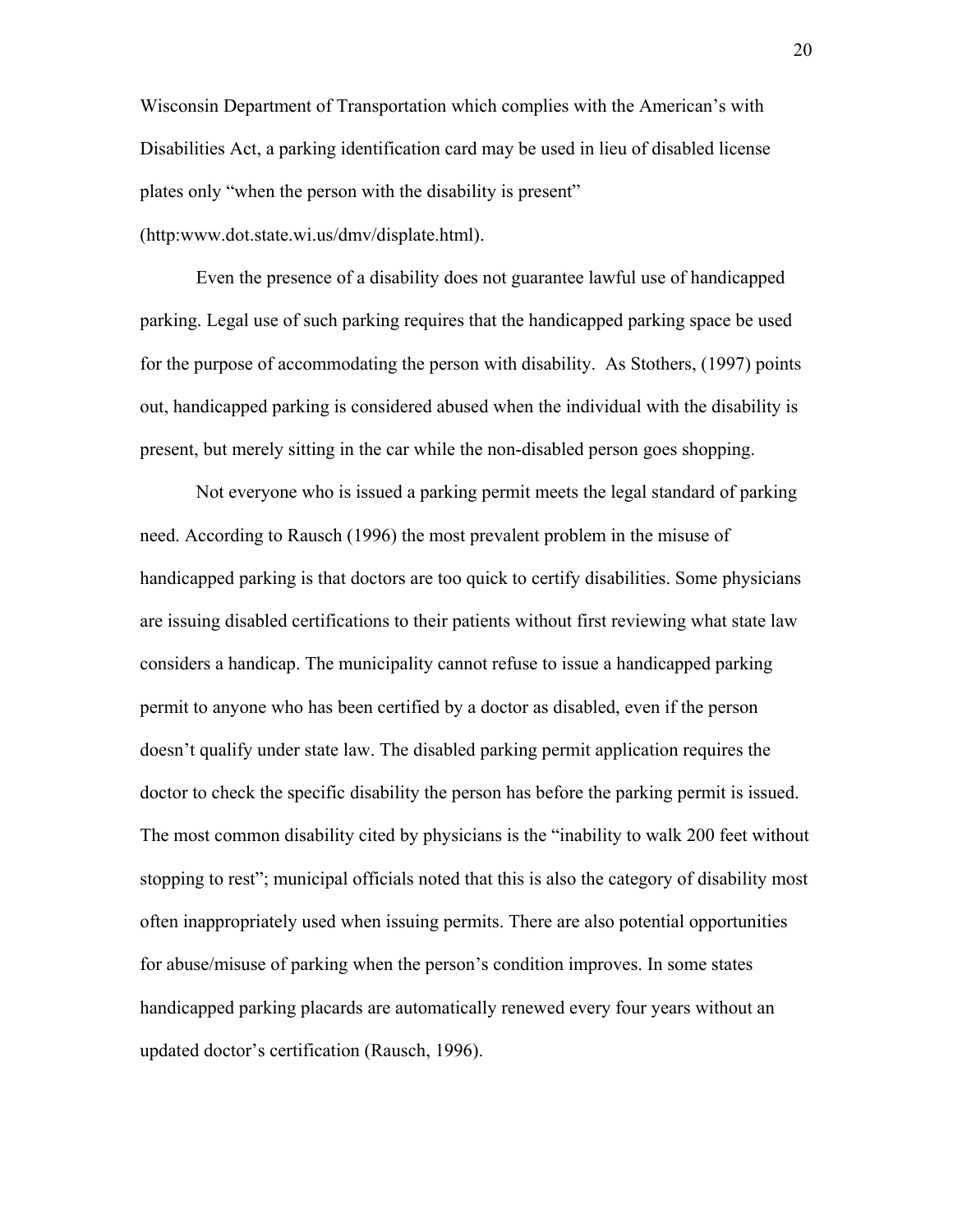Wisconsin Department of Transportation which complies with the American's with Disabilities Act, a parking identification card may be used in lieu of disabled license plates only "when the person with the disability is present" (http:www.dot.state.wi.us/dmv/displate.html).

Even the presence of a disability does not guarantee lawful use of handicapped parking. Legal use of such parking requires that the handicapped parking space be used for the purpose of accommodating the person with disability. As Stothers, (1997) points out, handicapped parking is considered abused when the individual with the disability is present, but merely sitting in the car while the non-disabled person goes shopping.

Not everyone who is issued a parking permit meets the legal standard of parking need. According to Rausch (1996) the most prevalent problem in the misuse of handicapped parking is that doctors are too quick to certify disabilities. Some physicians are issuing disabled certifications to their patients without first reviewing what state law considers a handicap. The municipality cannot refuse to issue a handicapped parking permit to anyone who has been certified by a doctor as disabled, even if the person doesn't qualify under state law. The disabled parking permit application requires the doctor to check the specific disability the person has before the parking permit is issued. The most common disability cited by physicians is the "inability to walk 200 feet without stopping to rest"; municipal officials noted that this is also the category of disability most often inappropriately used when issuing permits. There are also potential opportunities for abuse/misuse of parking when the person's condition improves. In some states handicapped parking placards are automatically renewed every four years without an updated doctor's certification (Rausch, 1996).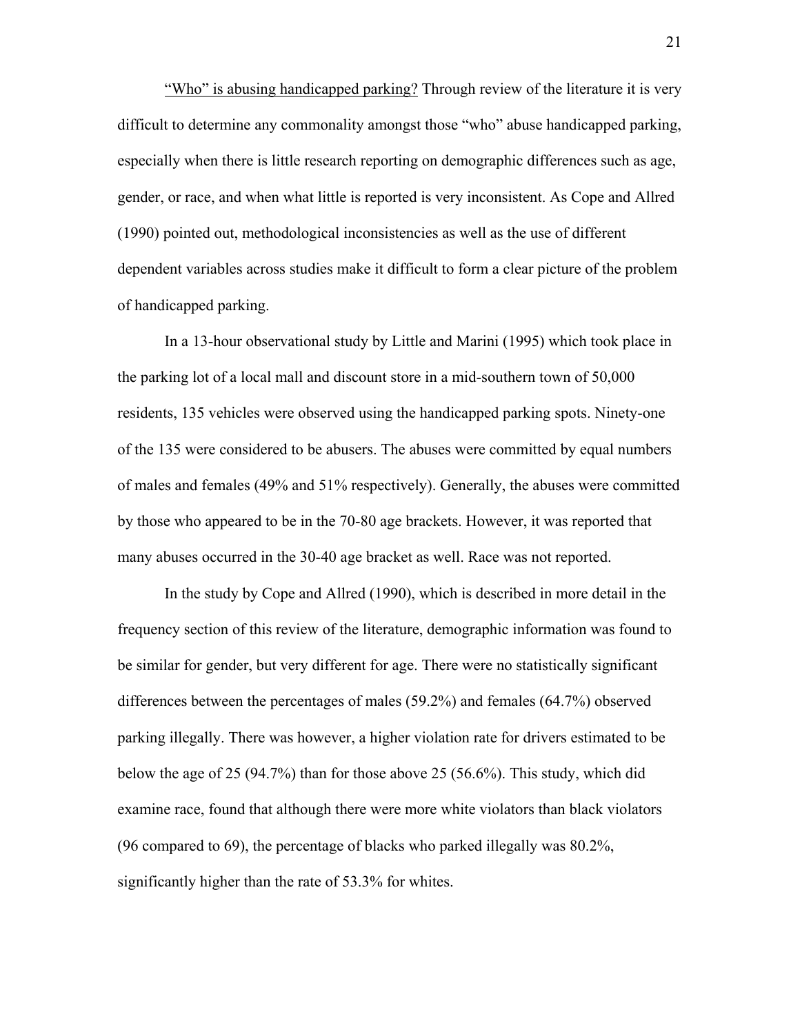<u>"Who" is abusing handicapped parking?</u> Through review of the literature it is very difficult to determine any commonality amongst those "who" abuse handicapped parking, especially when there is little research reporting on demographic differences such as age, gender, or race, and when what little is reported is very inconsistent. As Cope and Allred (1990) pointed out, methodological inconsistencies as well as the use of different dependent variables across studies make it difficult to form a clear picture of the problem of handicapped parking.

In a 13-hour observational study by Little and Marini (1995) which took place in the parking lot of a local mall and discount store in a mid-southern town of 50,000 residents, 135 vehicles were observed using the handicapped parking spots. Ninety-one of the 135 were considered to be abusers. The abuses were committed by equal numbers of males and females (49% and 51% respectively). Generally, the abuses were committed by those who appeared to be in the 70-80 age brackets. However, it was reported that many abuses occurred in the 30-40 age bracket as well. Race was not reported.

In the study by Cope and Allred (1990), which is described in more detail in the frequency section of this review of the literature, demographic information was found to be similar for gender, but very different for age. There were no statistically significant differences between the percentages of males (59.2%) and females (64.7%) observed parking illegally. There was however, a higher violation rate for drivers estimated to be below the age of 25 (94.7%) than for those above 25 (56.6%). This study, which did examine race, found that although there were more white violators than black violators (96 compared to 69), the percentage of blacks who parked illegally was 80.2%, significantly higher than the rate of 53.3% for whites.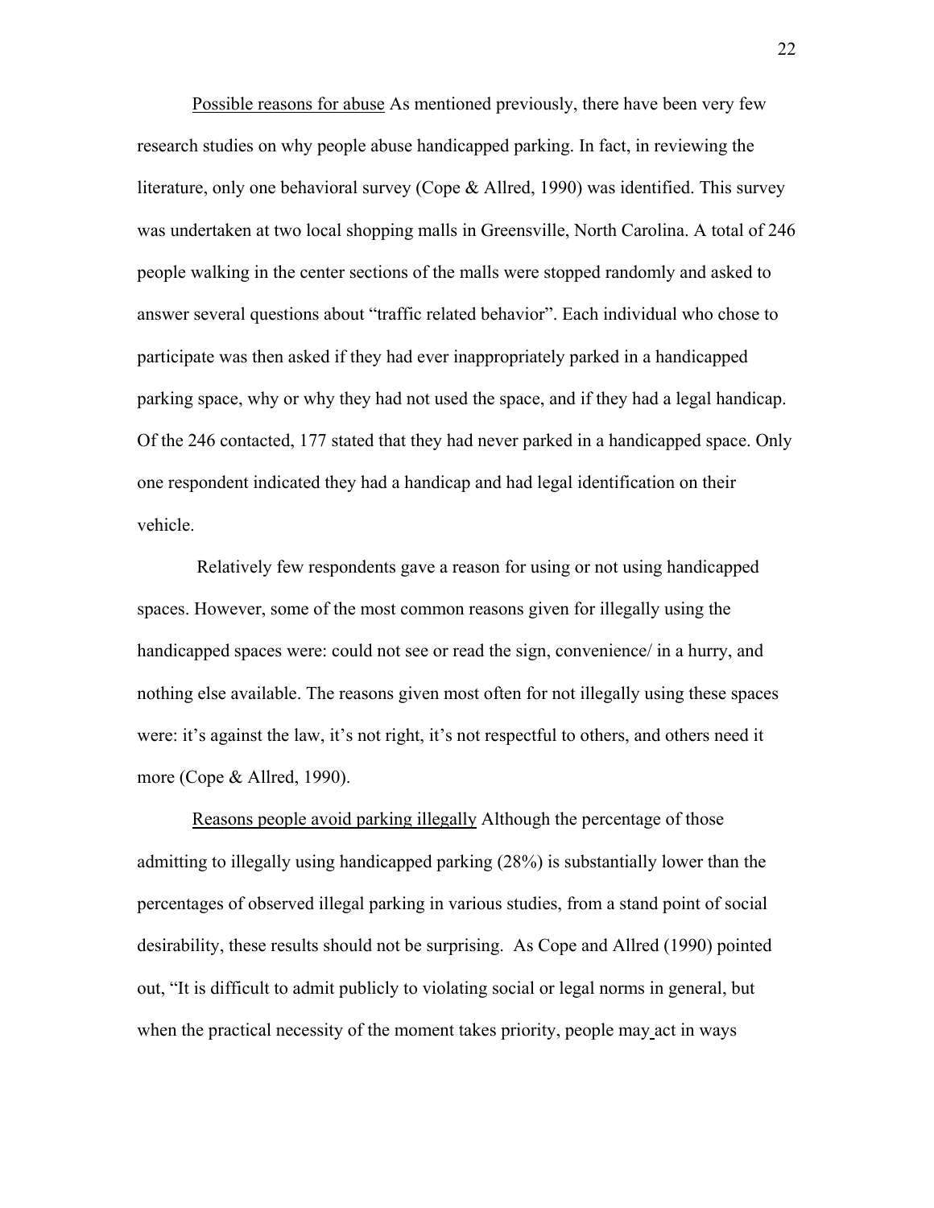Possible reasons for abuse As mentioned previously, there have been very few research studies on why people abuse handicapped parking. In fact, in reviewing the literature, only one behavioral survey (Cope & Allred, 1990) was identified. This survey was undertaken at two local shopping malls in Greensville, North Carolina. A total of 246 people walking in the center sections of the malls were stopped randomly and asked to answer several questions about "traffic related behavior". Each individual who chose to participate was then asked if they had ever inappropriately parked in a handicapped parking space, why or why they had not used the space, and if they had a legal handicap. Of the 246 contacted, 177 stated that they had never parked in a handicapped space. Only one respondent indicated they had a handicap and had legal identification on their vehicle.

Relatively few respondents gave a reason for using or not using handicapped spaces. However, some of the most common reasons given for illegally using the handicapped spaces were: could not see or read the sign, convenience/ in a hurry, and nothing else available. The reasons given most often for not illegally using these spaces were: it's against the law, it's not right, it's not respectful to others, and others need it more (Cope & Allred, 1990).

Reasons people avoid parking illegally Although the percentage of those admitting to illegally using handicapped parking (28%) is substantially lower than the percentages of observed illegal parking in various studies, from a stand point of social desirability, these results should not be surprising. As Cope and Allred (1990) pointed out, "It is difficult to admit publicly to violating social or legal norms in general, but when the practical necessity of the moment takes priority, people may act in ways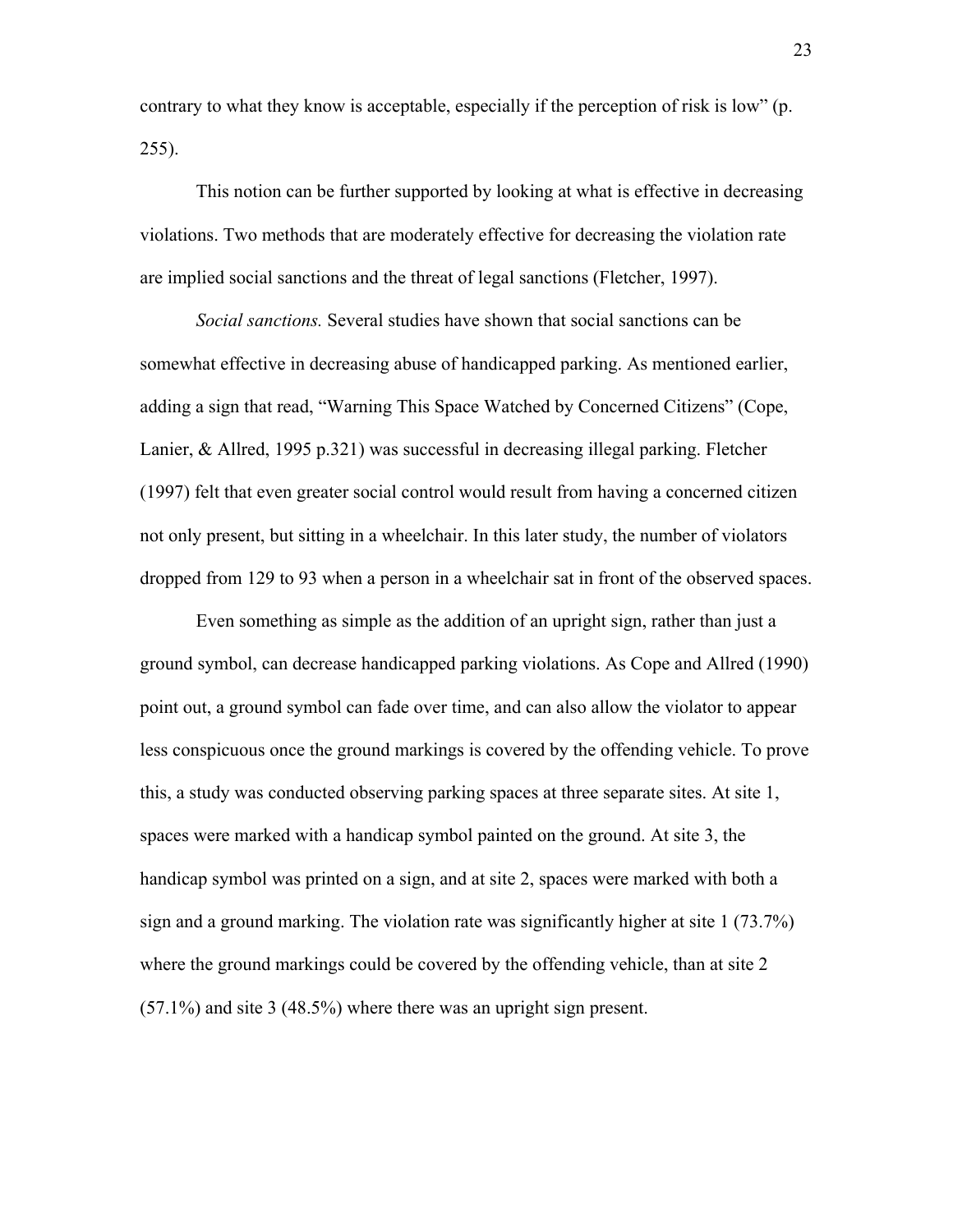contrary to what they know is acceptable, especially if the perception of risk is low" (p. 255).

This notion can be further supported by looking at what is effective in decreasing violations. Two methods that are moderately effective for decreasing the violation rate are implied social sanctions and the threat of legal sanctions (Fletcher, 1997).

*Social sanctions.* Several studies have shown that social sanctions can be somewhat effective in decreasing abuse of handicapped parking. As mentioned earlier, adding a sign that read, "Warning This Space Watched by Concerned Citizens" (Cope, Lanier, & Allred, 1995 p.321) was successful in decreasing illegal parking. Fletcher (1997) felt that even greater social control would result from having a concerned citizen not only present, but sitting in a wheelchair. In this later study, the number of violators dropped from 129 to 93 when a person in a wheelchair sat in front of the observed spaces.

Even something as simple as the addition of an upright sign, rather than just a ground symbol, can decrease handicapped parking violations. As Cope and Allred (1990) point out, a ground symbol can fade over time, and can also allow the violator to appear less conspicuous once the ground markings is covered by the offending vehicle. To prove this, a study was conducted observing parking spaces at three separate sites. At site 1, spaces were marked with a handicap symbol painted on the ground. At site 3, the handicap symbol was printed on a sign, and at site 2, spaces were marked with both a sign and a ground marking. The violation rate was significantly higher at site 1 (73.7%) where the ground markings could be covered by the offending vehicle, than at site 2 (57.1%) and site 3 (48.5%) where there was an upright sign present.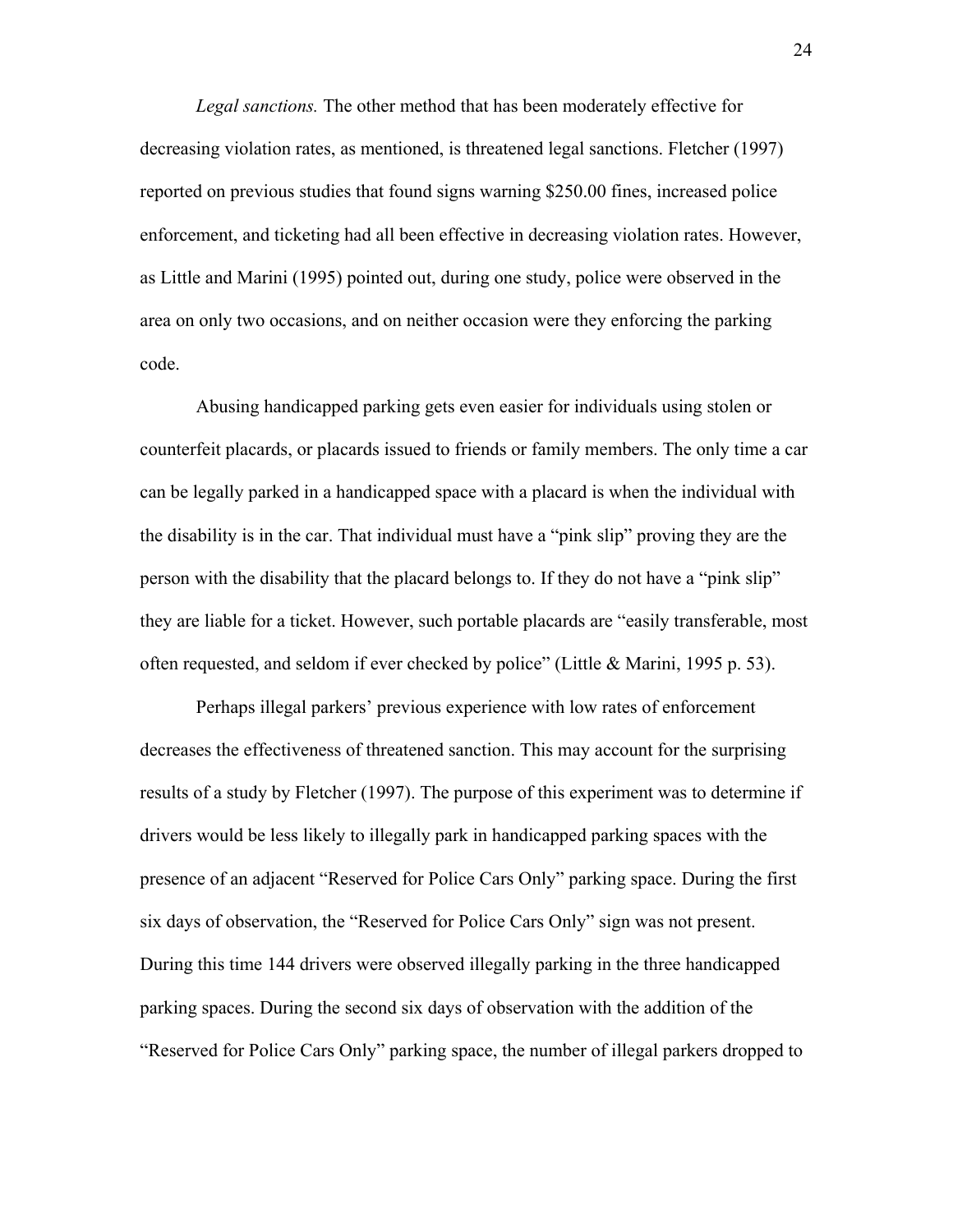*Legal sanctions.* The other method that has been moderately effective for decreasing violation rates, as mentioned, is threatened legal sanctions. Fletcher (1997) reported on previous studies that found signs warning $250.00 fines, increased police enforcement, and ticketing had all been effective in decreasing violation rates. However, as Little and Marini (1995) pointed out, during one study, police were observed in the area on only two occasions, and on neither occasion were they enforcing the parking code.

Abusing handicapped parking gets even easier for individuals using stolen or counterfeit placards, or placards issued to friends or family members. The only time a car can be legally parked in a handicapped space with a placard is when the individual with the disability is in the car. That individual must have a "pink slip" proving they are the person with the disability that the placard belongs to. If they do not have a "pink slip" they are liable for a ticket. However, such portable placards are "easily transferable, most often requested, and seldom if ever checked by police" (Little & Marini, 1995 p. 53).

Perhaps illegal parkers' previous experience with low rates of enforcement decreases the effectiveness of threatened sanction. This may account for the surprising results of a study by Fletcher (1997). The purpose of this experiment was to determine if drivers would be less likely to illegally park in handicapped parking spaces with the presence of an adjacent "Reserved for Police Cars Only" parking space. During the first six days of observation, the "Reserved for Police Cars Only" sign was not present. During this time 144 drivers were observed illegally parking in the three handicapped parking spaces. During the second six days of observation with the addition of the "Reserved for Police Cars Only" parking space, the number of illegal parkers dropped to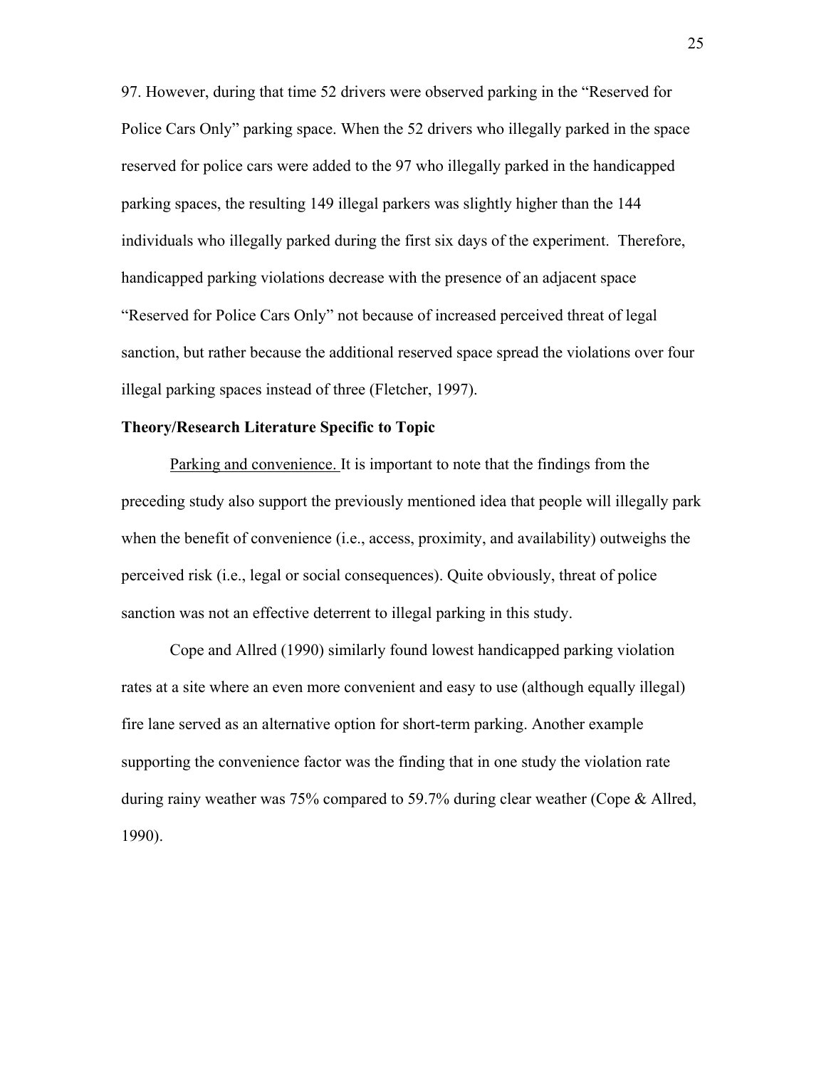97. However, during that time 52 drivers were observed parking in the “Reserved for Police Cars Only” parking space. When the 52 drivers who illegally parked in the space reserved for police cars were added to the 97 who illegally parked in the handicapped parking spaces, the resulting 149 illegal parkers was slightly higher than the 144 individuals who illegally parked during the first six days of the experiment. Therefore, handicapped parking violations decrease with the presence of an adjacent space “Reserved for Police Cars Only” not because of increased perceived threat of legal sanction, but rather because the additional reserved space spread the violations over four illegal parking spaces instead of three (Fletcher, 1997).

**Theory/Research Literature Specific to Topic**

Parking and convenience. It is important to note that the findings from the preceding study also support the previously mentioned idea that people will illegally park when the benefit of convenience (i.e., access, proximity, and availability) outweighs the perceived risk (i.e., legal or social consequences). Quite obviously, threat of police sanction was not an effective deterrent to illegal parking in this study.

Cope and Allred (1990) similarly found lowest handicapped parking violation rates at a site where an even more convenient and easy to use (although equally illegal) fire lane served as an alternative option for short-term parking. Another example supporting the convenience factor was the finding that in one study the violation rate during rainy weather was 75% compared to 59.7% during clear weather (Cope & Allred, 1990).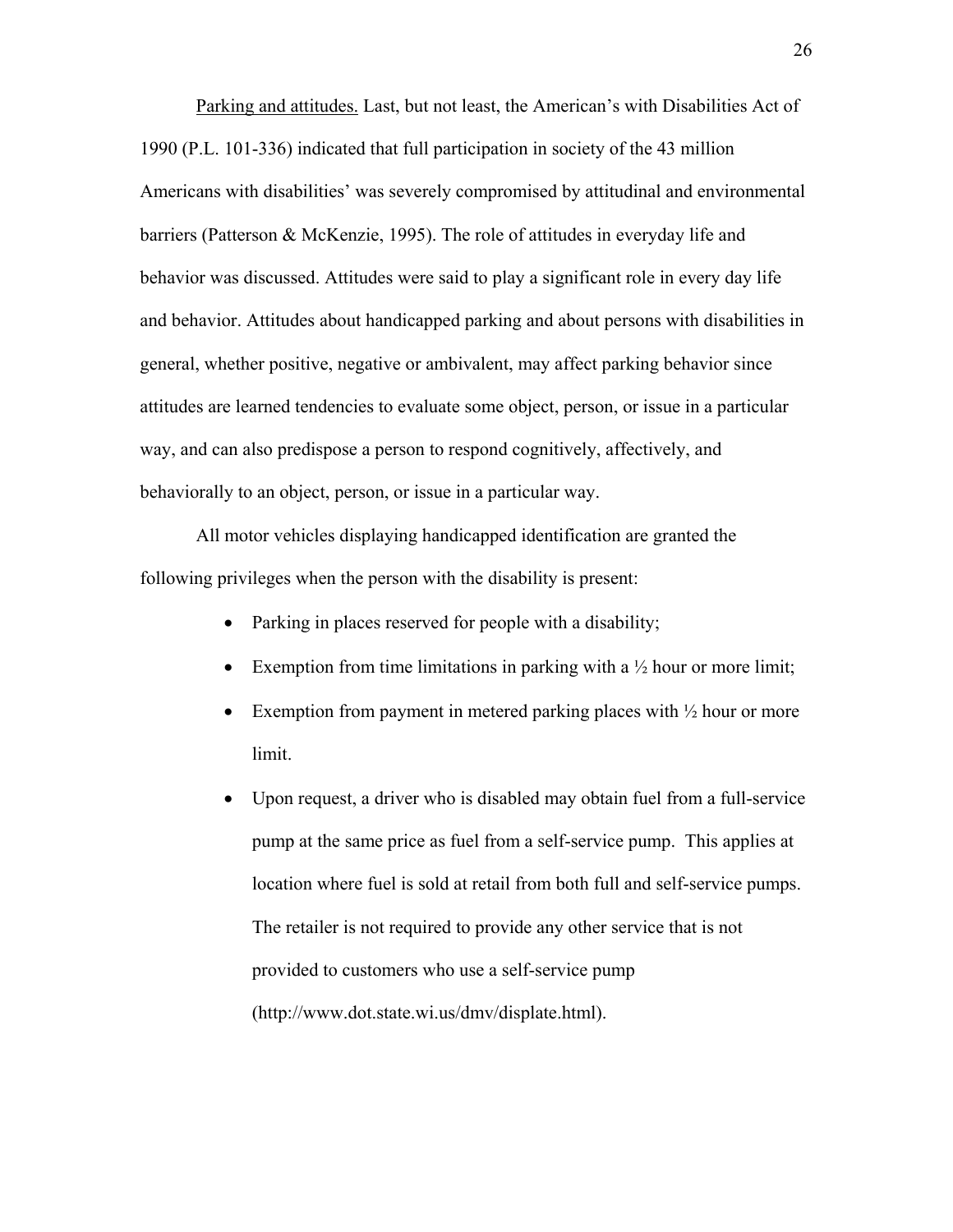Parking and attitudes. Last, but not least, the American's with Disabilities Act of 1990 (P.L. 101-336) indicated that full participation in society of the 43 million Americans with disabilities' was severely compromised by attitudinal and environmental barriers (Patterson & McKenzie, 1995). The role of attitudes in everyday life and behavior was discussed. Attitudes were said to play a significant role in every day life and behavior. Attitudes about handicapped parking and about persons with disabilities in general, whether positive, negative or ambivalent, may affect parking behavior since attitudes are learned tendencies to evaluate some object, person, or issue in a particular way, and can also predispose a person to respond cognitively, affectively, and behaviorally to an object, person, or issue in a particular way.

All motor vehicles displaying handicapped identification are granted the following privileges when the person with the disability is present:

- Parking in places reserved for people with a disability;
- Exemption from time limitations in parking with a ½ hour or more limit;
- Exemption from payment in metered parking places with ½ hour or more limit.
- Upon request, a driver who is disabled may obtain fuel from a full-service pump at the same price as fuel from a self-service pump. This applies at location where fuel is sold at retail from both full and self-service pumps. The retailer is not required to provide any other service that is not provided to customers who use a self-service pump (http://www.dot.state.wi.us/dmv/displate.html).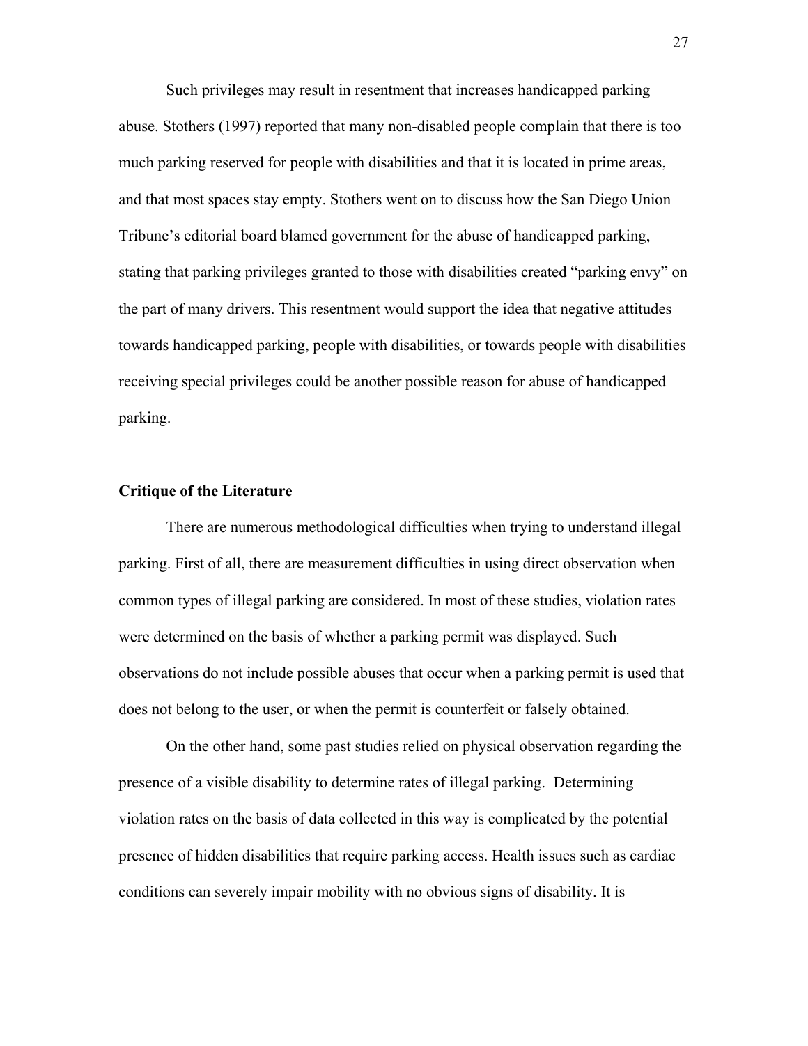Such privileges may result in resentment that increases handicapped parking abuse. Stothers (1997) reported that many non-disabled people complain that there is too much parking reserved for people with disabilities and that it is located in prime areas, and that most spaces stay empty. Stothers went on to discuss how the San Diego Union Tribune's editorial board blamed government for the abuse of handicapped parking, stating that parking privileges granted to those with disabilities created "parking envy" on the part of many drivers. This resentment would support the idea that negative attitudes towards handicapped parking, people with disabilities, or towards people with disabilities receiving special privileges could be another possible reason for abuse of handicapped parking.

**Critique of the Literature**

There are numerous methodological difficulties when trying to understand illegal parking. First of all, there are measurement difficulties in using direct observation when common types of illegal parking are considered. In most of these studies, violation rates were determined on the basis of whether a parking permit was displayed. Such observations do not include possible abuses that occur when a parking permit is used that does not belong to the user, or when the permit is counterfeit or falsely obtained.

On the other hand, some past studies relied on physical observation regarding the presence of a visible disability to determine rates of illegal parking. Determining violation rates on the basis of data collected in this way is complicated by the potential presence of hidden disabilities that require parking access. Health issues such as cardiac conditions can severely impair mobility with no obvious signs of disability. It is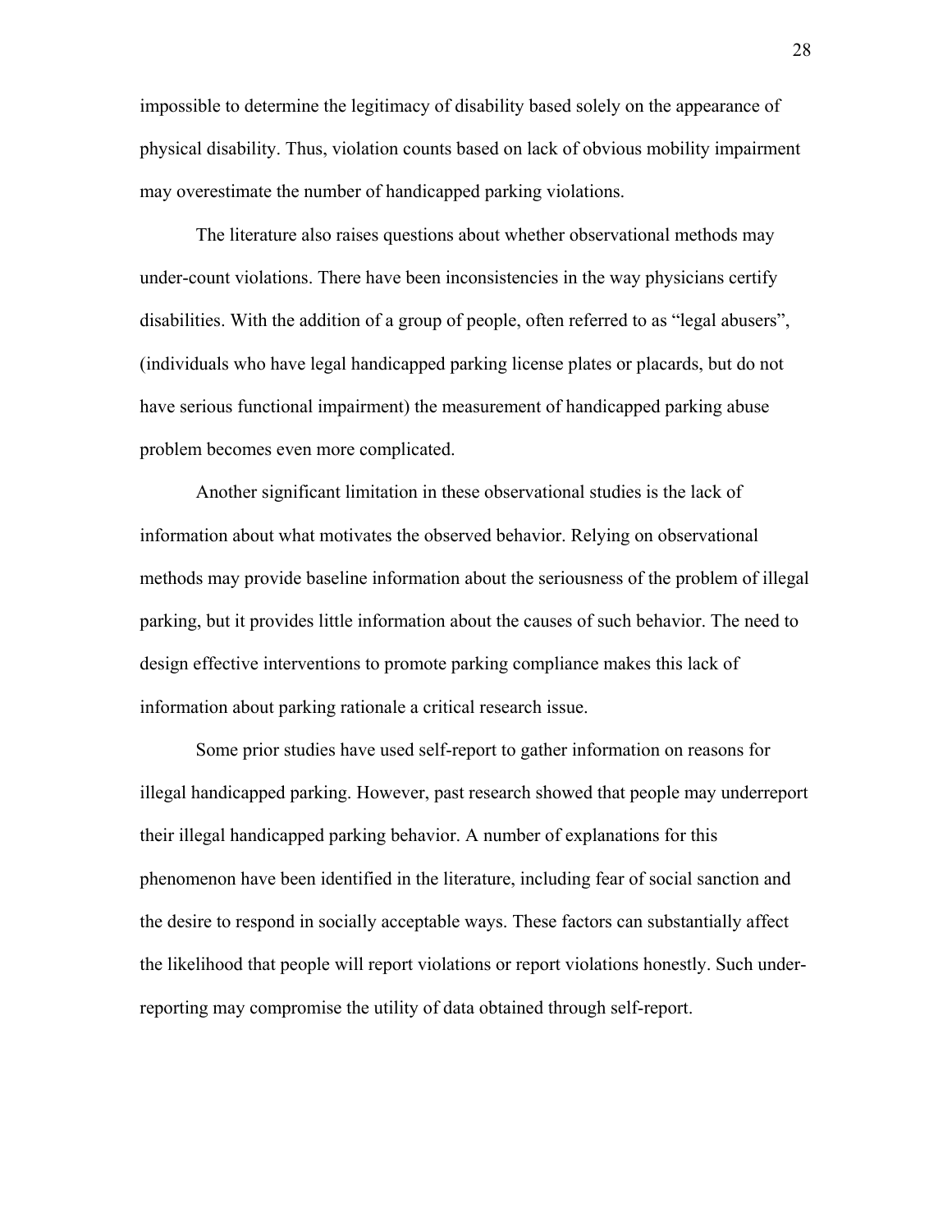impossible to determine the legitimacy of disability based solely on the appearance of physical disability. Thus, violation counts based on lack of obvious mobility impairment may overestimate the number of handicapped parking violations.

The literature also raises questions about whether observational methods may under-count violations. There have been inconsistencies in the way physicians certify disabilities. With the addition of a group of people, often referred to as "legal abusers", (individuals who have legal handicapped parking license plates or placards, but do not have serious functional impairment) the measurement of handicapped parking abuse problem becomes even more complicated.

Another significant limitation in these observational studies is the lack of information about what motivates the observed behavior. Relying on observational methods may provide baseline information about the seriousness of the problem of illegal parking, but it provides little information about the causes of such behavior. The need to design effective interventions to promote parking compliance makes this lack of information about parking rationale a critical research issue.

Some prior studies have used self-report to gather information on reasons for illegal handicapped parking. However, past research showed that people may underreport their illegal handicapped parking behavior. A number of explanations for this phenomenon have been identified in the literature, including fear of social sanction and the desire to respond in socially acceptable ways. These factors can substantially affect the likelihood that people will report violations or report violations honestly. Such under-reporting may compromise the utility of data obtained through self-report.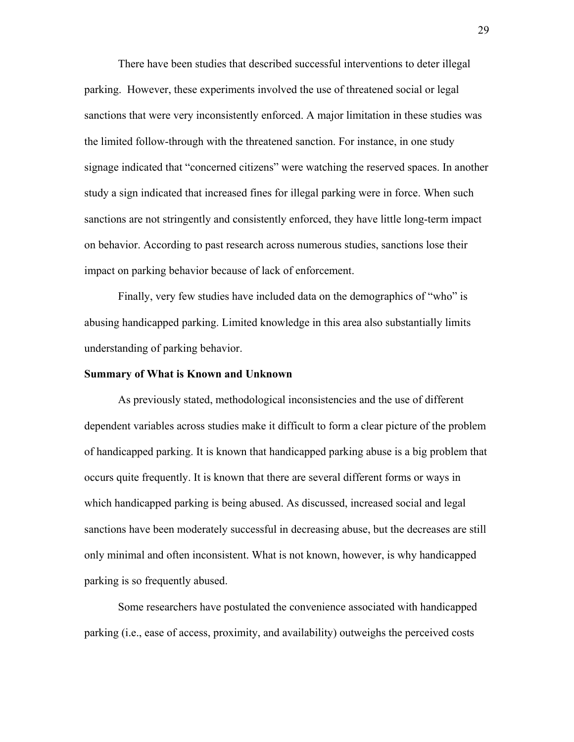There have been studies that described successful interventions to deter illegal parking. However, these experiments involved the use of threatened social or legal sanctions that were very inconsistently enforced. A major limitation in these studies was the limited follow-through with the threatened sanction. For instance, in one study signage indicated that "concerned citizens" were watching the reserved spaces. In another study a sign indicated that increased fines for illegal parking were in force. When such sanctions are not stringently and consistently enforced, they have little long-term impact on behavior. According to past research across numerous studies, sanctions lose their impact on parking behavior because of lack of enforcement.

Finally, very few studies have included data on the demographics of "who" is abusing handicapped parking. Limited knowledge in this area also substantially limits understanding of parking behavior.

**Summary of What is Known and Unknown**

As previously stated, methodological inconsistencies and the use of different dependent variables across studies make it difficult to form a clear picture of the problem of handicapped parking. It is known that handicapped parking abuse is a big problem that occurs quite frequently. It is known that there are several different forms or ways in which handicapped parking is being abused. As discussed, increased social and legal sanctions have been moderately successful in decreasing abuse, but the decreases are still only minimal and often inconsistent. What is not known, however, is why handicapped parking is so frequently abused.

Some researchers have postulated the convenience associated with handicapped parking (i.e., ease of access, proximity, and availability) outweighs the perceived costs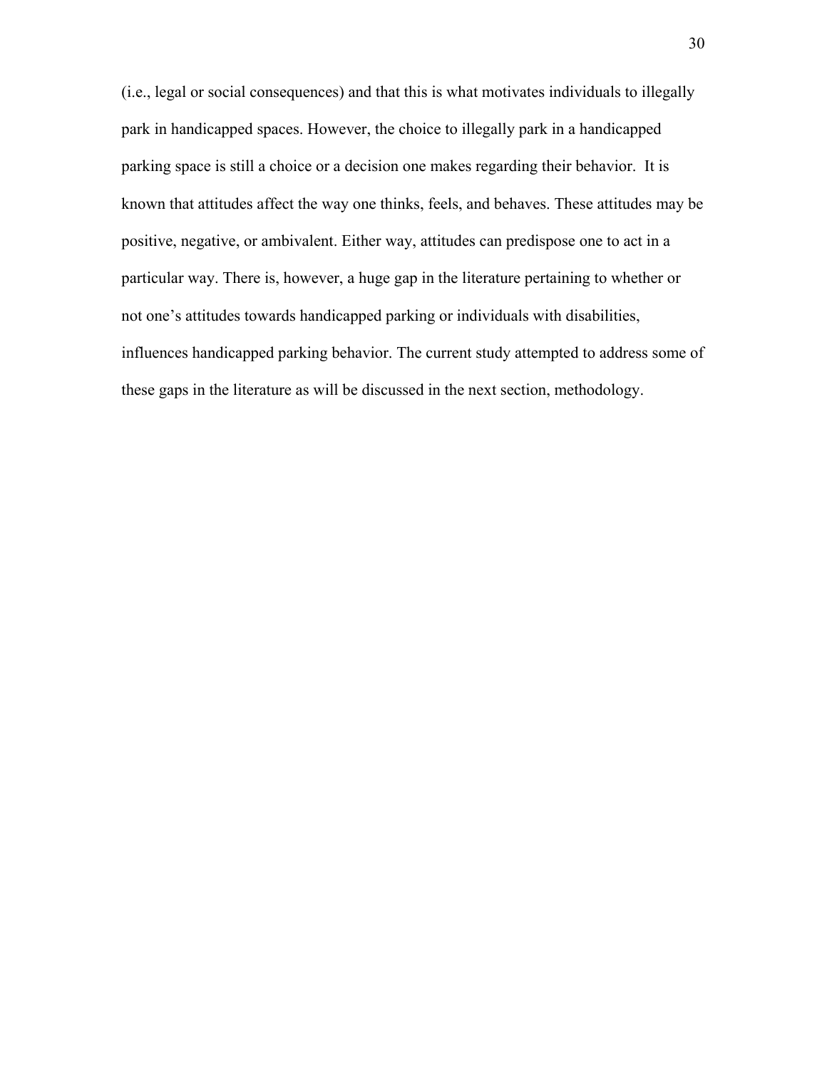(i.e., legal or social consequences) and that this is what motivates individuals to illegally park in handicapped spaces. However, the choice to illegally park in a handicapped parking space is still a choice or a decision one makes regarding their behavior. It is known that attitudes affect the way one thinks, feels, and behaves. These attitudes may be positive, negative, or ambivalent. Either way, attitudes can predispose one to act in a particular way. There is, however, a huge gap in the literature pertaining to whether or not one's attitudes towards handicapped parking or individuals with disabilities, influences handicapped parking behavior. The current study attempted to address some of these gaps in the literature as will be discussed in the next section, methodology.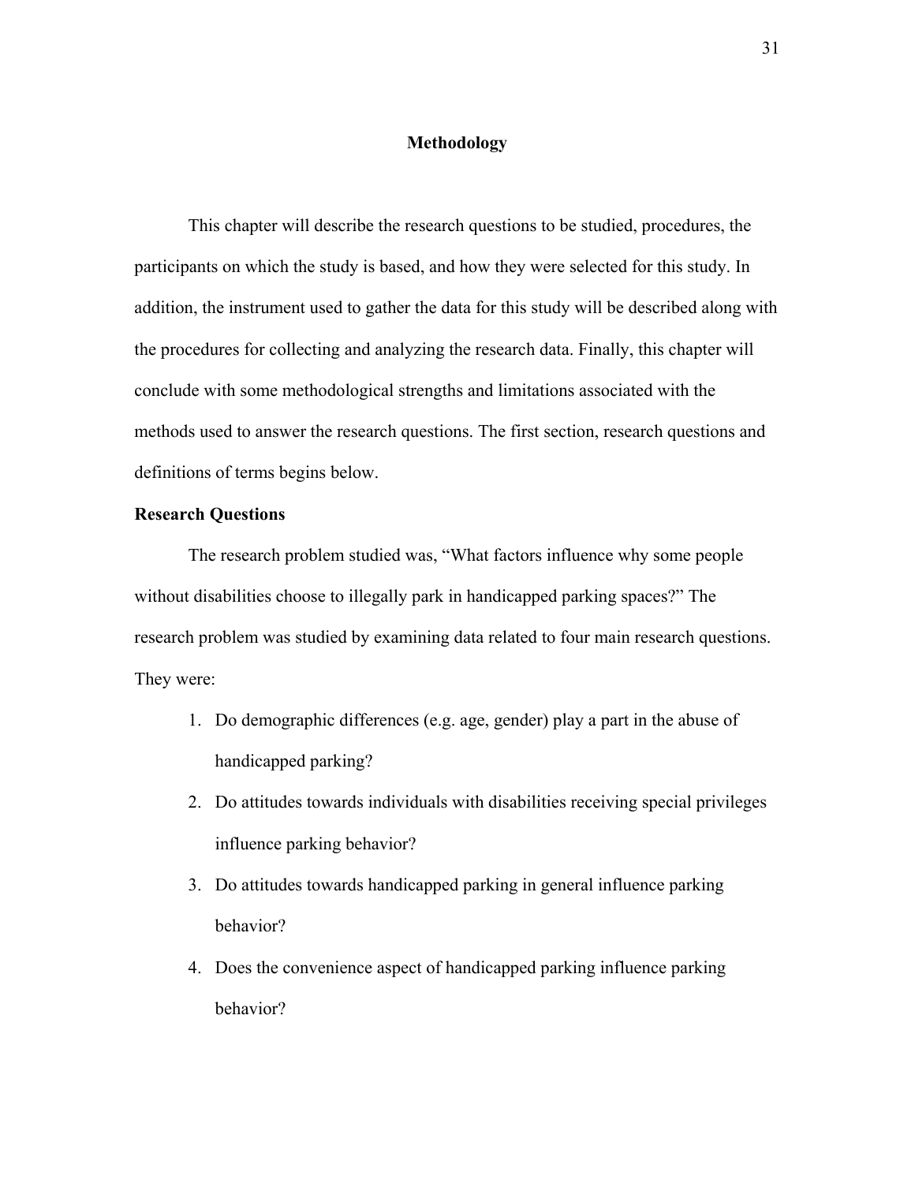# Methodology

This chapter will describe the research questions to be studied, procedures, the participants on which the study is based, and how they were selected for this study. In addition, the instrument used to gather the data for this study will be described along with the procedures for collecting and analyzing the research data. Finally, this chapter will conclude with some methodological strengths and limitations associated with the methods used to answer the research questions. The first section, research questions and definitions of terms begins below.

## Research Questions

The research problem studied was, "What factors influence why some people without disabilities choose to illegally park in handicapped parking spaces?" The research problem was studied by examining data related to four main research questions. They were:

1. Do demographic differences (e.g. age, gender) play a part in the abuse of handicapped parking?
2. Do attitudes towards individuals with disabilities receiving special privileges influence parking behavior?
3. Do attitudes towards handicapped parking in general influence parking behavior?
4. Does the convenience aspect of handicapped parking influence parking behavior?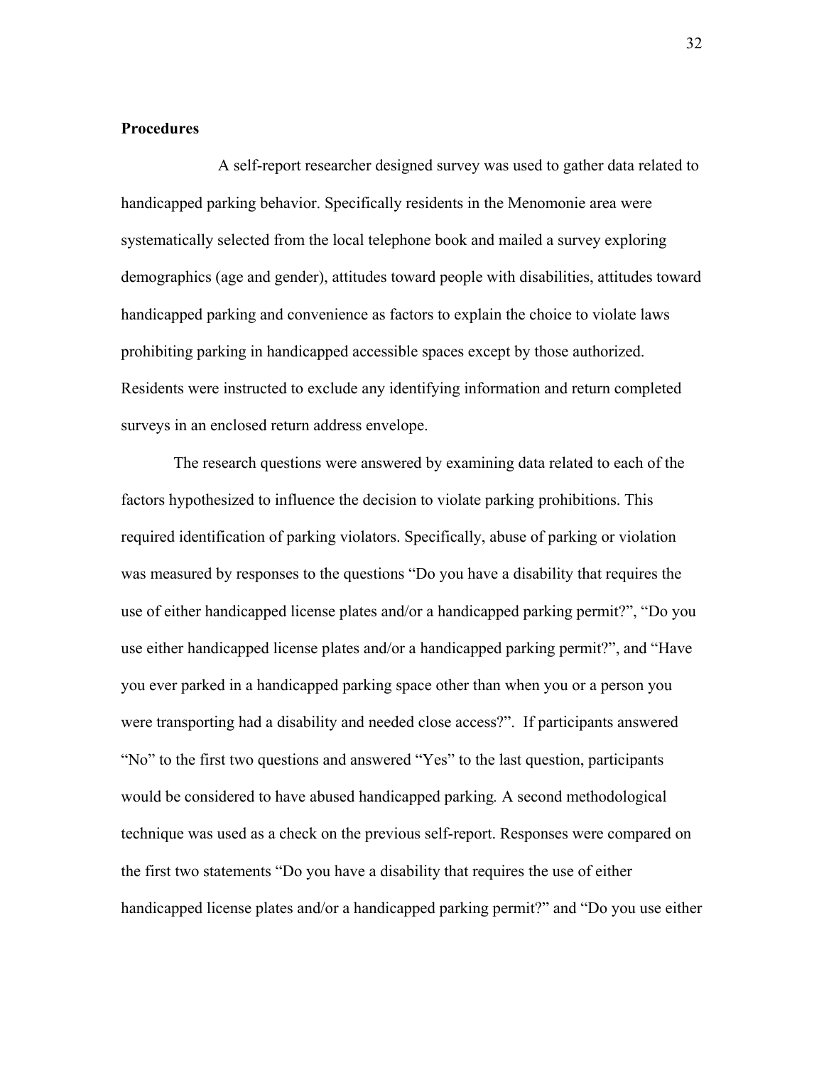**Procedures**

A self-report researcher designed survey was used to gather data related to handicapped parking behavior. Specifically residents in the Menomonie area were systematically selected from the local telephone book and mailed a survey exploring demographics (age and gender), attitudes toward people with disabilities, attitudes toward handicapped parking and convenience as factors to explain the choice to violate laws prohibiting parking in handicapped accessible spaces except by those authorized. Residents were instructed to exclude any identifying information and return completed surveys in an enclosed return address envelope.

The research questions were answered by examining data related to each of the factors hypothesized to influence the decision to violate parking prohibitions. This required identification of parking violators. Specifically, abuse of parking or violation was measured by responses to the questions "Do you have a disability that requires the use of either handicapped license plates and/or a handicapped parking permit?", "Do you use either handicapped license plates and/or a handicapped parking permit?", and "Have you ever parked in a handicapped parking space other than when you or a person you were transporting had a disability and needed close access?". If participants answered "No" to the first two questions and answered "Yes" to the last question, participants would be considered to have abused handicapped parking*.* A second methodological technique was used as a check on the previous self-report. Responses were compared on the first two statements "Do you have a disability that requires the use of either handicapped license plates and/or a handicapped parking permit?" and "Do you use either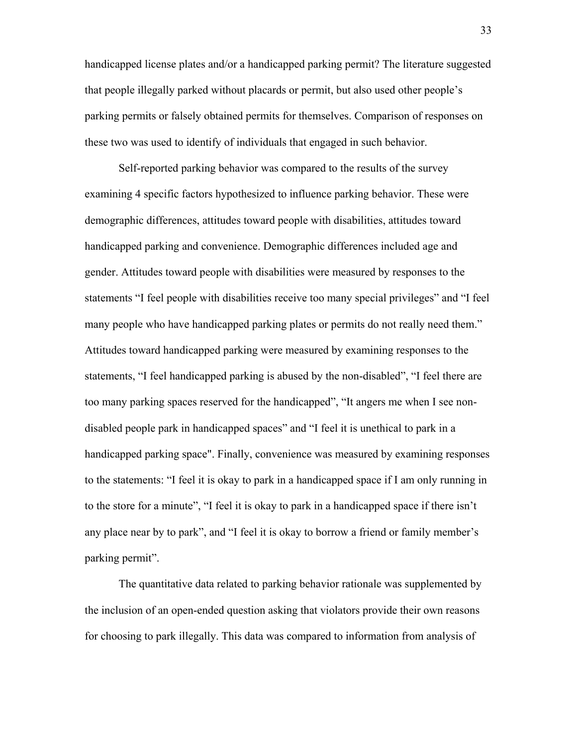handicapped license plates and/or a handicapped parking permit? The literature suggested that people illegally parked without placards or permit, but also used other people's parking permits or falsely obtained permits for themselves. Comparison of responses on these two was used to identify of individuals that engaged in such behavior.

Self-reported parking behavior was compared to the results of the survey examining 4 specific factors hypothesized to influence parking behavior. These were demographic differences, attitudes toward people with disabilities, attitudes toward handicapped parking and convenience. Demographic differences included age and gender. Attitudes toward people with disabilities were measured by responses to the statements "I feel people with disabilities receive too many special privileges" and "I feel many people who have handicapped parking plates or permits do not really need them." Attitudes toward handicapped parking were measured by examining responses to the statements, "I feel handicapped parking is abused by the non-disabled", "I feel there are too many parking spaces reserved for the handicapped", "It angers me when I see non-disabled people park in handicapped spaces" and "I feel it is unethical to park in a handicapped parking space". Finally, convenience was measured by examining responses to the statements: "I feel it is okay to park in a handicapped space if I am only running in to the store for a minute", "I feel it is okay to park in a handicapped space if there isn't any place near by to park", and "I feel it is okay to borrow a friend or family member's parking permit".

The quantitative data related to parking behavior rationale was supplemented by the inclusion of an open-ended question asking that violators provide their own reasons for choosing to park illegally. This data was compared to information from analysis of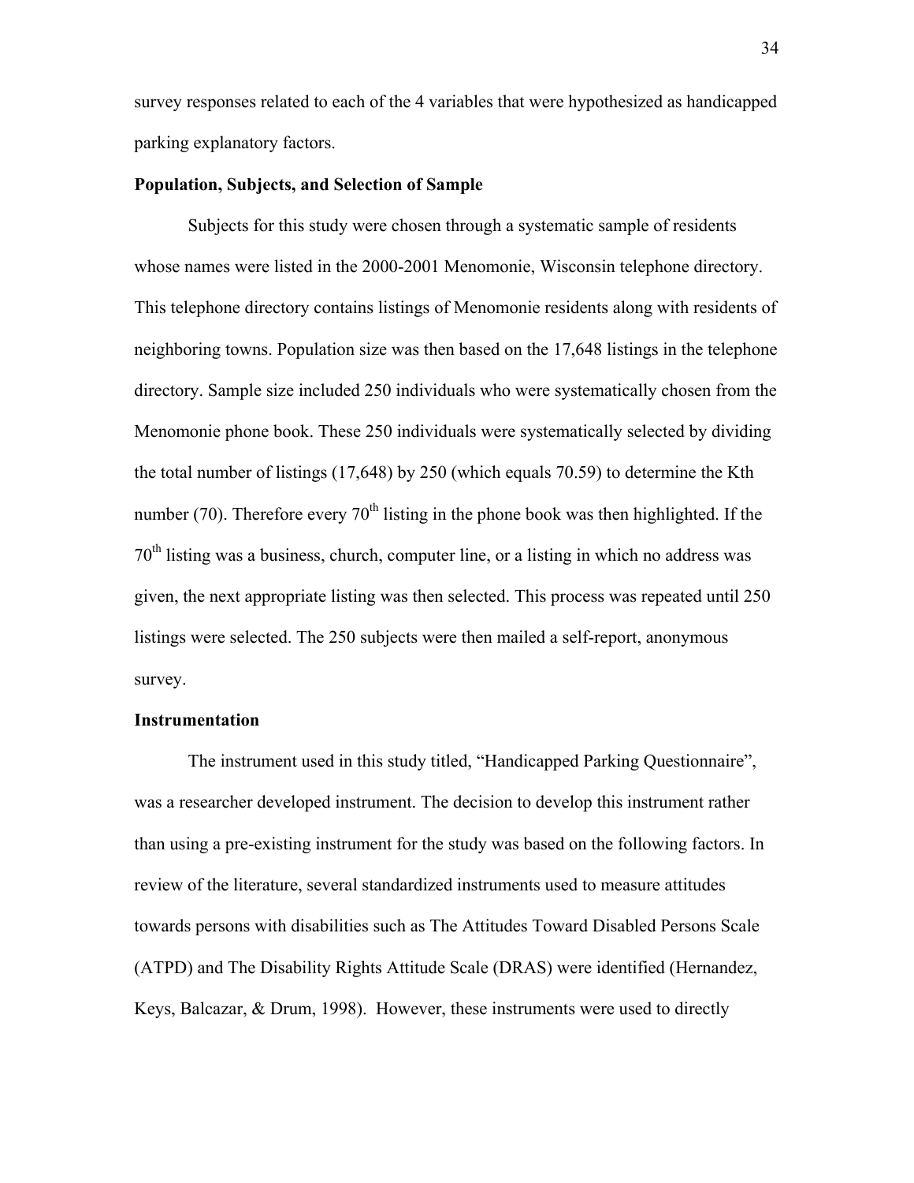survey responses related to each of the 4 variables that were hypothesized as handicapped parking explanatory factors.

**Population, Subjects, and Selection of Sample**

Subjects for this study were chosen through a systematic sample of residents whose names were listed in the 2000-2001 Menomonie, Wisconsin telephone directory. This telephone directory contains listings of Menomonie residents along with residents of neighboring towns. Population size was then based on the 17,648 listings in the telephone directory. Sample size included 250 individuals who were systematically chosen from the Menomonie phone book. These 250 individuals were systematically selected by dividing the total number of listings (17,648) by 250 (which equals 70.59) to determine the Kth number (70). Therefore every 70$^{th}$ listing in the phone book was then highlighted. If the 70$^{th}$ listing was a business, church, computer line, or a listing in which no address was given, the next appropriate listing was then selected. This process was repeated until 250 listings were selected. The 250 subjects were then mailed a self-report, anonymous survey.

**Instrumentation**

The instrument used in this study titled, "Handicapped Parking Questionnaire", was a researcher developed instrument. The decision to develop this instrument rather than using a pre-existing instrument for the study was based on the following factors. In review of the literature, several standardized instruments used to measure attitudes towards persons with disabilities such as The Attitudes Toward Disabled Persons Scale (ATPD) and The Disability Rights Attitude Scale (DRAS) were identified (Hernandez, Keys, Balcazar, & Drum, 1998). However, these instruments were used to directly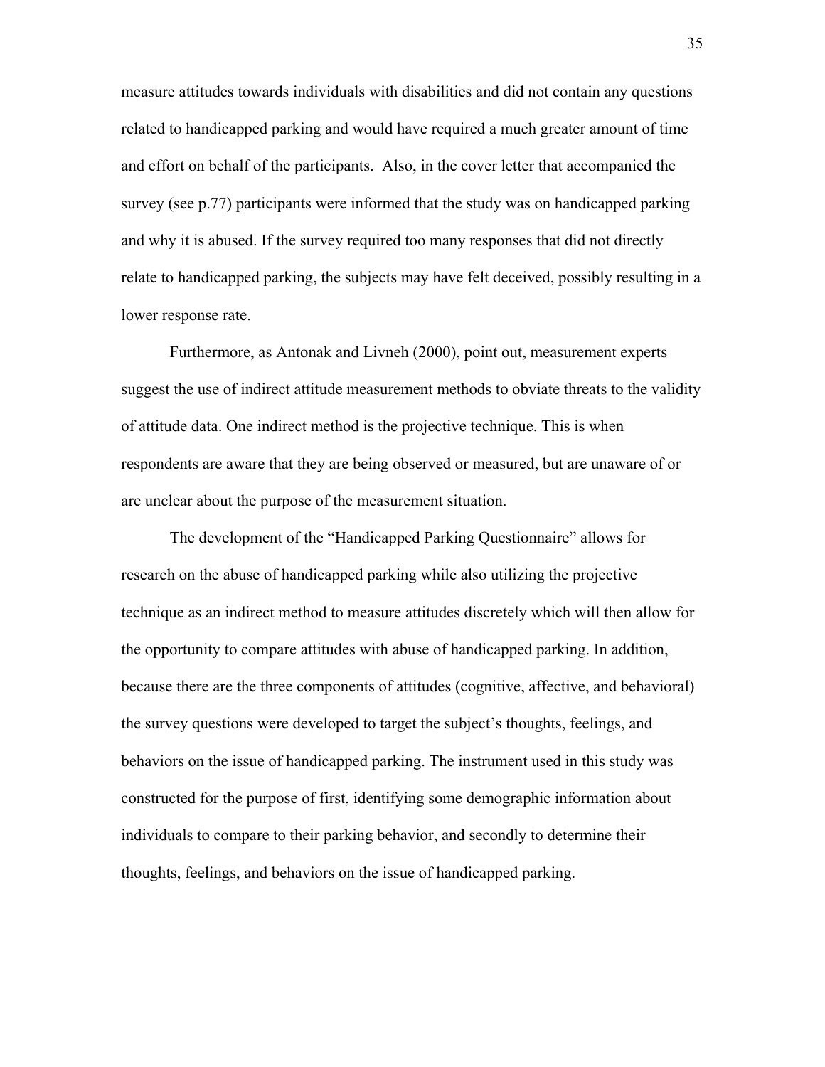measure attitudes towards individuals with disabilities and did not contain any questions related to handicapped parking and would have required a much greater amount of time and effort on behalf of the participants.  Also, in the cover letter that accompanied the survey (see p.77) participants were informed that the study was on handicapped parking and why it is abused. If the survey required too many responses that did not directly relate to handicapped parking, the subjects may have felt deceived, possibly resulting in a lower response rate.

Furthermore, as Antonak and Livneh (2000), point out, measurement experts suggest the use of indirect attitude measurement methods to obviate threats to the validity of attitude data. One indirect method is the projective technique. This is when respondents are aware that they are being observed or measured, but are unaware of or are unclear about the purpose of the measurement situation.

The development of the "Handicapped Parking Questionnaire" allows for research on the abuse of handicapped parking while also utilizing the projective technique as an indirect method to measure attitudes discretely which will then allow for the opportunity to compare attitudes with abuse of handicapped parking. In addition, because there are the three components of attitudes (cognitive, affective, and behavioral) the survey questions were developed to target the subject's thoughts, feelings, and behaviors on the issue of handicapped parking. The instrument used in this study was constructed for the purpose of first, identifying some demographic information about individuals to compare to their parking behavior, and secondly to determine their thoughts, feelings, and behaviors on the issue of handicapped parking.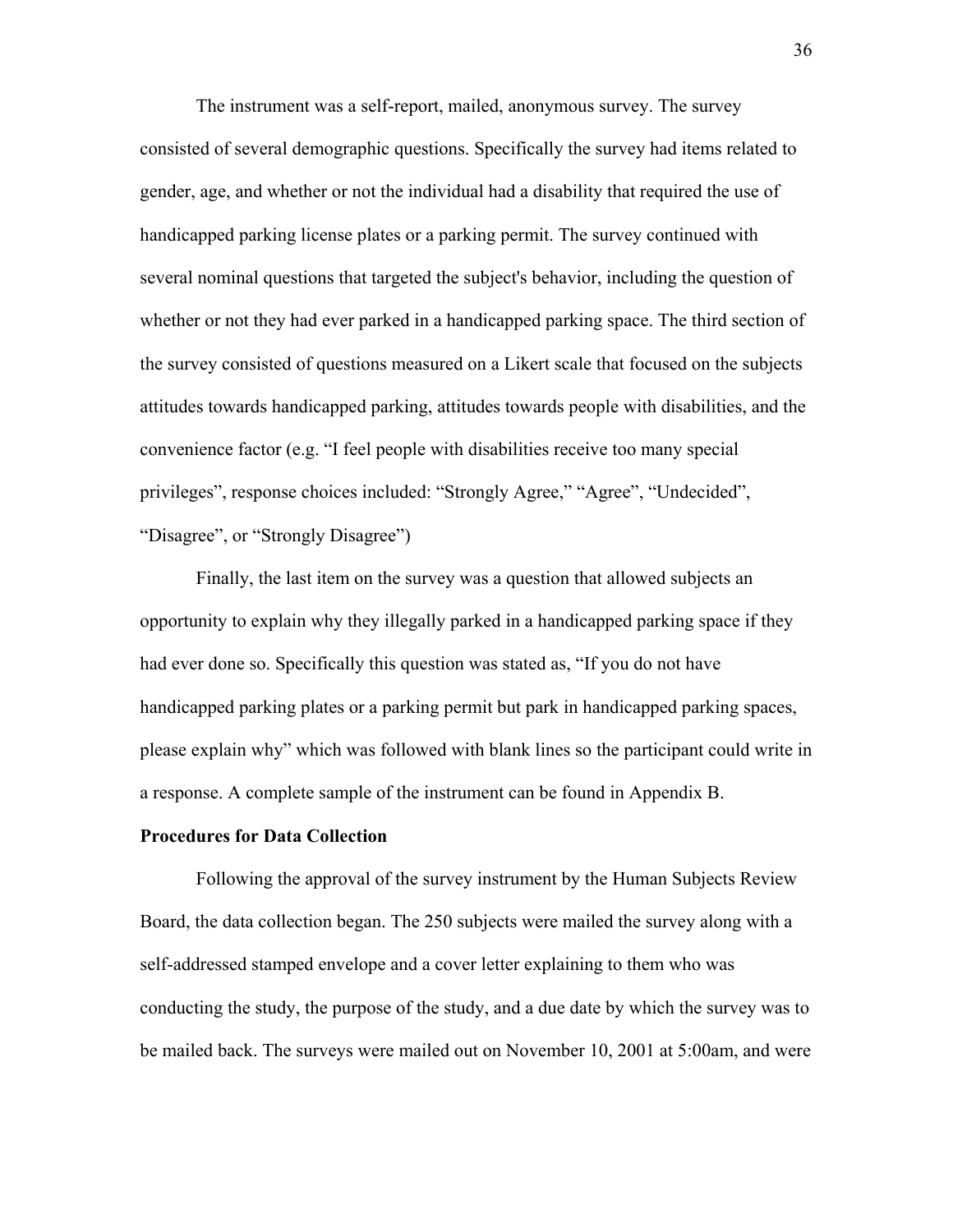The instrument was a self-report, mailed, anonymous survey. The survey consisted of several demographic questions. Specifically the survey had items related to gender, age, and whether or not the individual had a disability that required the use of handicapped parking license plates or a parking permit. The survey continued with several nominal questions that targeted the subject's behavior, including the question of whether or not they had ever parked in a handicapped parking space. The third section of the survey consisted of questions measured on a Likert scale that focused on the subjects attitudes towards handicapped parking, attitudes towards people with disabilities, and the convenience factor (e.g. "I feel people with disabilities receive too many special privileges", response choices included: "Strongly Agree," "Agree", "Undecided", "Disagree", or "Strongly Disagree")

Finally, the last item on the survey was a question that allowed subjects an opportunity to explain why they illegally parked in a handicapped parking space if they had ever done so. Specifically this question was stated as, "If you do not have handicapped parking plates or a parking permit but park in handicapped parking spaces, please explain why" which was followed with blank lines so the participant could write in a response. A complete sample of the instrument can be found in Appendix B.

**Procedures for Data Collection**

Following the approval of the survey instrument by the Human Subjects Review Board, the data collection began. The 250 subjects were mailed the survey along with a self-addressed stamped envelope and a cover letter explaining to them who was conducting the study, the purpose of the study, and a due date by which the survey was to be mailed back. The surveys were mailed out on November 10, 2001 at 5:00am, and were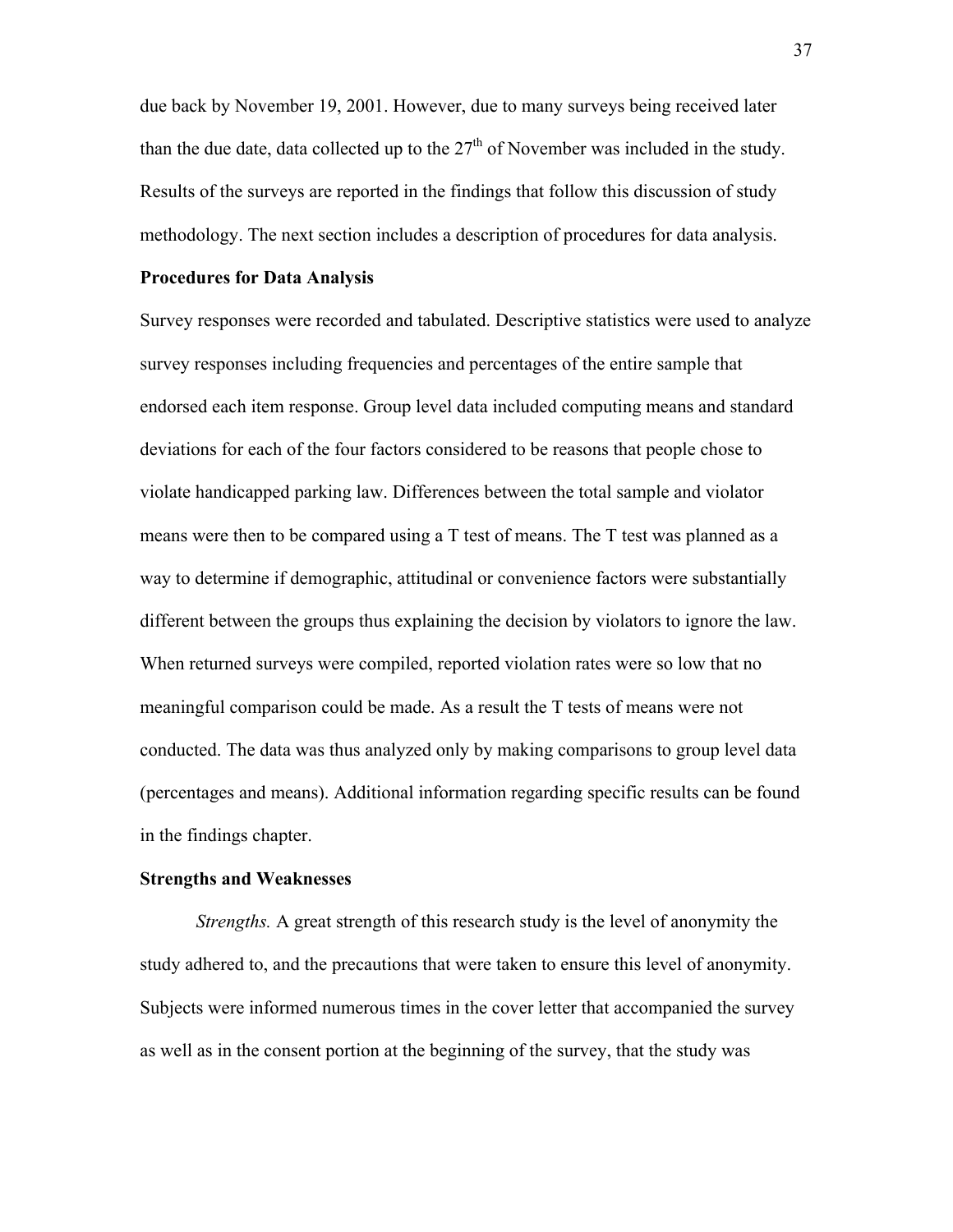due back by November 19, 2001. However, due to many surveys being received later than the due date, data collected up to the 27th of November was included in the study. Results of the surveys are reported in the findings that follow this discussion of study methodology. The next section includes a description of procedures for data analysis.

**Procedures for Data Analysis**

Survey responses were recorded and tabulated. Descriptive statistics were used to analyze survey responses including frequencies and percentages of the entire sample that endorsed each item response. Group level data included computing means and standard deviations for each of the four factors considered to be reasons that people chose to violate handicapped parking law. Differences between the total sample and violator means were then to be compared using a T test of means. The T test was planned as a way to determine if demographic, attitudinal or convenience factors were substantially different between the groups thus explaining the decision by violators to ignore the law. When returned surveys were compiled, reported violation rates were so low that no meaningful comparison could be made. As a result the T tests of means were not conducted. The data was thus analyzed only by making comparisons to group level data (percentages and means). Additional information regarding specific results can be found in the findings chapter.

**Strengths and Weaknesses**

*Strengths.* A great strength of this research study is the level of anonymity the study adhered to, and the precautions that were taken to ensure this level of anonymity. Subjects were informed numerous times in the cover letter that accompanied the survey as well as in the consent portion at the beginning of the survey, that the study was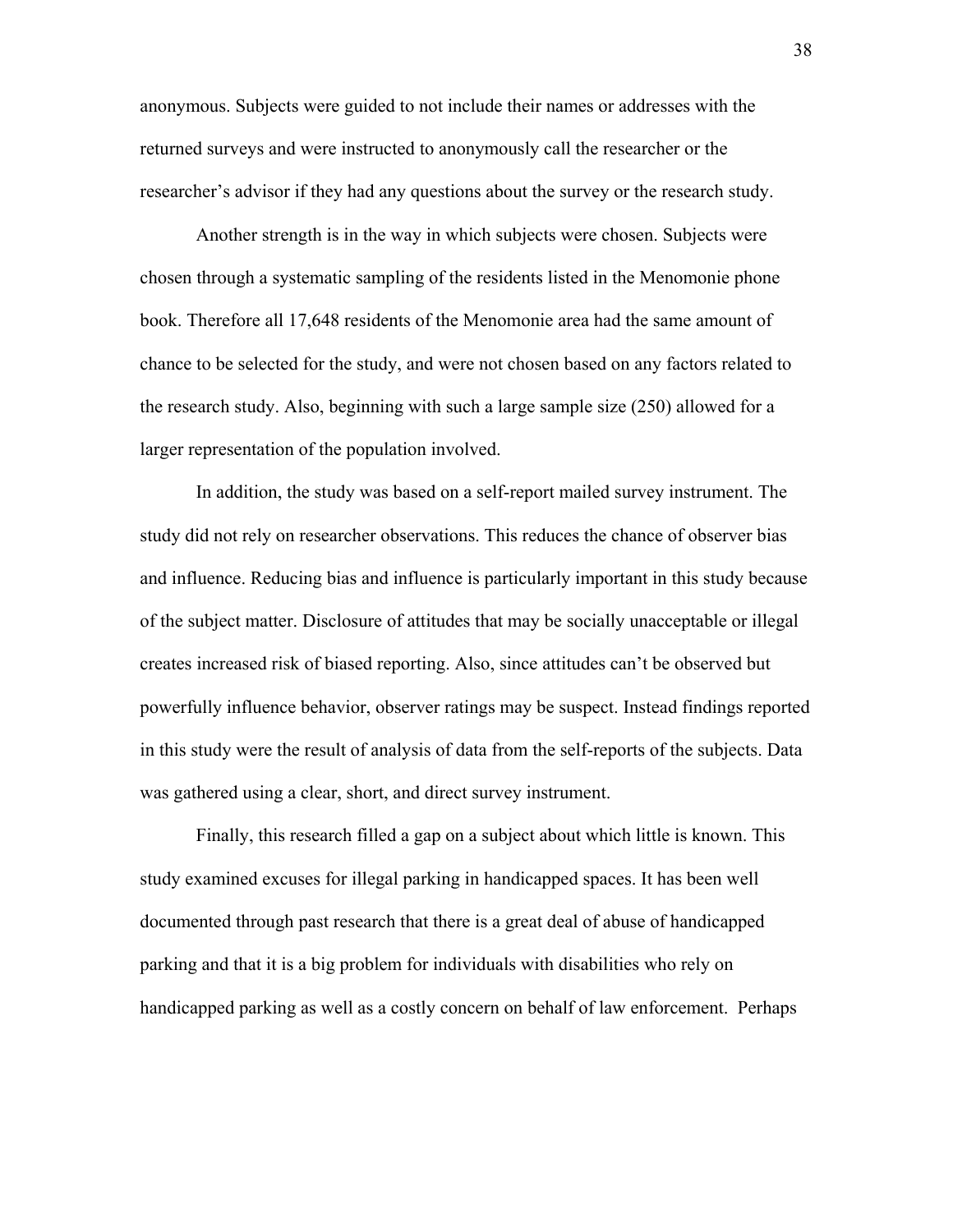anonymous. Subjects were guided to not include their names or addresses with the returned surveys and were instructed to anonymously call the researcher or the researcher's advisor if they had any questions about the survey or the research study.

Another strength is in the way in which subjects were chosen. Subjects were chosen through a systematic sampling of the residents listed in the Menomonie phone book. Therefore all 17,648 residents of the Menomonie area had the same amount of chance to be selected for the study, and were not chosen based on any factors related to the research study. Also, beginning with such a large sample size (250) allowed for a larger representation of the population involved.

In addition, the study was based on a self-report mailed survey instrument. The study did not rely on researcher observations. This reduces the chance of observer bias and influence. Reducing bias and influence is particularly important in this study because of the subject matter. Disclosure of attitudes that may be socially unacceptable or illegal creates increased risk of biased reporting. Also, since attitudes can't be observed but powerfully influence behavior, observer ratings may be suspect. Instead findings reported in this study were the result of analysis of data from the self-reports of the subjects. Data was gathered using a clear, short, and direct survey instrument.

Finally, this research filled a gap on a subject about which little is known. This study examined excuses for illegal parking in handicapped spaces. It has been well documented through past research that there is a great deal of abuse of handicapped parking and that it is a big problem for individuals with disabilities who rely on handicapped parking as well as a costly concern on behalf of law enforcement. Perhaps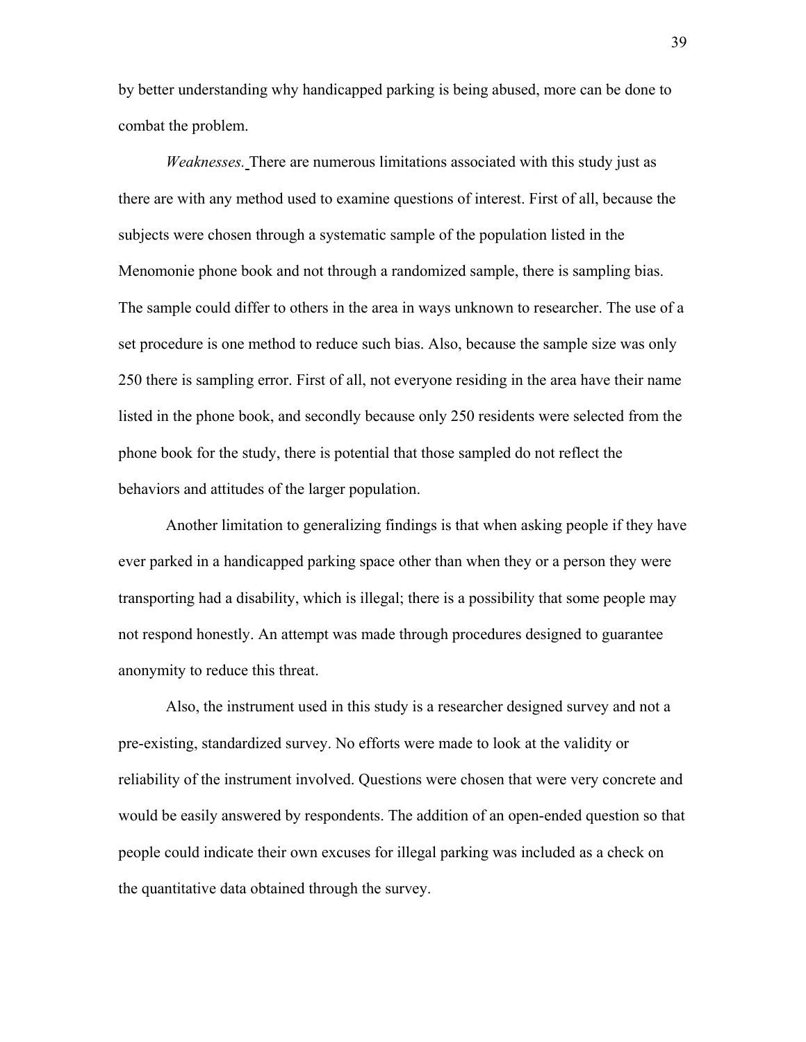by better understanding why handicapped parking is being abused, more can be done to combat the problem.

*Weaknesses.* There are numerous limitations associated with this study just as there are with any method used to examine questions of interest. First of all, because the subjects were chosen through a systematic sample of the population listed in the Menomonie phone book and not through a randomized sample, there is sampling bias. The sample could differ to others in the area in ways unknown to researcher. The use of a set procedure is one method to reduce such bias. Also, because the sample size was only 250 there is sampling error. First of all, not everyone residing in the area have their name listed in the phone book, and secondly because only 250 residents were selected from the phone book for the study, there is potential that those sampled do not reflect the behaviors and attitudes of the larger population.

Another limitation to generalizing findings is that when asking people if they have ever parked in a handicapped parking space other than when they or a person they were transporting had a disability, which is illegal; there is a possibility that some people may not respond honestly. An attempt was made through procedures designed to guarantee anonymity to reduce this threat.

Also, the instrument used in this study is a researcher designed survey and not a pre-existing, standardized survey. No efforts were made to look at the validity or reliability of the instrument involved. Questions were chosen that were very concrete and would be easily answered by respondents. The addition of an open-ended question so that people could indicate their own excuses for illegal parking was included as a check on the quantitative data obtained through the survey.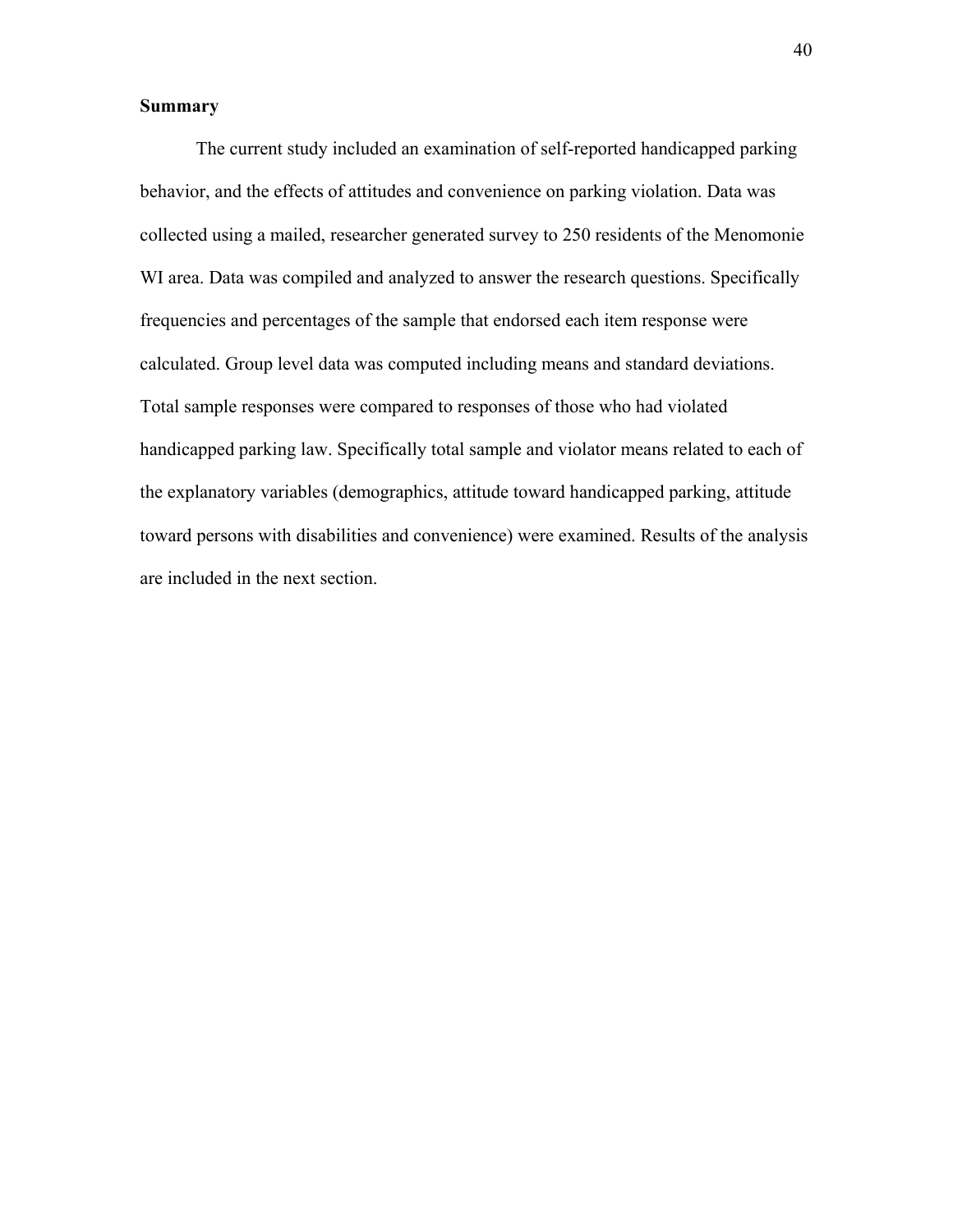**Summary**

The current study included an examination of self-reported handicapped parking behavior, and the effects of attitudes and convenience on parking violation. Data was collected using a mailed, researcher generated survey to 250 residents of the Menomonie WI area. Data was compiled and analyzed to answer the research questions. Specifically frequencies and percentages of the sample that endorsed each item response were calculated. Group level data was computed including means and standard deviations. Total sample responses were compared to responses of those who had violated handicapped parking law. Specifically total sample and violator means related to each of the explanatory variables (demographics, attitude toward handicapped parking, attitude toward persons with disabilities and convenience) were examined. Results of the analysis are included in the next section.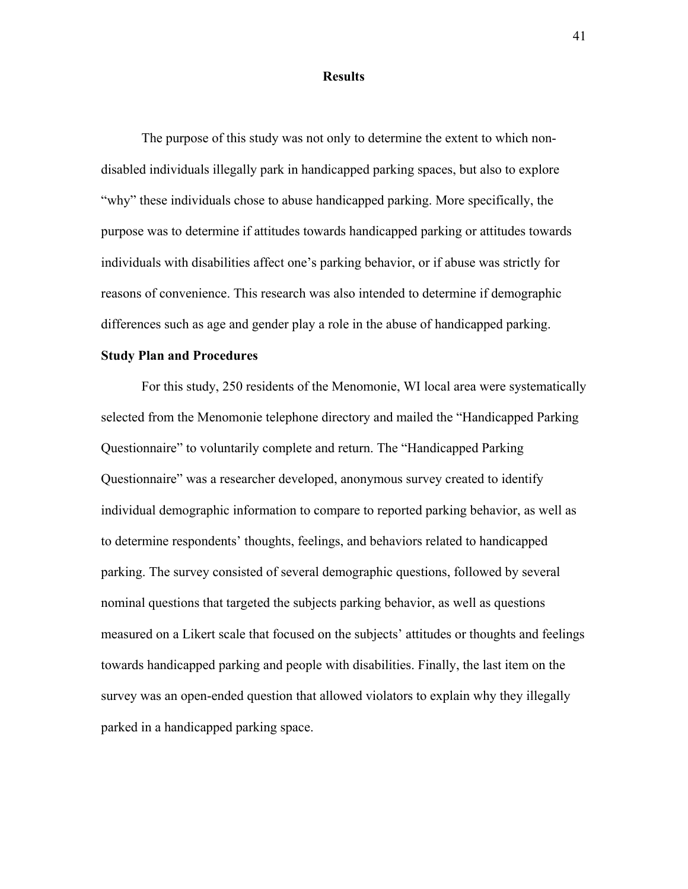# Results

The purpose of this study was not only to determine the extent to which non-disabled individuals illegally park in handicapped parking spaces, but also to explore "why" these individuals chose to abuse handicapped parking. More specifically, the purpose was to determine if attitudes towards handicapped parking or attitudes towards individuals with disabilities affect one's parking behavior, or if abuse was strictly for reasons of convenience. This research was also intended to determine if demographic differences such as age and gender play a role in the abuse of handicapped parking.

## Study Plan and Procedures

For this study, 250 residents of the Menomonie, WI local area were systematically selected from the Menomonie telephone directory and mailed the "Handicapped Parking Questionnaire" to voluntarily complete and return. The "Handicapped Parking Questionnaire" was a researcher developed, anonymous survey created to identify individual demographic information to compare to reported parking behavior, as well as to determine respondents' thoughts, feelings, and behaviors related to handicapped parking. The survey consisted of several demographic questions, followed by several nominal questions that targeted the subjects parking behavior, as well as questions measured on a Likert scale that focused on the subjects' attitudes or thoughts and feelings towards handicapped parking and people with disabilities. Finally, the last item on the survey was an open-ended question that allowed violators to explain why they illegally parked in a handicapped parking space.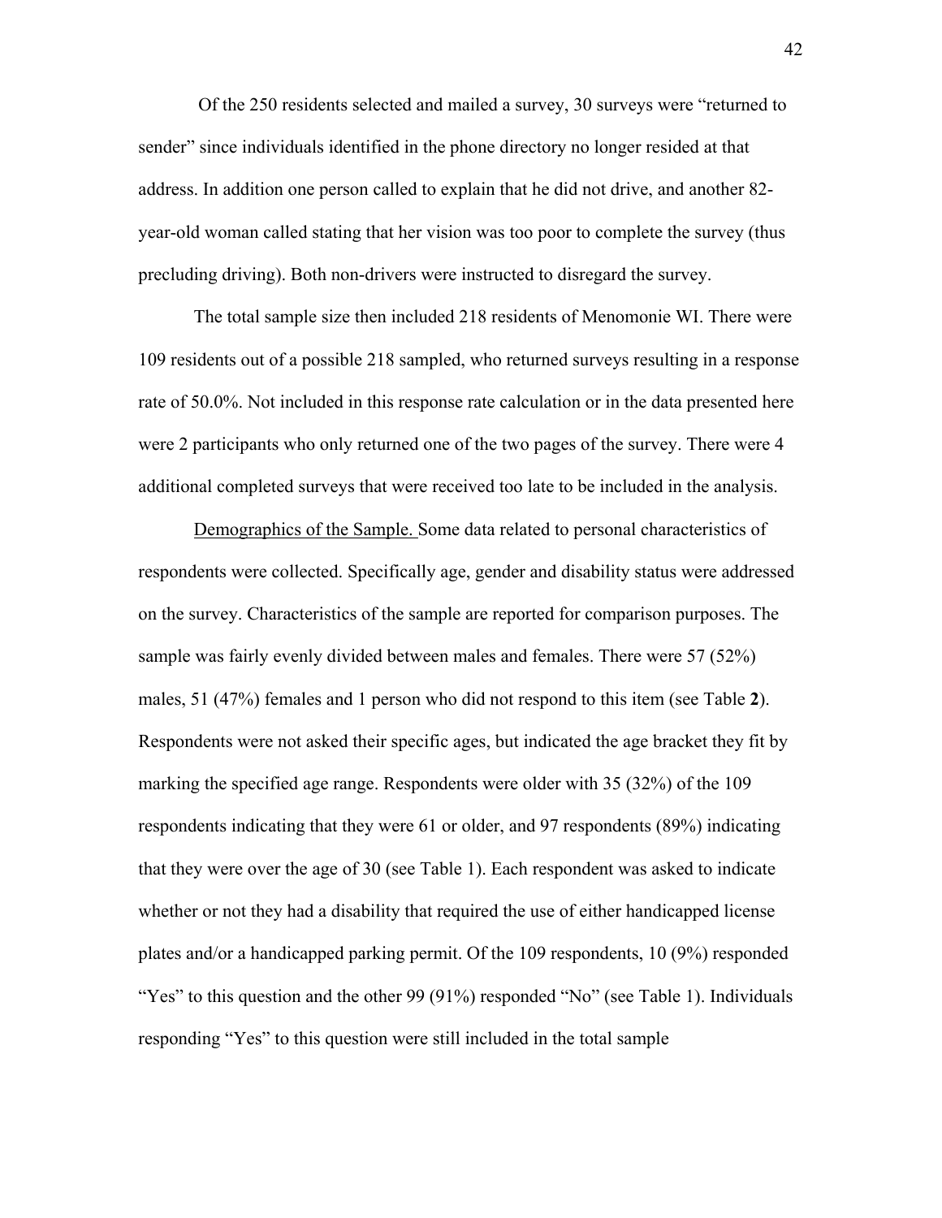Of the 250 residents selected and mailed a survey, 30 surveys were "returned to sender" since individuals identified in the phone directory no longer resided at that address. In addition one person called to explain that he did not drive, and another 82-year-old woman called stating that her vision was too poor to complete the survey (thus precluding driving). Both non-drivers were instructed to disregard the survey.

The total sample size then included 218 residents of Menomonie WI. There were 109 residents out of a possible 218 sampled, who returned surveys resulting in a response rate of 50.0%. Not included in this response rate calculation or in the data presented here were 2 participants who only returned one of the two pages of the survey. There were 4 additional completed surveys that were received too late to be included in the analysis.

<u>Demographics of the Sample.</u> Some data related to personal characteristics of respondents were collected. Specifically age, gender and disability status were addressed on the survey. Characteristics of the sample are reported for comparison purposes. The sample was fairly evenly divided between males and females. There were 57 (52%) males, 51 (47%) females and 1 person who did not respond to this item (see Table **2**). Respondents were not asked their specific ages, but indicated the age bracket they fit by marking the specified age range. Respondents were older with 35 (32%) of the 109 respondents indicating that they were 61 or older, and 97 respondents (89%) indicating that they were over the age of 30 (see Table 1). Each respondent was asked to indicate whether or not they had a disability that required the use of either handicapped license plates and/or a handicapped parking permit. Of the 109 respondents, 10 (9%) responded "Yes" to this question and the other 99 (91%) responded "No" (see Table 1). Individuals responding "Yes" to this question were still included in the total sample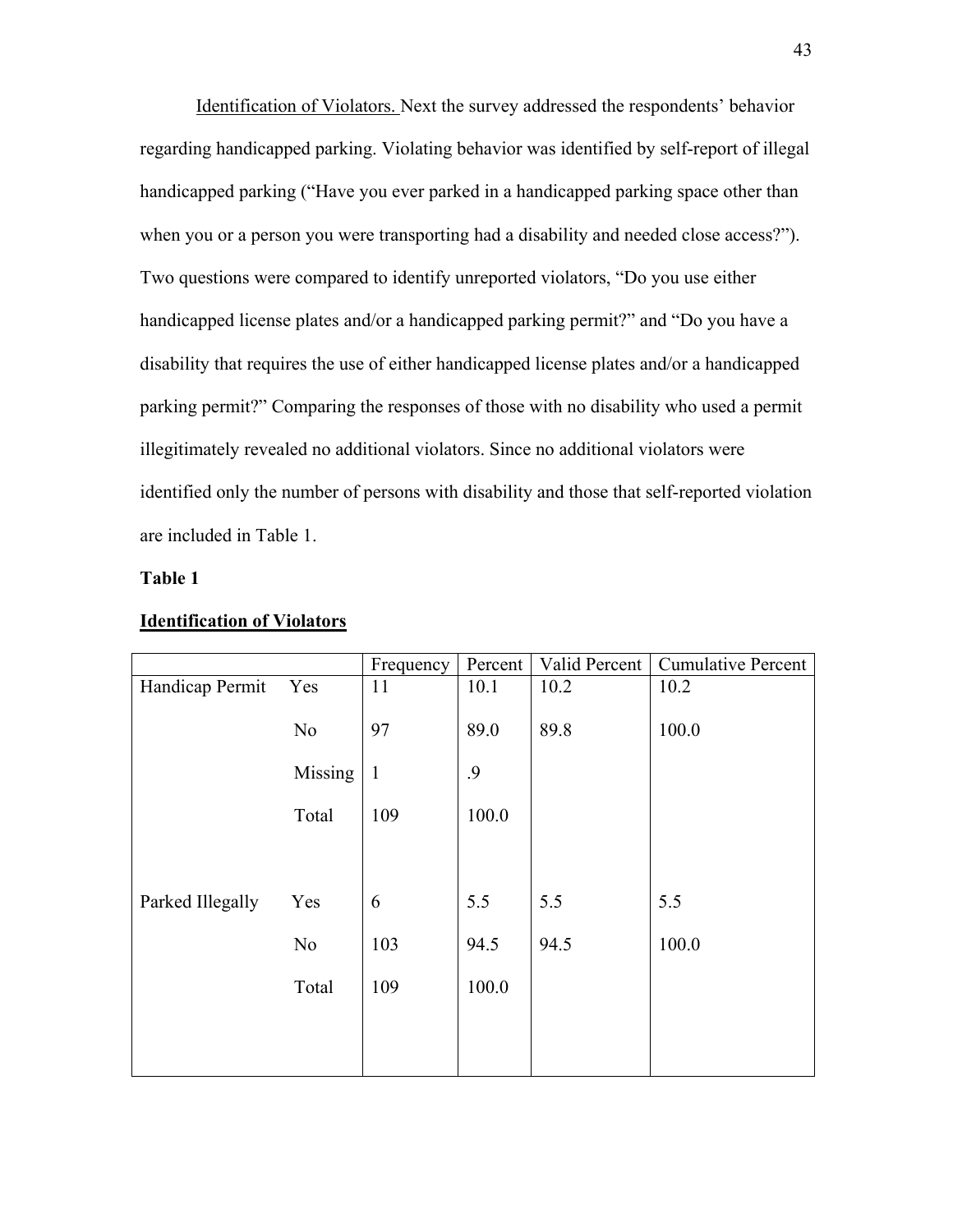Identification of Violators. Next the survey addressed the respondents' behavior regarding handicapped parking. Violating behavior was identified by self-report of illegal handicapped parking ("Have you ever parked in a handicapped parking space other than when you or a person you were transporting had a disability and needed close access?"). Two questions were compared to identify unreported violators, "Do you use either handicapped license plates and/or a handicapped parking permit?" and "Do you have a disability that requires the use of either handicapped license plates and/or a handicapped parking permit?" Comparing the responses of those with no disability who used a permit illegitimately revealed no additional violators. Since no additional violators were identified only the number of persons with disability and those that self-reported violation are included in Table 1.

**Table 1**

**Identification of Violators**

| | | Frequency | Percent | Valid Percent | Cumulative Percent |
|---|---|---|---|---|---|
| Handicap Permit | Yes | 11 | 10.1 | 10.2 | 10.2 |
| | No | 97 | 89.0 | 89.8 | 100.0 |
| | Missing | 1 | .9 | | |
| | Total | 109 | 100.0 | | |
| Parked Illegally | Yes | 6 | 5.5 | 5.5 | 5.5 |
| | No | 103 | 94.5 | 94.5 | 100.0 |
| | Total | 109 | 100.0 | | |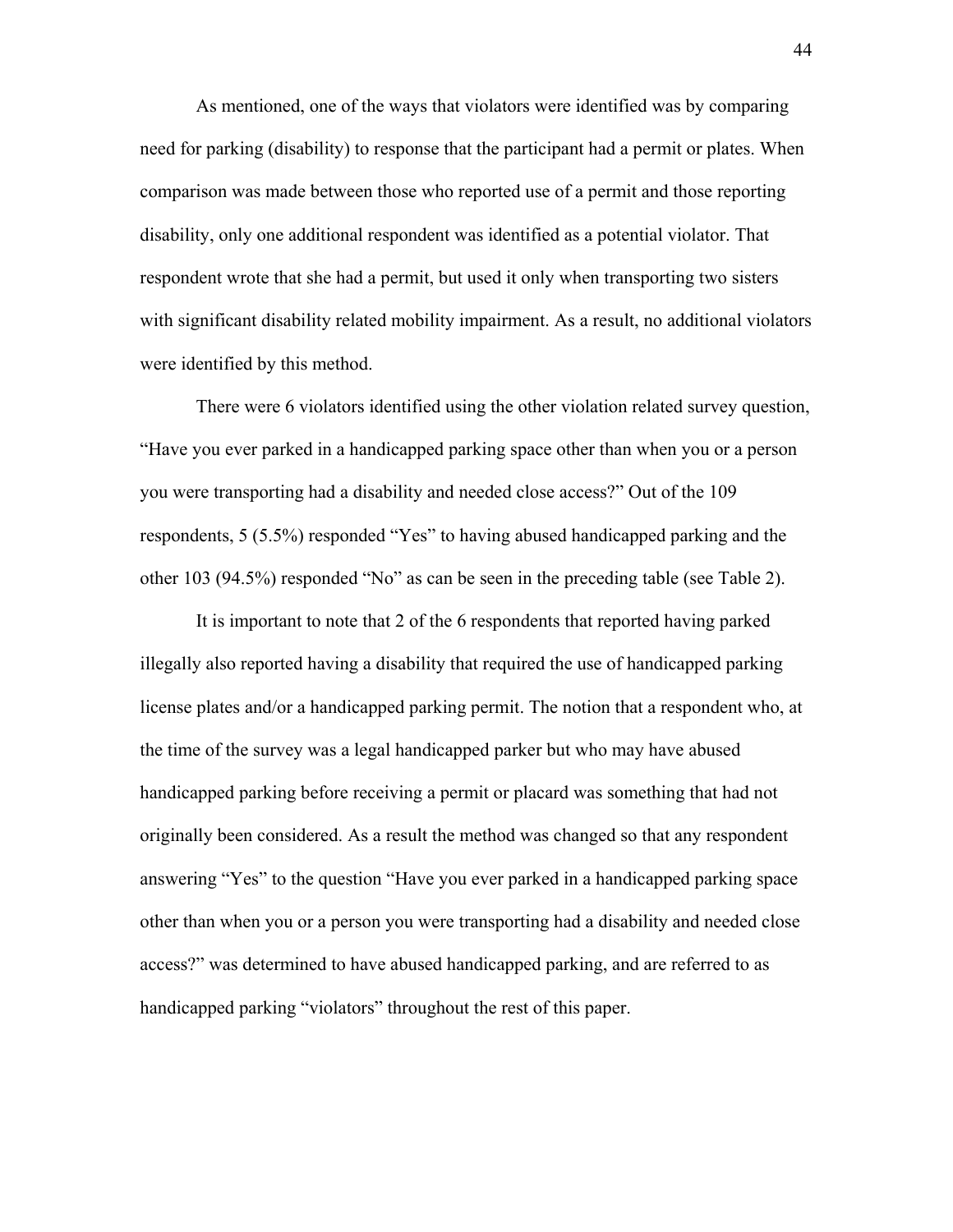As mentioned, one of the ways that violators were identified was by comparing need for parking (disability) to response that the participant had a permit or plates. When comparison was made between those who reported use of a permit and those reporting disability, only one additional respondent was identified as a potential violator. That respondent wrote that she had a permit, but used it only when transporting two sisters with significant disability related mobility impairment. As a result, no additional violators were identified by this method.

There were 6 violators identified using the other violation related survey question, "Have you ever parked in a handicapped parking space other than when you or a person you were transporting had a disability and needed close access?" Out of the 109 respondents, 5 (5.5%) responded "Yes" to having abused handicapped parking and the other 103 (94.5%) responded "No" as can be seen in the preceding table (see Table 2).

It is important to note that 2 of the 6 respondents that reported having parked illegally also reported having a disability that required the use of handicapped parking license plates and/or a handicapped parking permit. The notion that a respondent who, at the time of the survey was a legal handicapped parker but who may have abused handicapped parking before receiving a permit or placard was something that had not originally been considered. As a result the method was changed so that any respondent answering "Yes" to the question "Have you ever parked in a handicapped parking space other than when you or a person you were transporting had a disability and needed close access?" was determined to have abused handicapped parking, and are referred to as handicapped parking "violators" throughout the rest of this paper.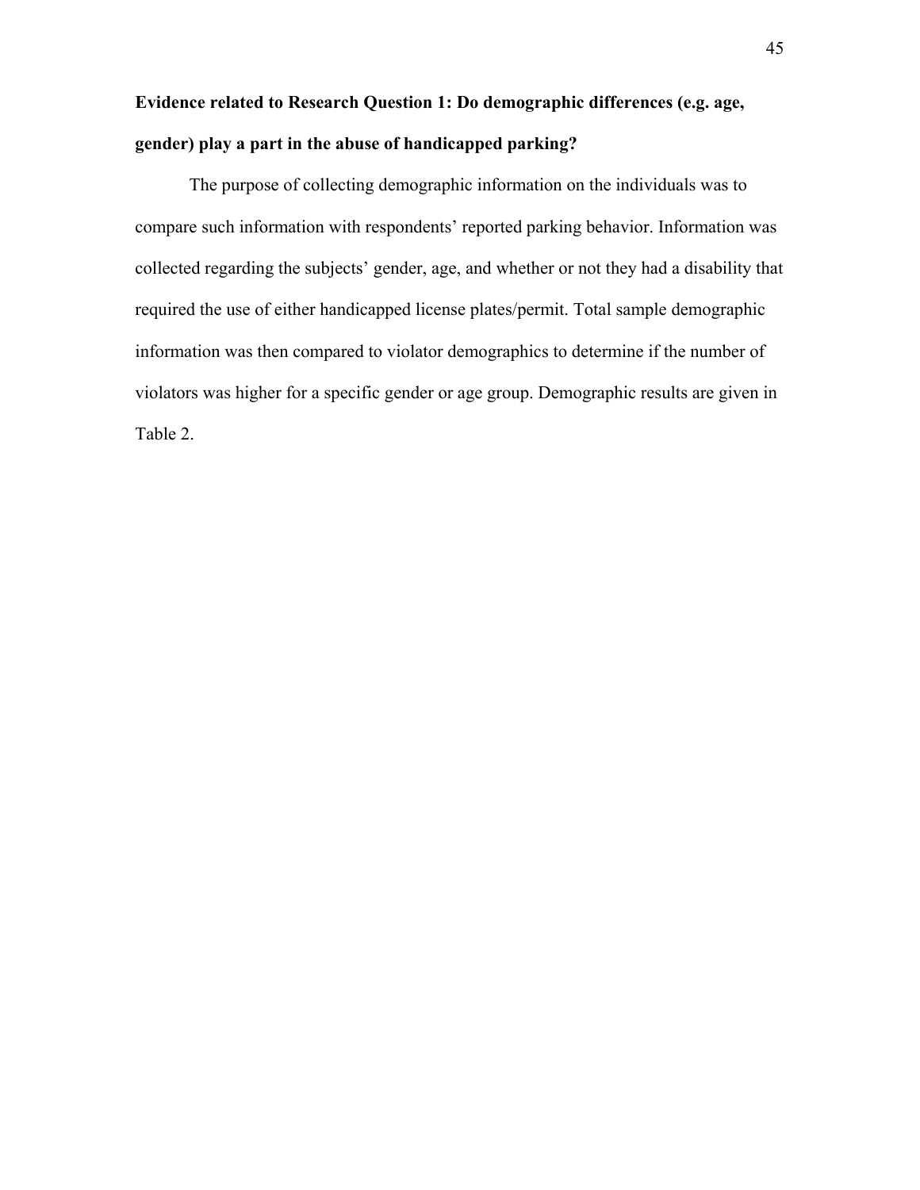**Evidence related to Research Question 1: Do demographic differences (e.g. age, gender) play a part in the abuse of handicapped parking?**

The purpose of collecting demographic information on the individuals was to compare such information with respondents' reported parking behavior. Information was collected regarding the subjects' gender, age, and whether or not they had a disability that required the use of either handicapped license plates/permit. Total sample demographic information was then compared to violator demographics to determine if the number of violators was higher for a specific gender or age group. Demographic results are given in Table 2.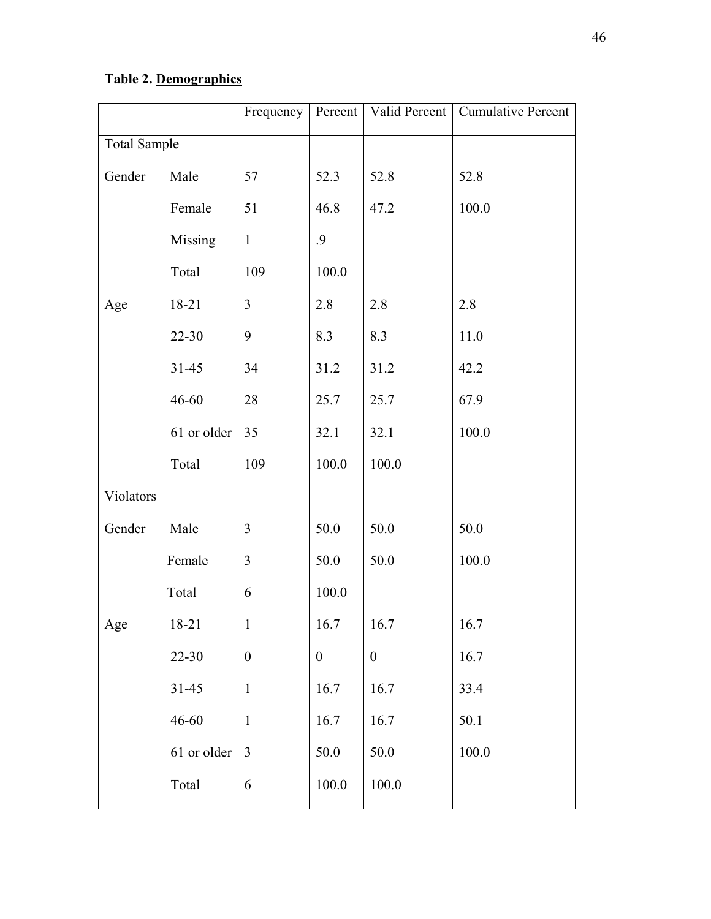**Table 2. Demographics**

| | | Frequency | Percent | Valid Percent | Cumulative Percent |
|---|---|---|---|---|---|
| Total Sample | | | | | |
| Gender | Male | 57 | 52.3 | 52.8 | 52.8 |
| | Female | 51 | 46.8 | 47.2 | 100.0 |
| | Missing | 1 | .9 | | |
| | Total | 109 | 100.0 | | |
| Age | 18-21 | 3 | 2.8 | 2.8 | 2.8 |
| | 22-30 | 9 | 8.3 | 8.3 | 11.0 |
| | 31-45 | 34 | 31.2 | 31.2 | 42.2 |
| | 46-60 | 28 | 25.7 | 25.7 | 67.9 |
| | 61 or older | 35 | 32.1 | 32.1 | 100.0 |
| | Total | 109 | 100.0 | 100.0 | |
| Violators | | | | | |
| Gender | Male | 3 | 50.0 | 50.0 | 50.0 |
| | Female | 3 | 50.0 | 50.0 | 100.0 |
| | Total | 6 | 100.0 | | |
| Age | 18-21 | 1 | 16.7 | 16.7 | 16.7 |
| | 22-30 | 0 | 0 | 0 | 16.7 |
| | 31-45 | 1 | 16.7 | 16.7 | 33.4 |
| | 46-60 | 1 | 16.7 | 16.7 | 50.1 |
| | 61 or older | 3 | 50.0 | 50.0 | 100.0 |
| | Total | 6 | 100.0 | 100.0 | |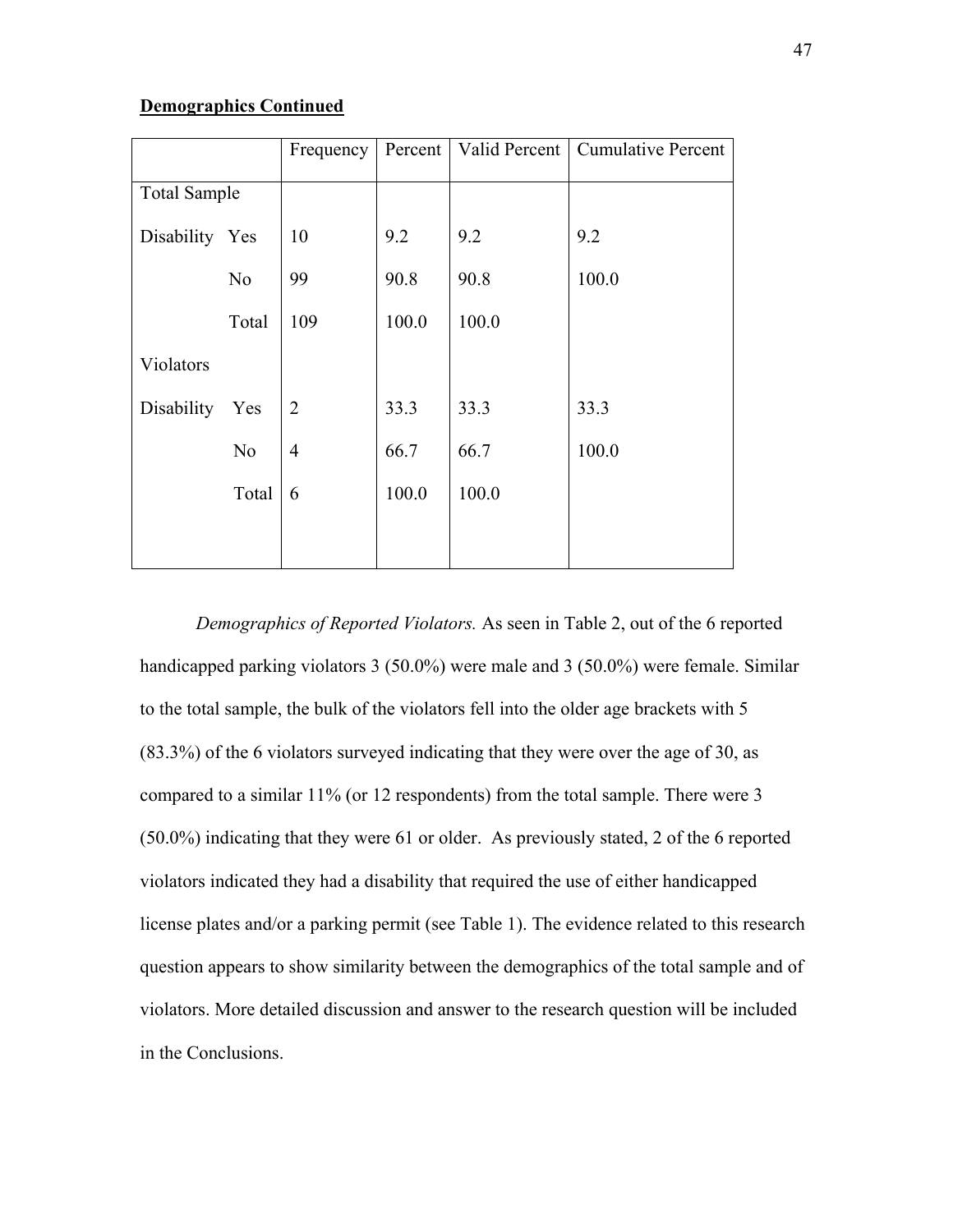**Demographics Continued**

| | | Frequency | Percent | Valid Percent | Cumulative Percent |
|---|---|---|---|---|---|
| Total Sample | | | | | |
| Disability | Yes | 10 | 9.2 | 9.2 | 9.2 |
| | No | 99 | 90.8 | 90.8 | 100.0 |
| | Total | 109 | 100.0 | 100.0 | |
| Violators | | | | | |
| Disability | Yes | 2 | 33.3 | 33.3 | 33.3 |
| | No | 4 | 66.7 | 66.7 | 100.0 |
| | Total | 6 | 100.0 | 100.0 | |

*Demographics of Reported Violators.* As seen in Table 2, out of the 6 reported handicapped parking violators 3 (50.0%) were male and 3 (50.0%) were female. Similar to the total sample, the bulk of the violators fell into the older age brackets with 5 (83.3%) of the 6 violators surveyed indicating that they were over the age of 30, as compared to a similar 11% (or 12 respondents) from the total sample. There were 3 (50.0%) indicating that they were 61 or older. As previously stated, 2 of the 6 reported violators indicated they had a disability that required the use of either handicapped license plates and/or a parking permit (see Table 1). The evidence related to this research question appears to show similarity between the demographics of the total sample and of violators. More detailed discussion and answer to the research question will be included in the Conclusions.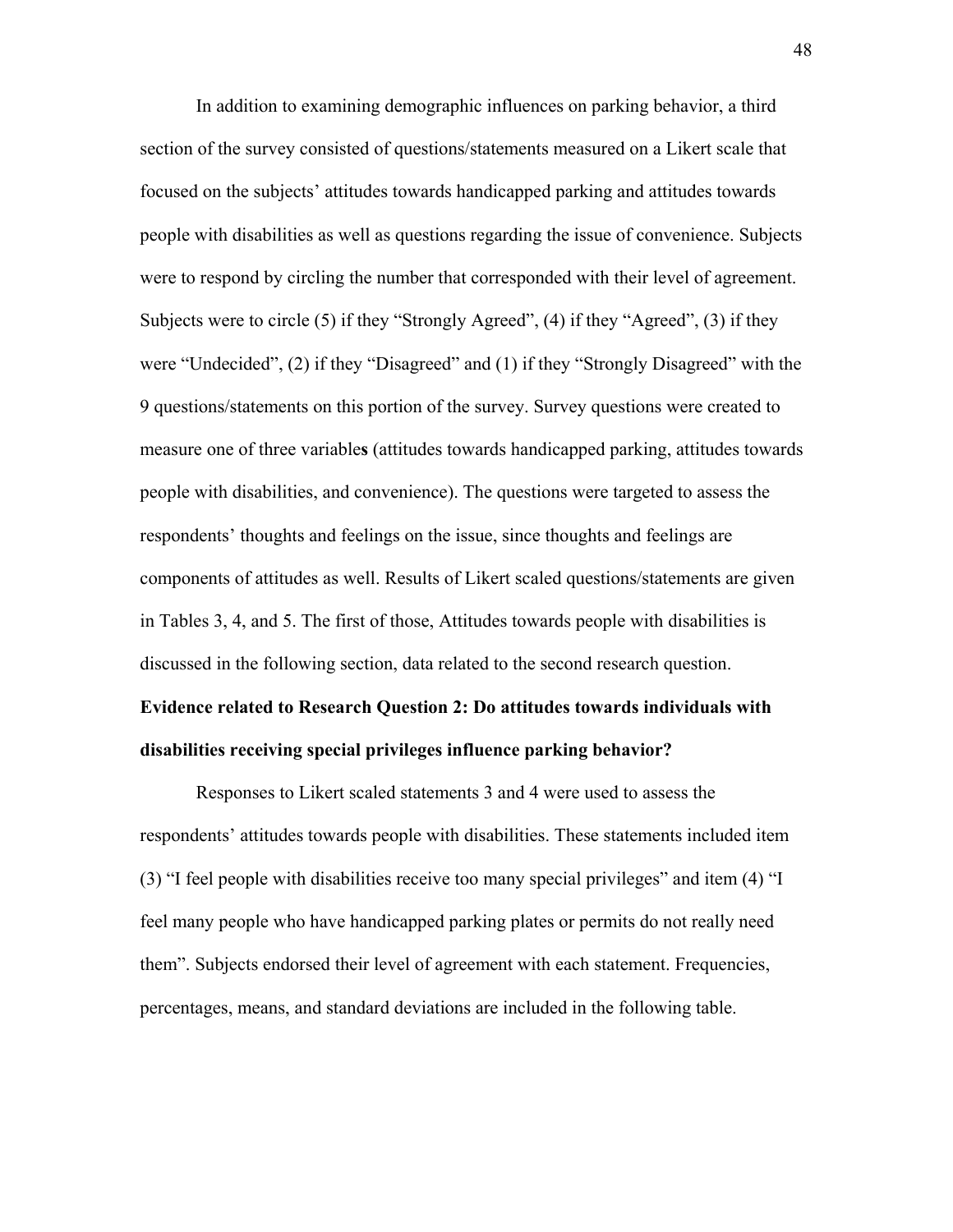In addition to examining demographic influences on parking behavior, a third section of the survey consisted of questions/statements measured on a Likert scale that focused on the subjects' attitudes towards handicapped parking and attitudes towards people with disabilities as well as questions regarding the issue of convenience. Subjects were to respond by circling the number that corresponded with their level of agreement. Subjects were to circle (5) if they "Strongly Agreed", (4) if they "Agreed", (3) if they were "Undecided", (2) if they "Disagreed" and (1) if they "Strongly Disagreed" with the 9 questions/statements on this portion of the survey. Survey questions were created to measure one of three variable**s** (attitudes towards handicapped parking, attitudes towards people with disabilities, and convenience). The questions were targeted to assess the respondents' thoughts and feelings on the issue, since thoughts and feelings are components of attitudes as well. Results of Likert scaled questions/statements are given in Tables 3, 4, and 5. The first of those, Attitudes towards people with disabilities is discussed in the following section, data related to the second research question.

**Evidence related to Research Question 2: Do attitudes towards individuals with disabilities receiving special privileges influence parking behavior?**

Responses to Likert scaled statements 3 and 4 were used to assess the respondents' attitudes towards people with disabilities. These statements included item (3) "I feel people with disabilities receive too many special privileges" and item (4) "I feel many people who have handicapped parking plates or permits do not really need them". Subjects endorsed their level of agreement with each statement. Frequencies, percentages, means, and standard deviations are included in the following table.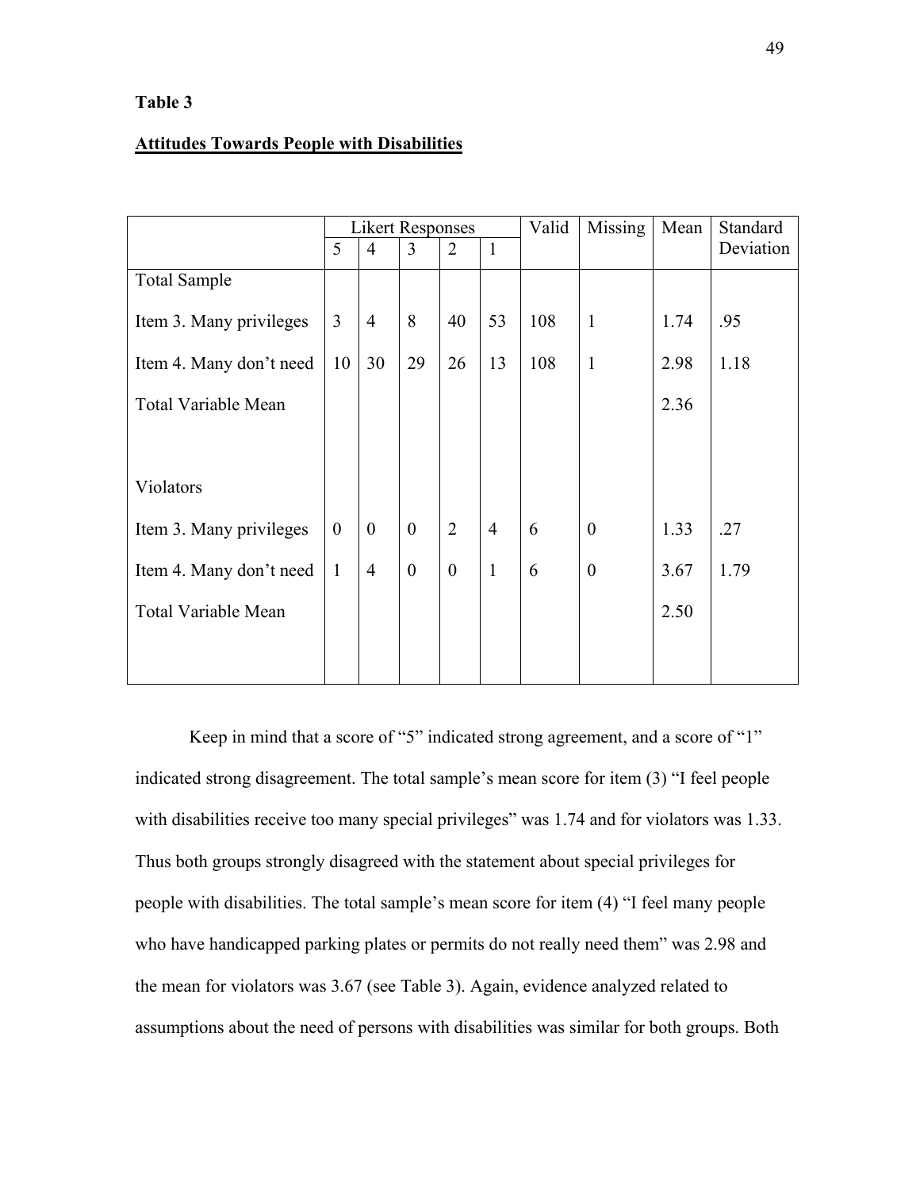**Table 3**

**<u>Attitudes Towards People with Disabilities</u>**

| | Likert Responses | | | | | Valid | Missing | Mean | Standard Deviation |
|---|---|---|---|---|---|---|---|---|---|
| | 5 | 4 | 3 | 2 | 1 | | | | |
| Total Sample | | | | | | | | | |
| Item 3. Many privileges | 3 | 4 | 8 | 40 | 53 | 108 | 1 | 1.74 | .95 |
| Item 4. Many don't need | 10 | 30 | 29 | 26 | 13 | 108 | 1 | 2.98 | 1.18 |
| Total Variable Mean | | | | | | | | 2.36 | |
| Violators | | | | | | | | | |
| Item 3. Many privileges | 0 | 0 | 0 | 2 | 4 | 6 | 0 | 1.33 | .27 |
| Item 4. Many don't need | 1 | 4 | 0 | 0 | 1 | 6 | 0 | 3.67 | 1.79 |
| Total Variable Mean | | | | | | | | 2.50 | |

Keep in mind that a score of "5" indicated strong agreement, and a score of "1" indicated strong disagreement. The total sample's mean score for item (3) "I feel people with disabilities receive too many special privileges" was 1.74 and for violators was 1.33. Thus both groups strongly disagreed with the statement about special privileges for people with disabilities. The total sample's mean score for item (4) "I feel many people who have handicapped parking plates or permits do not really need them" was 2.98 and the mean for violators was 3.67 (see Table 3). Again, evidence analyzed related to assumptions about the need of persons with disabilities was similar for both groups. Both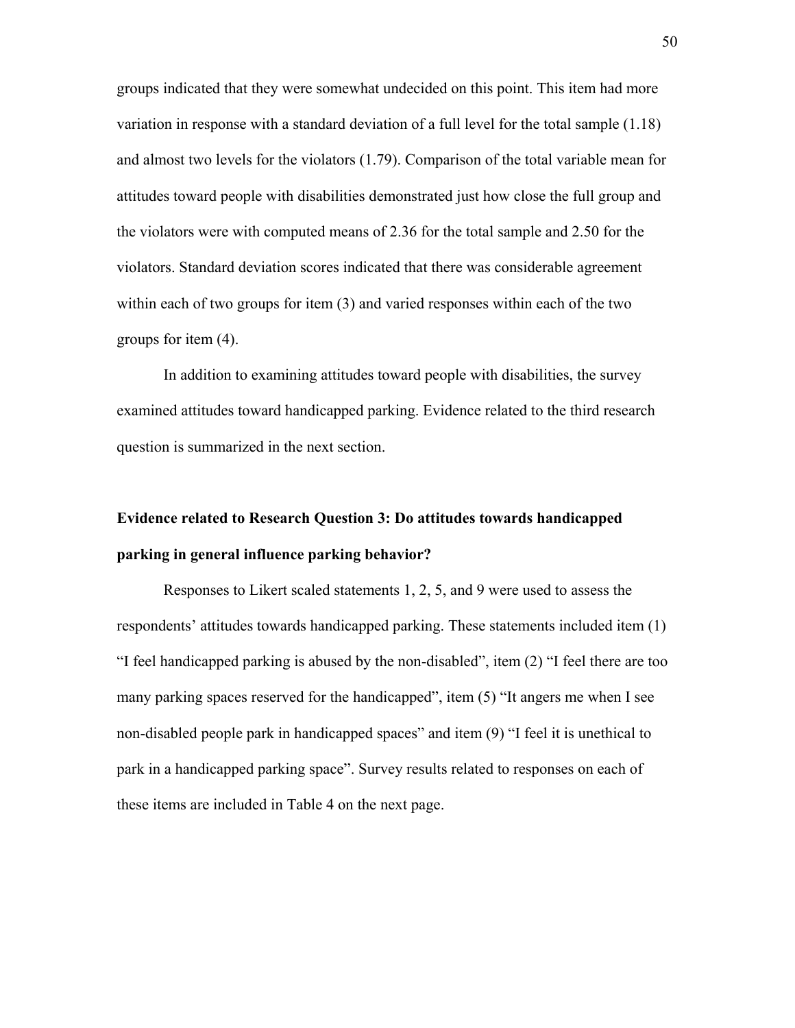groups indicated that they were somewhat undecided on this point. This item had more variation in response with a standard deviation of a full level for the total sample (1.18) and almost two levels for the violators (1.79). Comparison of the total variable mean for attitudes toward people with disabilities demonstrated just how close the full group and the violators were with computed means of 2.36 for the total sample and 2.50 for the violators. Standard deviation scores indicated that there was considerable agreement within each of two groups for item (3) and varied responses within each of the two groups for item (4).

In addition to examining attitudes toward people with disabilities, the survey examined attitudes toward handicapped parking. Evidence related to the third research question is summarized in the next section.

### Evidence related to Research Question 3: Do attitudes towards handicapped parking in general influence parking behavior?

Responses to Likert scaled statements 1, 2, 5, and 9 were used to assess the respondents' attitudes towards handicapped parking. These statements included item (1) "I feel handicapped parking is abused by the non-disabled", item (2) "I feel there are too many parking spaces reserved for the handicapped", item (5) "It angers me when I see non-disabled people park in handicapped spaces" and item (9) "I feel it is unethical to park in a handicapped parking space". Survey results related to responses on each of these items are included in Table 4 on the next page.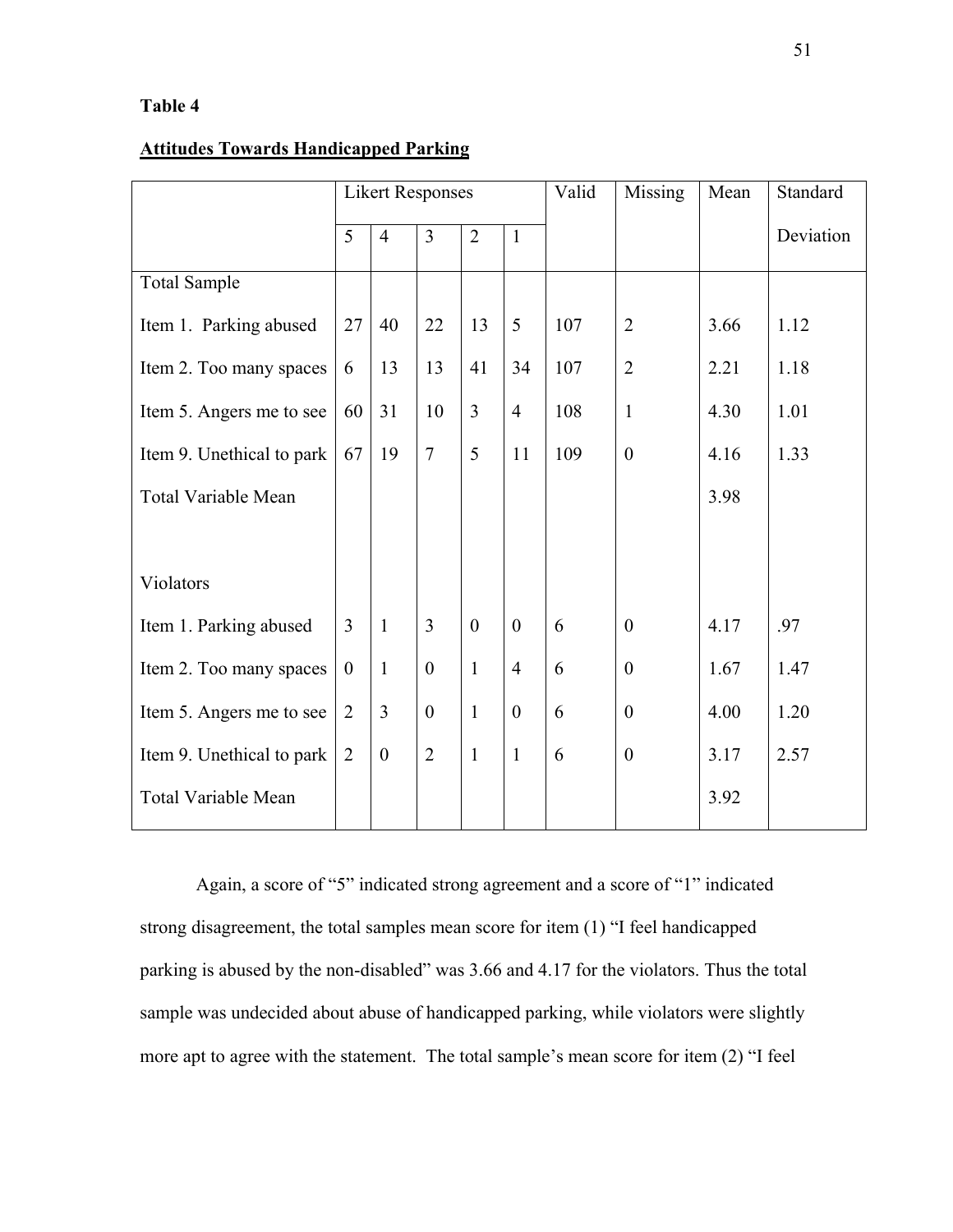**Table 4**

**<u>Attitudes Towards Handicapped Parking</u>**

| | Likert Responses | | | | | Valid | Missing | Mean | Standard Deviation |
|---|---|---|---|---|---|---|---|---|---|
| | 5 | 4 | 3 | 2 | 1 | | | | |
| Total Sample | | | | | | | | | |
| Item 1. Parking abused | 27 | 40 | 22 | 13 | 5 | 107 | 2 | 3.66 | 1.12 |
| Item 2. Too many spaces | 6 | 13 | 13 | 41 | 34 | 107 | 2 | 2.21 | 1.18 |
| Item 5. Angers me to see | 60 | 31 | 10 | 3 | 4 | 108 | 1 | 4.30 | 1.01 |
| Item 9. Unethical to park | 67 | 19 | 7 | 5 | 11 | 109 | 0 | 4.16 | 1.33 |
| Total Variable Mean | | | | | | | | 3.98 | |
| | | | | | | | | | |
| Violators | | | | | | | | | |
| Item 1. Parking abused | 3 | 1 | 3 | 0 | 0 | 6 | 0 | 4.17 | .97 |
| Item 2. Too many spaces | 0 | 1 | 0 | 1 | 4 | 6 | 0 | 1.67 | 1.47 |
| Item 5. Angers me to see | 2 | 3 | 0 | 1 | 0 | 6 | 0 | 4.00 | 1.20 |
| Item 9. Unethical to park | 2 | 0 | 2 | 1 | 1 | 6 | 0 | 3.17 | 2.57 |
| Total Variable Mean | | | | | | | | 3.92 | |

Again, a score of "5" indicated strong agreement and a score of "1" indicated strong disagreement, the total samples mean score for item (1) "I feel handicapped parking is abused by the non-disabled" was 3.66 and 4.17 for the violators. Thus the total sample was undecided about abuse of handicapped parking, while violators were slightly more apt to agree with the statement. The total sample's mean score for item (2) "I feel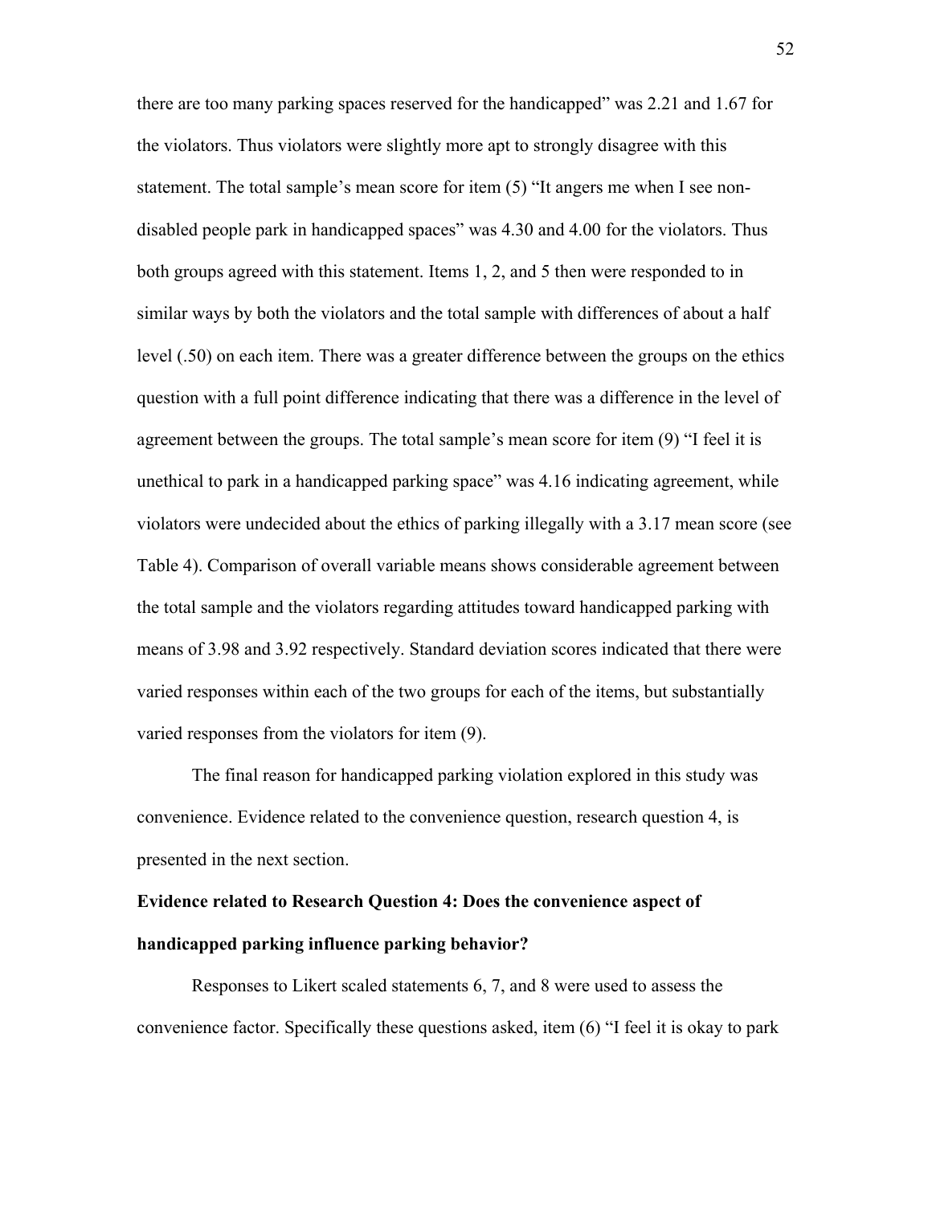there are too many parking spaces reserved for the handicapped" was 2.21 and 1.67 for the violators. Thus violators were slightly more apt to strongly disagree with this statement. The total sample's mean score for item (5) "It angers me when I see non-disabled people park in handicapped spaces" was 4.30 and 4.00 for the violators. Thus both groups agreed with this statement. Items 1, 2, and 5 then were responded to in similar ways by both the violators and the total sample with differences of about a half level (.50) on each item. There was a greater difference between the groups on the ethics question with a full point difference indicating that there was a difference in the level of agreement between the groups. The total sample's mean score for item (9) "I feel it is unethical to park in a handicapped parking space" was 4.16 indicating agreement, while violators were undecided about the ethics of parking illegally with a 3.17 mean score (see Table 4). Comparison of overall variable means shows considerable agreement between the total sample and the violators regarding attitudes toward handicapped parking with means of 3.98 and 3.92 respectively. Standard deviation scores indicated that there were varied responses within each of the two groups for each of the items, but substantially varied responses from the violators for item (9).

The final reason for handicapped parking violation explored in this study was convenience. Evidence related to the convenience question, research question 4, is presented in the next section.

**Evidence related to Research Question 4: Does the convenience aspect of handicapped parking influence parking behavior?**

Responses to Likert scaled statements 6, 7, and 8 were used to assess the convenience factor. Specifically these questions asked, item (6) "I feel it is okay to park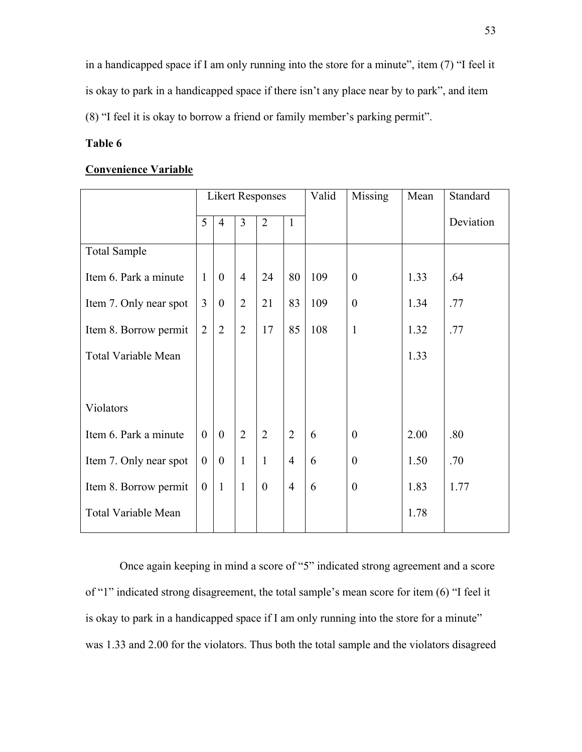in a handicapped space if I am only running into the store for a minute", item (7) "I feel it is okay to park in a handicapped space if there isn't any place near by to park", and item (8) "I feel it is okay to borrow a friend or family member's parking permit".

**Table 6**

**Convenience Variable**

| | Likert Responses | | | | | Valid | Missing | Mean | Standard Deviation |
|---|---|---|---|---|---|---|---|---|---|
| | 5 | 4 | 3 | 2 | 1 | | | | |
| Total Sample | | | | | | | | | |
| Item 6. Park a minute | 1 | 0 | 4 | 24 | 80 | 109 | 0 | 1.33 | .64 |
| Item 7. Only near spot | 3 | 0 | 2 | 21 | 83 | 109 | 0 | 1.34 | .77 |
| Item 8. Borrow permit | 2 | 2 | 2 | 17 | 85 | 108 | 1 | 1.32 | .77 |
| Total Variable Mean | | | | | | | | 1.33 | |
| Violators | | | | | | | | | |
| Item 6. Park a minute | 0 | 0 | 2 | 2 | 2 | 6 | 0 | 2.00 | .80 |
| Item 7. Only near spot | 0 | 0 | 1 | 1 | 4 | 6 | 0 | 1.50 | .70 |
| Item 8. Borrow permit | 0 | 1 | 1 | 0 | 4 | 6 | 0 | 1.83 | 1.77 |
| Total Variable Mean | | | | | | | | 1.78 | |

Once again keeping in mind a score of "5" indicated strong agreement and a score of "1" indicated strong disagreement, the total sample's mean score for item (6) "I feel it is okay to park in a handicapped space if I am only running into the store for a minute" was 1.33 and 2.00 for the violators. Thus both the total sample and the violators disagreed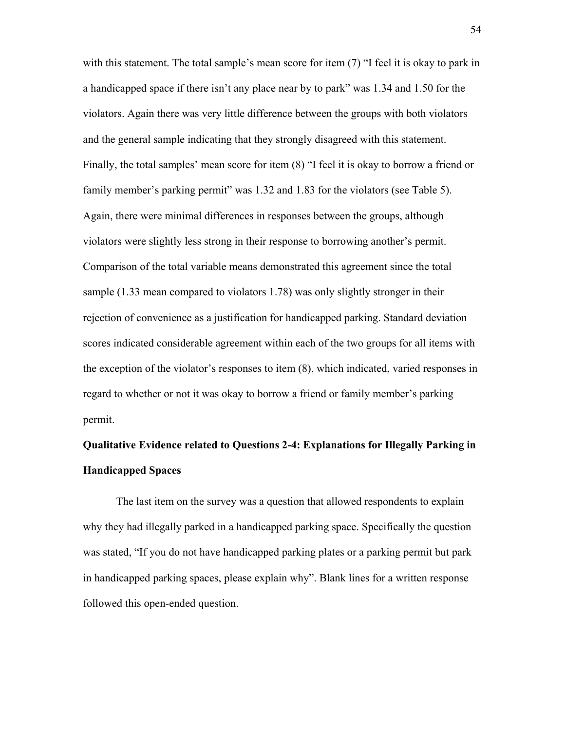with this statement. The total sample's mean score for item (7) "I feel it is okay to park in a handicapped space if there isn't any place near by to park" was 1.34 and 1.50 for the violators. Again there was very little difference between the groups with both violators and the general sample indicating that they strongly disagreed with this statement. Finally, the total samples' mean score for item (8) "I feel it is okay to borrow a friend or family member's parking permit" was 1.32 and 1.83 for the violators (see Table 5). Again, there were minimal differences in responses between the groups, although violators were slightly less strong in their response to borrowing another's permit. Comparison of the total variable means demonstrated this agreement since the total sample (1.33 mean compared to violators 1.78) was only slightly stronger in their rejection of convenience as a justification for handicapped parking. Standard deviation scores indicated considerable agreement within each of the two groups for all items with the exception of the violator's responses to item (8), which indicated, varied responses in regard to whether or not it was okay to borrow a friend or family member's parking permit.

**Qualitative Evidence related to Questions 2-4: Explanations for Illegally Parking in Handicapped Spaces**

The last item on the survey was a question that allowed respondents to explain why they had illegally parked in a handicapped parking space. Specifically the question was stated, "If you do not have handicapped parking plates or a parking permit but park in handicapped parking spaces, please explain why". Blank lines for a written response followed this open-ended question.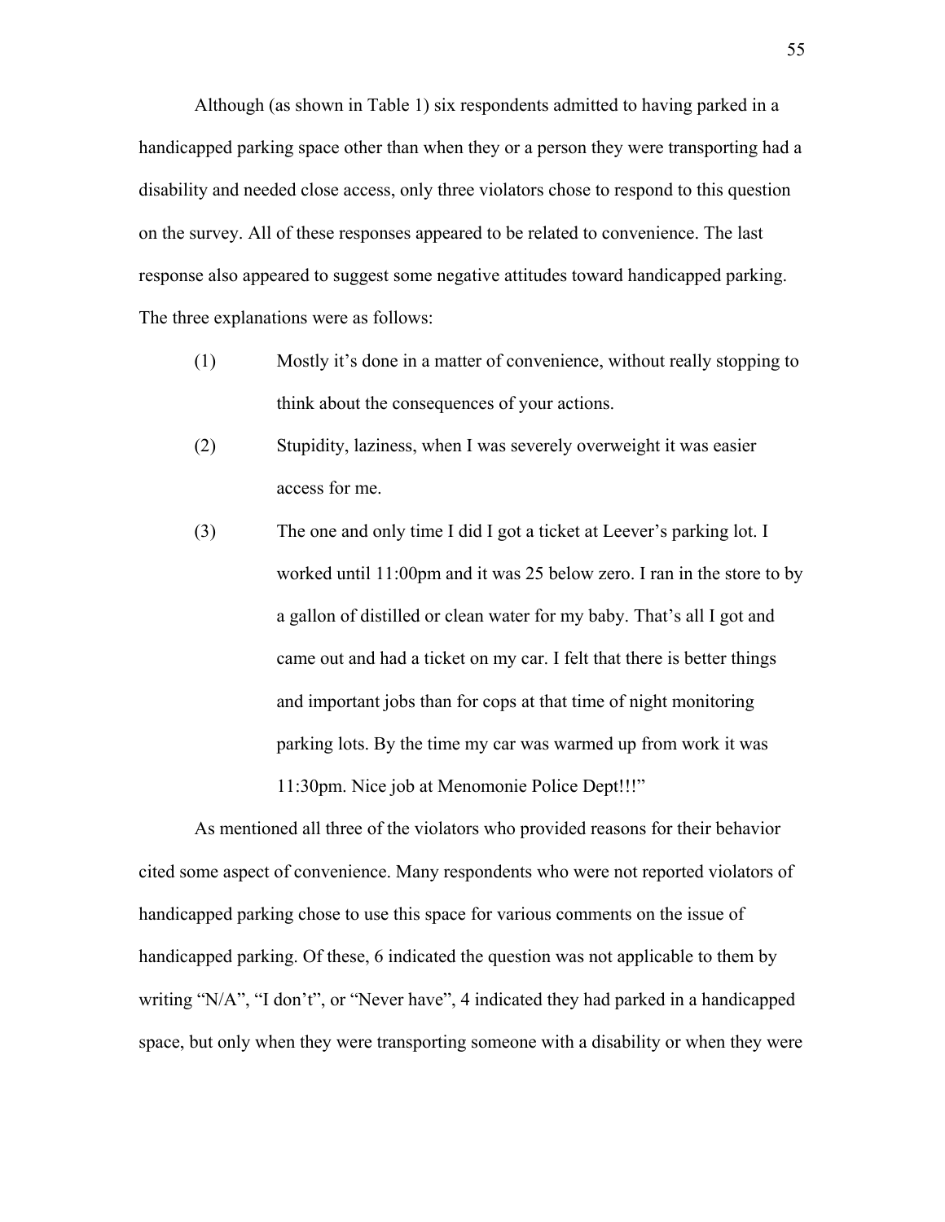Although (as shown in Table 1) six respondents admitted to having parked in a handicapped parking space other than when they or a person they were transporting had a disability and needed close access, only three violators chose to respond to this question on the survey. All of these responses appeared to be related to convenience. The last response also appeared to suggest some negative attitudes toward handicapped parking. The three explanations were as follows:

(1) Mostly it's done in a matter of convenience, without really stopping to think about the consequences of your actions.

(2) Stupidity, laziness, when I was severely overweight it was easier access for me.

(3) The one and only time I did I got a ticket at Leever's parking lot. I worked until 11:00pm and it was 25 below zero. I ran in the store to by a gallon of distilled or clean water for my baby. That's all I got and came out and had a ticket on my car. I felt that there is better things and important jobs than for cops at that time of night monitoring parking lots. By the time my car was warmed up from work it was 11:30pm. Nice job at Menomonie Police Dept!!!"

As mentioned all three of the violators who provided reasons for their behavior cited some aspect of convenience. Many respondents who were not reported violators of handicapped parking chose to use this space for various comments on the issue of handicapped parking. Of these, 6 indicated the question was not applicable to them by writing "N/A", "I don't", or "Never have", 4 indicated they had parked in a handicapped space, but only when they were transporting someone with a disability or when they were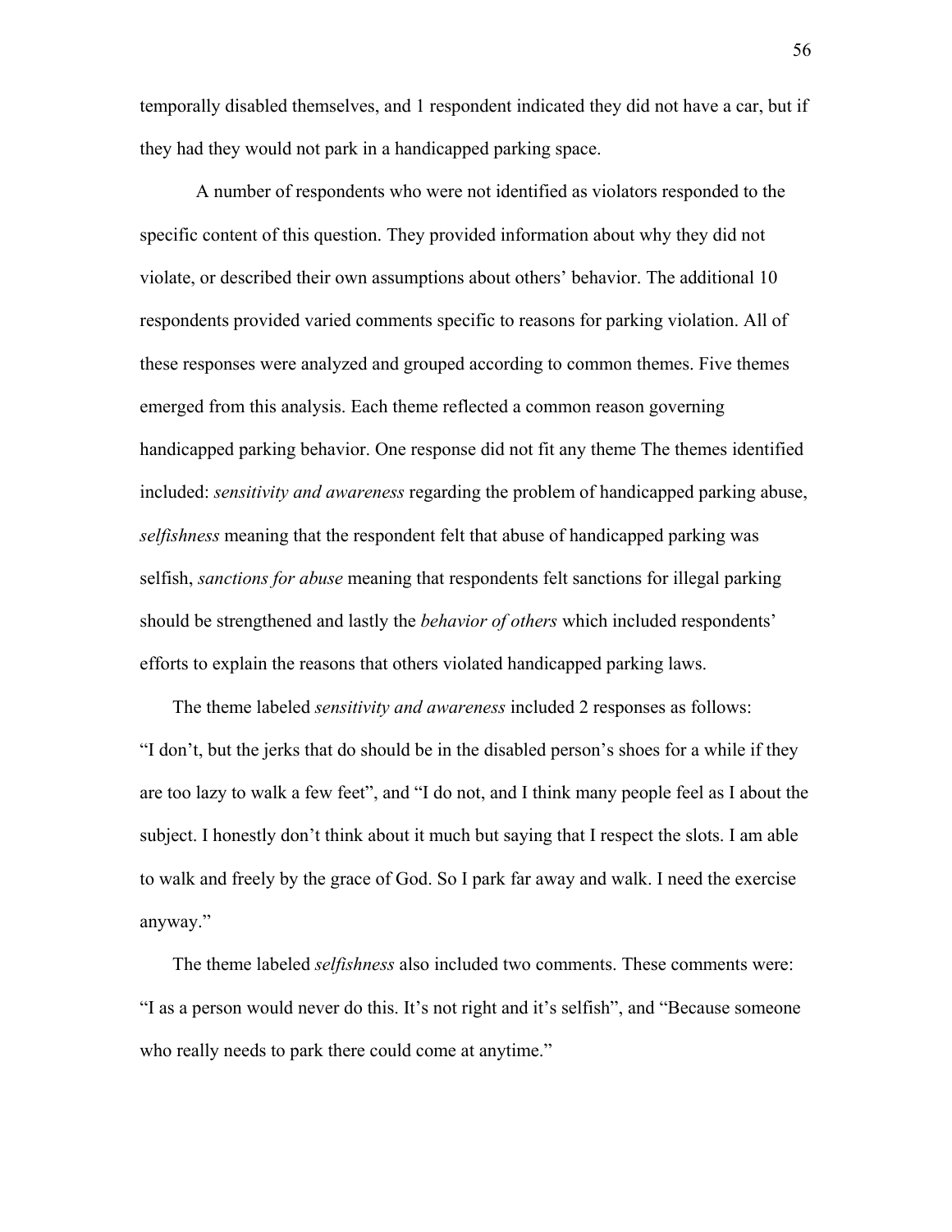temporally disabled themselves, and 1 respondent indicated they did not have a car, but if they had they would not park in a handicapped parking space.

A number of respondents who were not identified as violators responded to the specific content of this question. They provided information about why they did not violate, or described their own assumptions about others' behavior. The additional 10 respondents provided varied comments specific to reasons for parking violation. All of these responses were analyzed and grouped according to common themes. Five themes emerged from this analysis. Each theme reflected a common reason governing handicapped parking behavior. One response did not fit any theme The themes identified included: *sensitivity and awareness* regarding the problem of handicapped parking abuse, *selfishness* meaning that the respondent felt that abuse of handicapped parking was selfish, *sanctions for abuse* meaning that respondents felt sanctions for illegal parking should be strengthened and lastly the *behavior of others* which included respondents' efforts to explain the reasons that others violated handicapped parking laws.

The theme labeled *sensitivity and awareness* included 2 responses as follows: "I don't, but the jerks that do should be in the disabled person's shoes for a while if they are too lazy to walk a few feet", and "I do not, and I think many people feel as I about the subject. I honestly don't think about it much but saying that I respect the slots. I am able to walk and freely by the grace of God. So I park far away and walk. I need the exercise anyway."

The theme labeled *selfishness* also included two comments. These comments were: "I as a person would never do this. It's not right and it's selfish", and "Because someone who really needs to park there could come at anytime."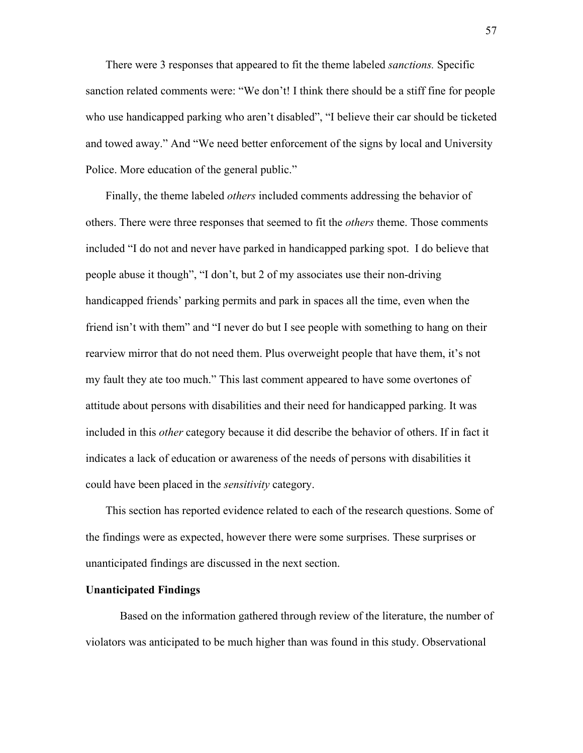There were 3 responses that appeared to fit the theme labeled *sanctions.* Specific sanction related comments were: "We don't! I think there should be a stiff fine for people who use handicapped parking who aren't disabled", "I believe their car should be ticketed and towed away." And "We need better enforcement of the signs by local and University Police. More education of the general public."

Finally, the theme labeled *others* included comments addressing the behavior of others. There were three responses that seemed to fit the *others* theme. Those comments included "I do not and never have parked in handicapped parking spot. I do believe that people abuse it though", "I don't, but 2 of my associates use their non-driving handicapped friends' parking permits and park in spaces all the time, even when the friend isn't with them" and "I never do but I see people with something to hang on their rearview mirror that do not need them. Plus overweight people that have them, it's not my fault they ate too much." This last comment appeared to have some overtones of attitude about persons with disabilities and their need for handicapped parking. It was included in this *other* category because it did describe the behavior of others. If in fact it indicates a lack of education or awareness of the needs of persons with disabilities it could have been placed in the *sensitivity* category.

This section has reported evidence related to each of the research questions. Some of the findings were as expected, however there were some surprises. These surprises or unanticipated findings are discussed in the next section.

**Unanticipated Findings**

Based on the information gathered through review of the literature, the number of violators was anticipated to be much higher than was found in this study. Observational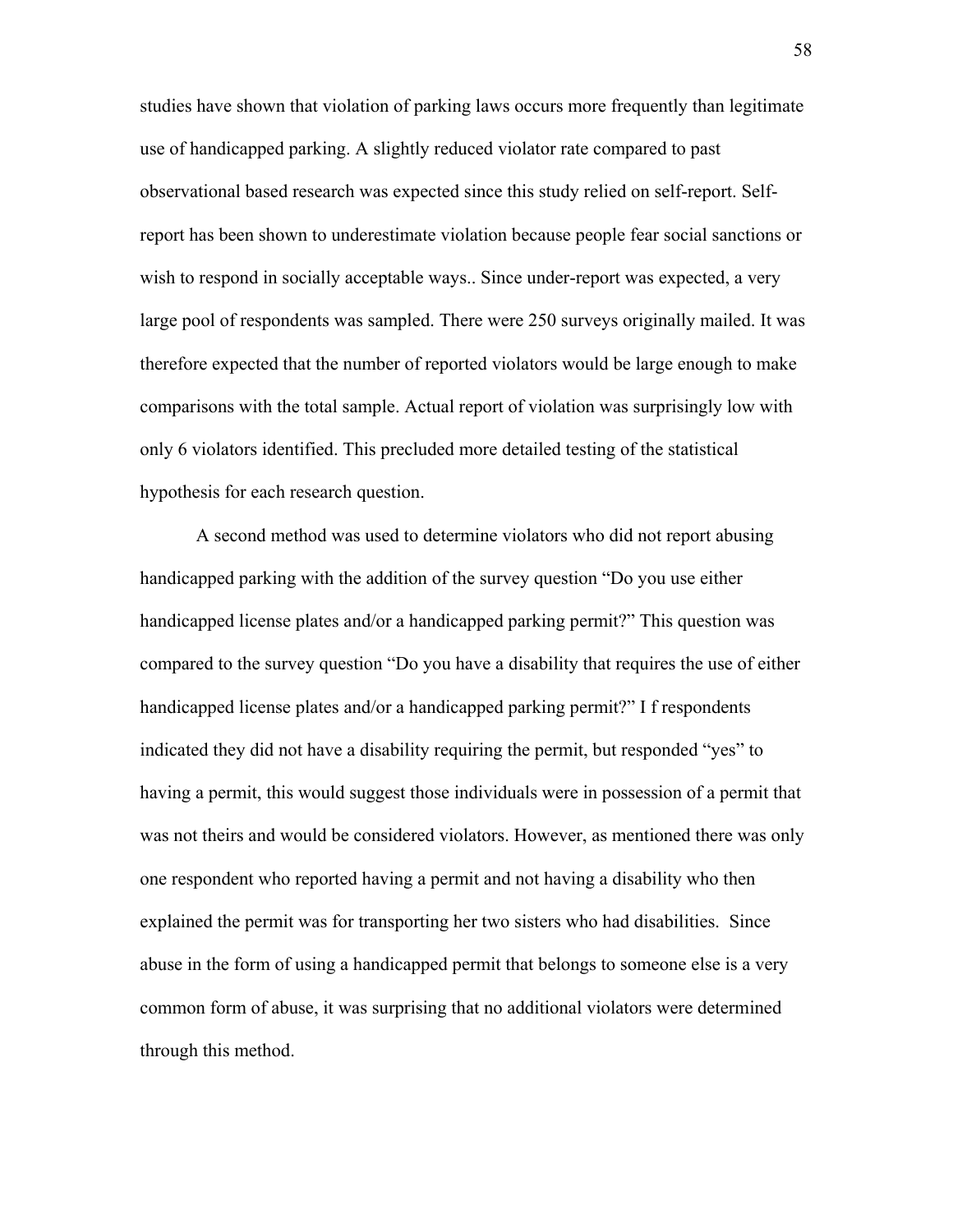studies have shown that violation of parking laws occurs more frequently than legitimate use of handicapped parking. A slightly reduced violator rate compared to past observational based research was expected since this study relied on self-report. Self-report has been shown to underestimate violation because people fear social sanctions or wish to respond in socially acceptable ways.. Since under-report was expected, a very large pool of respondents was sampled. There were 250 surveys originally mailed. It was therefore expected that the number of reported violators would be large enough to make comparisons with the total sample. Actual report of violation was surprisingly low with only 6 violators identified. This precluded more detailed testing of the statistical hypothesis for each research question.

A second method was used to determine violators who did not report abusing handicapped parking with the addition of the survey question "Do you use either handicapped license plates and/or a handicapped parking permit?" This question was compared to the survey question "Do you have a disability that requires the use of either handicapped license plates and/or a handicapped parking permit?" I f respondents indicated they did not have a disability requiring the permit, but responded "yes" to having a permit, this would suggest those individuals were in possession of a permit that was not theirs and would be considered violators. However, as mentioned there was only one respondent who reported having a permit and not having a disability who then explained the permit was for transporting her two sisters who had disabilities. Since abuse in the form of using a handicapped permit that belongs to someone else is a very common form of abuse, it was surprising that no additional violators were determined through this method.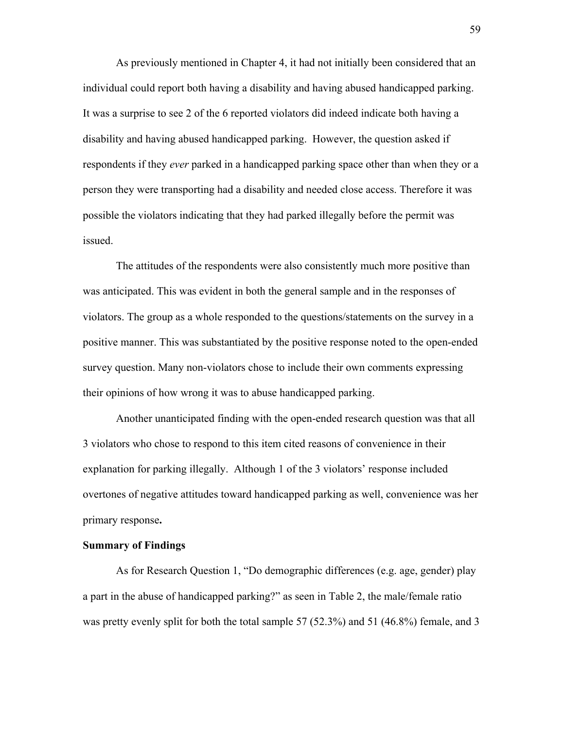As previously mentioned in Chapter 4, it had not initially been considered that an individual could report both having a disability and having abused handicapped parking. It was a surprise to see 2 of the 6 reported violators did indeed indicate both having a disability and having abused handicapped parking. However, the question asked if respondents if they *ever* parked in a handicapped parking space other than when they or a person they were transporting had a disability and needed close access. Therefore it was possible the violators indicating that they had parked illegally before the permit was issued.

The attitudes of the respondents were also consistently much more positive than was anticipated. This was evident in both the general sample and in the responses of violators. The group as a whole responded to the questions/statements on the survey in a positive manner. This was substantiated by the positive response noted to the open-ended survey question. Many non-violators chose to include their own comments expressing their opinions of how wrong it was to abuse handicapped parking.

Another unanticipated finding with the open-ended research question was that all 3 violators who chose to respond to this item cited reasons of convenience in their explanation for parking illegally. Although 1 of the 3 violators' response included overtones of negative attitudes toward handicapped parking as well, convenience was her primary response**.**

**Summary of Findings**

As for Research Question 1, "Do demographic differences (e.g. age, gender) play a part in the abuse of handicapped parking?" as seen in Table 2, the male/female ratio was pretty evenly split for both the total sample 57 (52.3%) and 51 (46.8%) female, and 3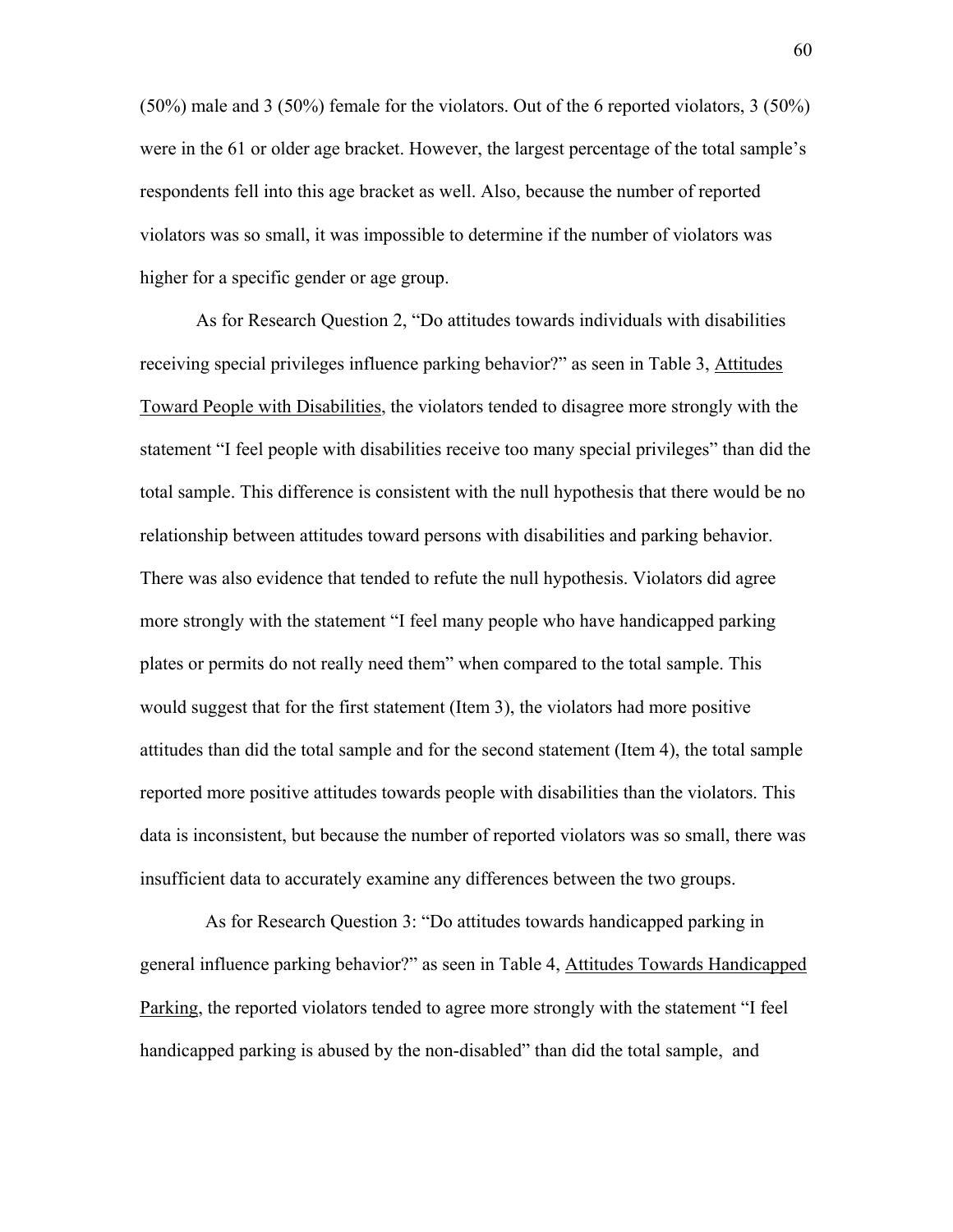(50%) male and 3 (50%) female for the violators. Out of the 6 reported violators, 3 (50%) were in the 61 or older age bracket. However, the largest percentage of the total sample's respondents fell into this age bracket as well. Also, because the number of reported violators was so small, it was impossible to determine if the number of violators was higher for a specific gender or age group.

As for Research Question 2, "Do attitudes towards individuals with disabilities receiving special privileges influence parking behavior?" as seen in Table 3, Attitudes Toward People with Disabilities, the violators tended to disagree more strongly with the statement "I feel people with disabilities receive too many special privileges" than did the total sample. This difference is consistent with the null hypothesis that there would be no relationship between attitudes toward persons with disabilities and parking behavior. There was also evidence that tended to refute the null hypothesis. Violators did agree more strongly with the statement "I feel many people who have handicapped parking plates or permits do not really need them" when compared to the total sample. This would suggest that for the first statement (Item 3), the violators had more positive attitudes than did the total sample and for the second statement (Item 4), the total sample reported more positive attitudes towards people with disabilities than the violators. This data is inconsistent, but because the number of reported violators was so small, there was insufficient data to accurately examine any differences between the two groups.

As for Research Question 3: "Do attitudes towards handicapped parking in general influence parking behavior?" as seen in Table 4, Attitudes Towards Handicapped Parking, the reported violators tended to agree more strongly with the statement "I feel handicapped parking is abused by the non-disabled" than did the total sample, and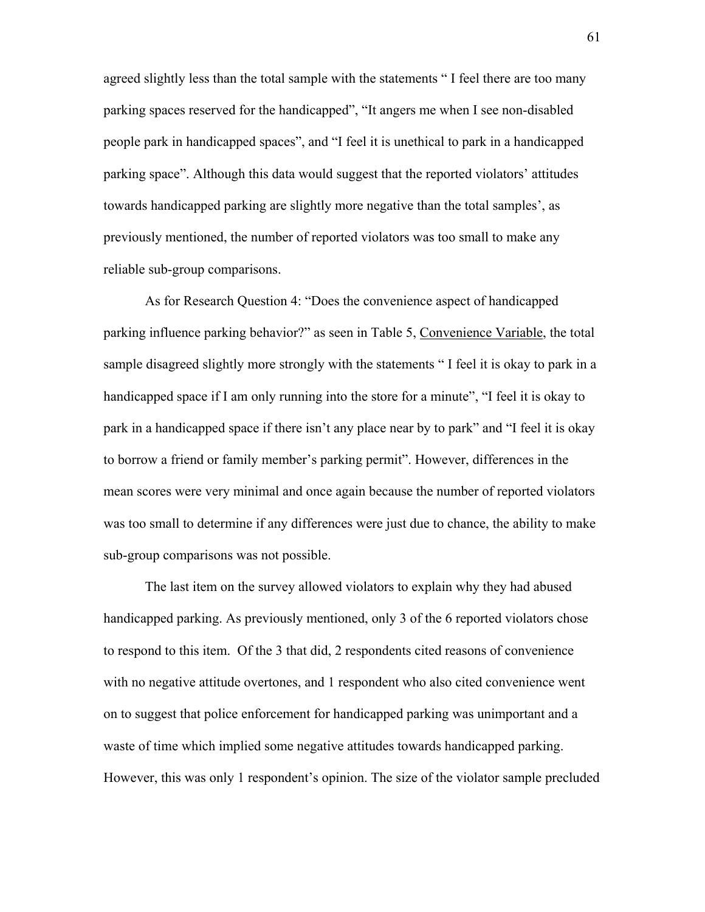agreed slightly less than the total sample with the statements " I feel there are too many parking spaces reserved for the handicapped", "It angers me when I see non-disabled people park in handicapped spaces", and "I feel it is unethical to park in a handicapped parking space". Although this data would suggest that the reported violators' attitudes towards handicapped parking are slightly more negative than the total samples', as previously mentioned, the number of reported violators was too small to make any reliable sub-group comparisons.

As for Research Question 4: "Does the convenience aspect of handicapped parking influence parking behavior?" as seen in Table 5, <u>Convenience Variable</u>, the total sample disagreed slightly more strongly with the statements " I feel it is okay to park in a handicapped space if I am only running into the store for a minute", "I feel it is okay to park in a handicapped space if there isn't any place near by to park" and "I feel it is okay to borrow a friend or family member's parking permit". However, differences in the mean scores were very minimal and once again because the number of reported violators was too small to determine if any differences were just due to chance, the ability to make sub-group comparisons was not possible.

The last item on the survey allowed violators to explain why they had abused handicapped parking. As previously mentioned, only 3 of the 6 reported violators chose to respond to this item. Of the 3 that did, 2 respondents cited reasons of convenience with no negative attitude overtones, and 1 respondent who also cited convenience went on to suggest that police enforcement for handicapped parking was unimportant and a waste of time which implied some negative attitudes towards handicapped parking. However, this was only 1 respondent's opinion. The size of the violator sample precluded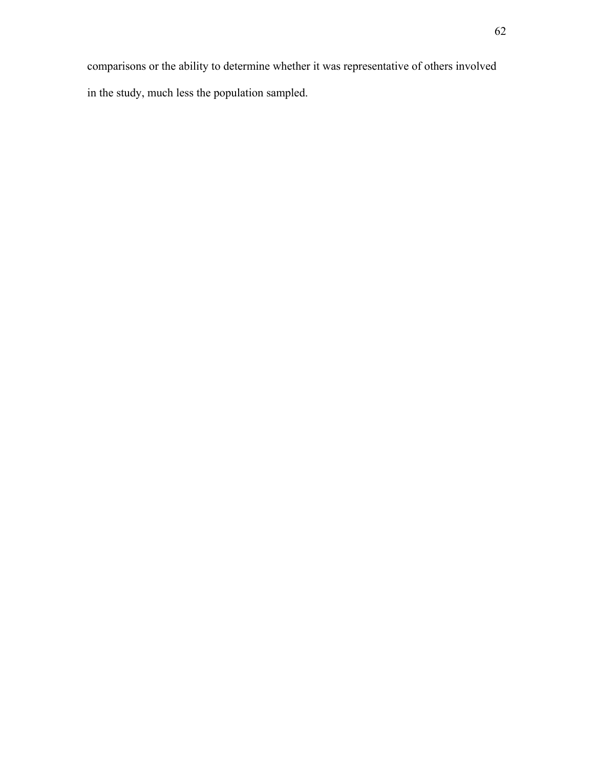comparisons or the ability to determine whether it was representative of others involved in the study, much less the population sampled.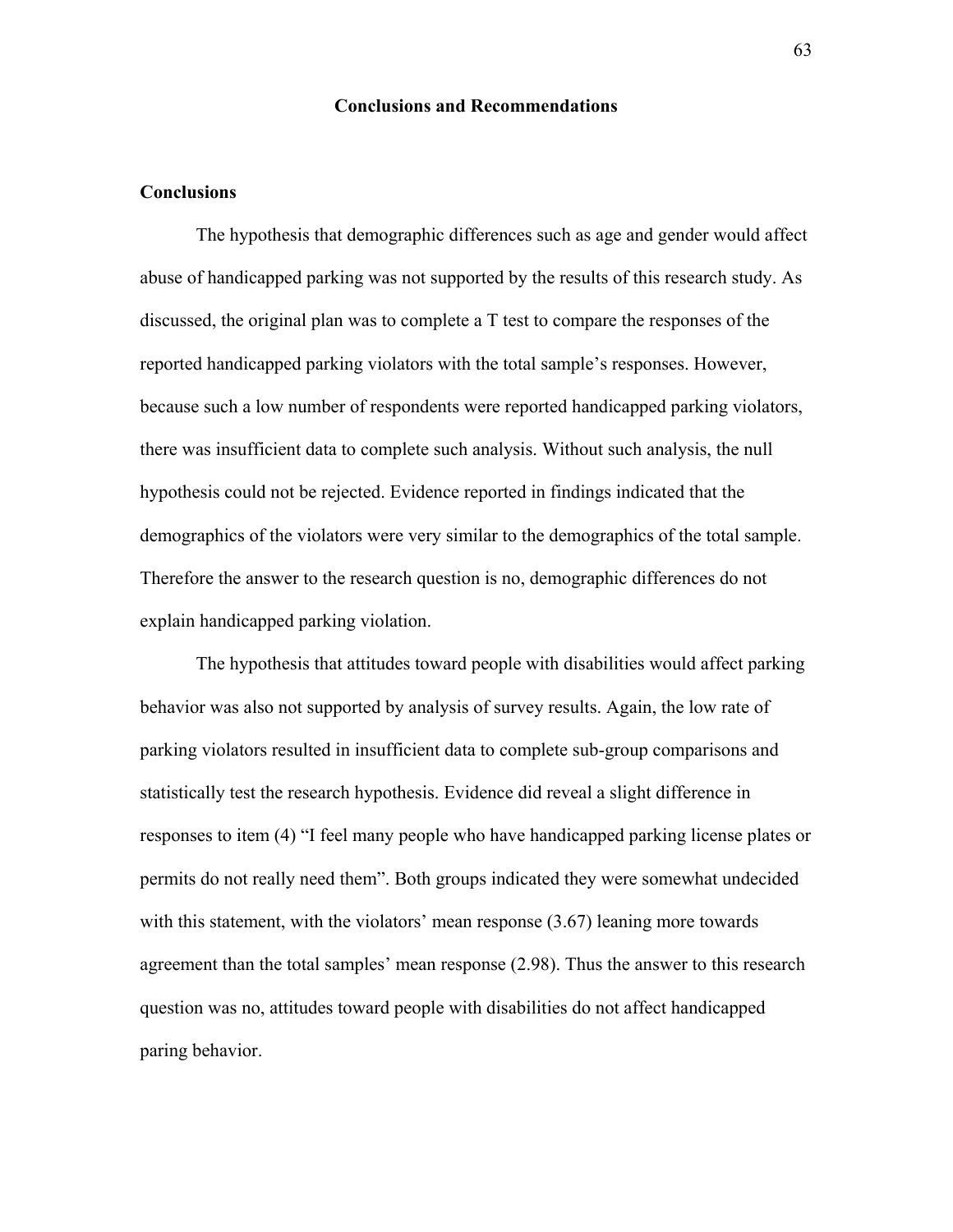## Conclusions and Recommendations

### Conclusions

The hypothesis that demographic differences such as age and gender would affect abuse of handicapped parking was not supported by the results of this research study. As discussed, the original plan was to complete a T test to compare the responses of the reported handicapped parking violators with the total sample's responses. However, because such a low number of respondents were reported handicapped parking violators, there was insufficient data to complete such analysis. Without such analysis, the null hypothesis could not be rejected. Evidence reported in findings indicated that the demographics of the violators were very similar to the demographics of the total sample. Therefore the answer to the research question is no, demographic differences do not explain handicapped parking violation.

The hypothesis that attitudes toward people with disabilities would affect parking behavior was also not supported by analysis of survey results. Again, the low rate of parking violators resulted in insufficient data to complete sub-group comparisons and statistically test the research hypothesis. Evidence did reveal a slight difference in responses to item (4) "I feel many people who have handicapped parking license plates or permits do not really need them". Both groups indicated they were somewhat undecided with this statement, with the violators' mean response (3.67) leaning more towards agreement than the total samples' mean response (2.98). Thus the answer to this research question was no, attitudes toward people with disabilities do not affect handicapped paring behavior.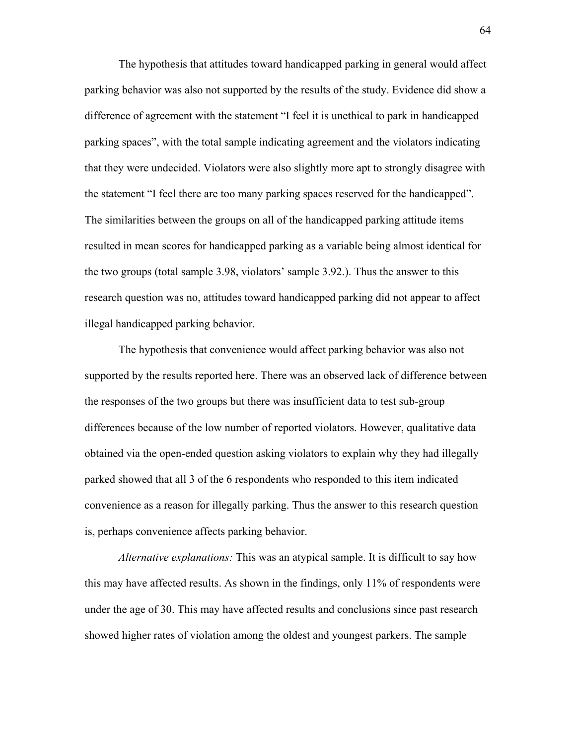The hypothesis that attitudes toward handicapped parking in general would affect parking behavior was also not supported by the results of the study. Evidence did show a difference of agreement with the statement “I feel it is unethical to park in handicapped parking spaces”, with the total sample indicating agreement and the violators indicating that they were undecided. Violators were also slightly more apt to strongly disagree with the statement “I feel there are too many parking spaces reserved for the handicapped”. The similarities between the groups on all of the handicapped parking attitude items resulted in mean scores for handicapped parking as a variable being almost identical for the two groups (total sample 3.98, violators’ sample 3.92.). Thus the answer to this research question was no, attitudes toward handicapped parking did not appear to affect illegal handicapped parking behavior.

The hypothesis that convenience would affect parking behavior was also not supported by the results reported here. There was an observed lack of difference between the responses of the two groups but there was insufficient data to test sub-group differences because of the low number of reported violators. However, qualitative data obtained via the open-ended question asking violators to explain why they had illegally parked showed that all 3 of the 6 respondents who responded to this item indicated convenience as a reason for illegally parking. Thus the answer to this research question is, perhaps convenience affects parking behavior.

*Alternative explanations:* This was an atypical sample. It is difficult to say how this may have affected results. As shown in the findings, only 11% of respondents were under the age of 30. This may have affected results and conclusions since past research showed higher rates of violation among the oldest and youngest parkers. The sample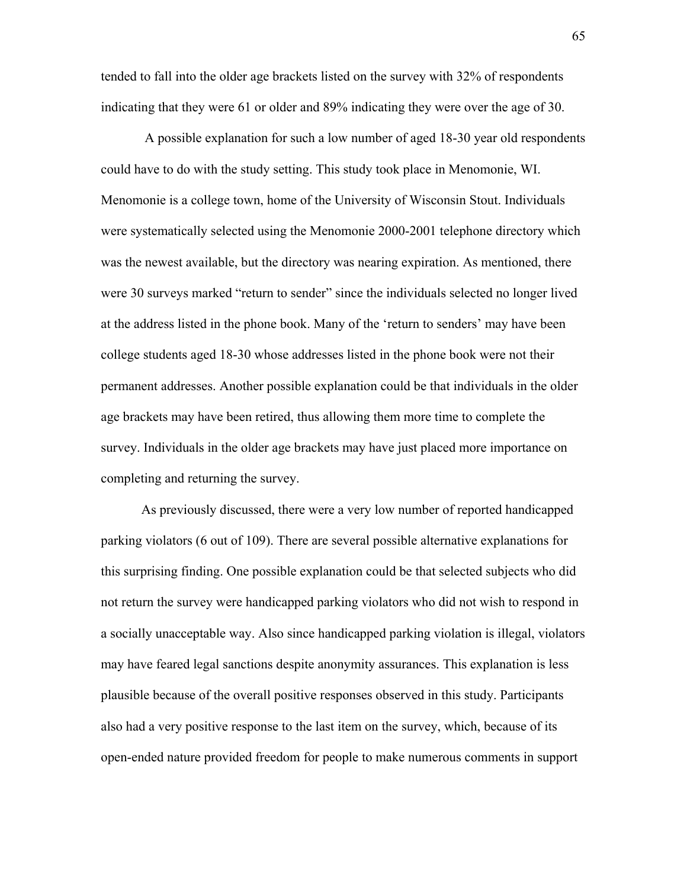tended to fall into the older age brackets listed on the survey with 32% of respondents indicating that they were 61 or older and 89% indicating they were over the age of 30.

A possible explanation for such a low number of aged 18-30 year old respondents could have to do with the study setting. This study took place in Menomonie, WI. Menomonie is a college town, home of the University of Wisconsin Stout. Individuals were systematically selected using the Menomonie 2000-2001 telephone directory which was the newest available, but the directory was nearing expiration. As mentioned, there were 30 surveys marked "return to sender" since the individuals selected no longer lived at the address listed in the phone book. Many of the 'return to senders' may have been college students aged 18-30 whose addresses listed in the phone book were not their permanent addresses. Another possible explanation could be that individuals in the older age brackets may have been retired, thus allowing them more time to complete the survey. Individuals in the older age brackets may have just placed more importance on completing and returning the survey.

As previously discussed, there were a very low number of reported handicapped parking violators (6 out of 109). There are several possible alternative explanations for this surprising finding. One possible explanation could be that selected subjects who did not return the survey were handicapped parking violators who did not wish to respond in a socially unacceptable way. Also since handicapped parking violation is illegal, violators may have feared legal sanctions despite anonymity assurances. This explanation is less plausible because of the overall positive responses observed in this study. Participants also had a very positive response to the last item on the survey, which, because of its open-ended nature provided freedom for people to make numerous comments in support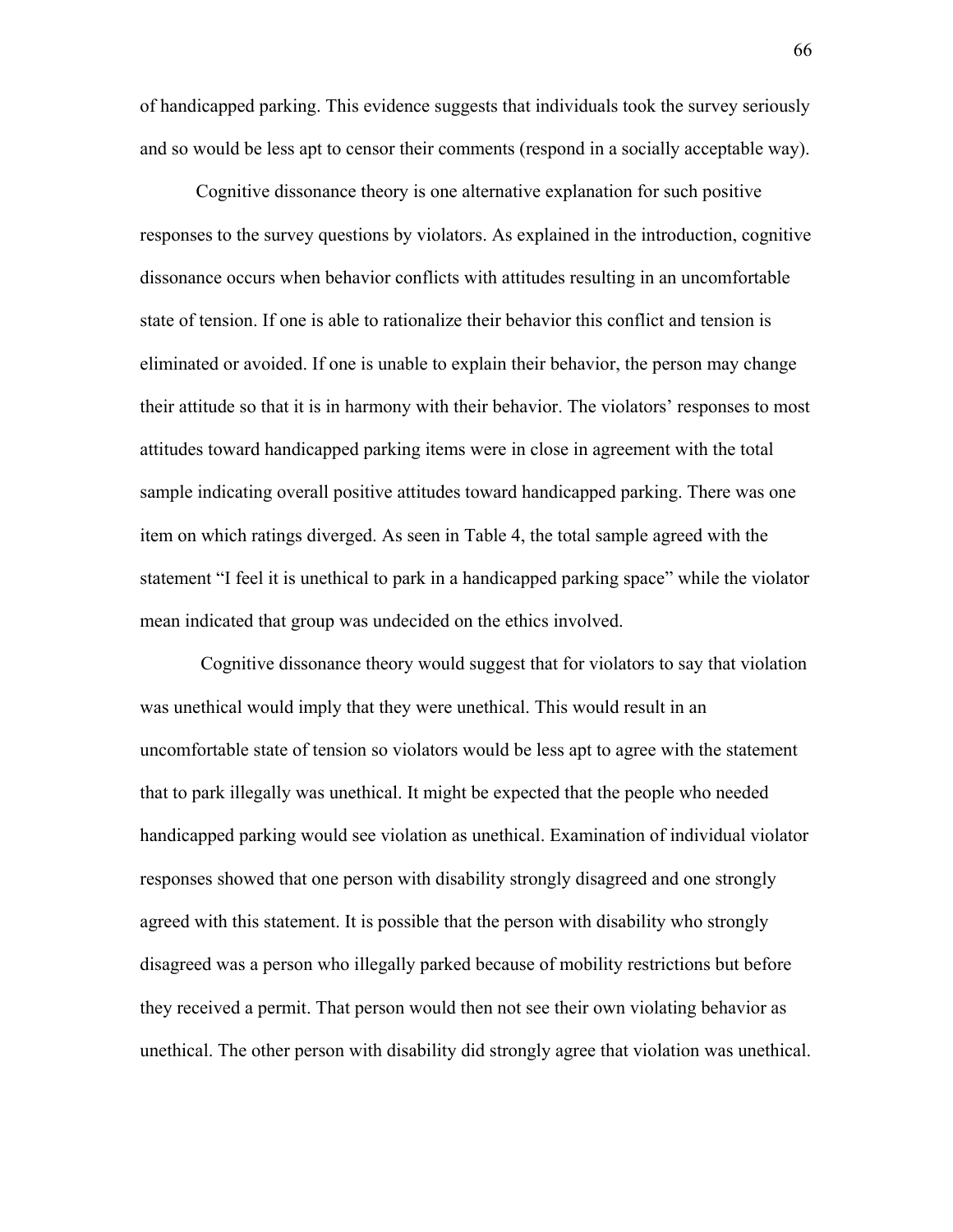of handicapped parking. This evidence suggests that individuals took the survey seriously and so would be less apt to censor their comments (respond in a socially acceptable way).

Cognitive dissonance theory is one alternative explanation for such positive responses to the survey questions by violators. As explained in the introduction, cognitive dissonance occurs when behavior conflicts with attitudes resulting in an uncomfortable state of tension. If one is able to rationalize their behavior this conflict and tension is eliminated or avoided. If one is unable to explain their behavior, the person may change their attitude so that it is in harmony with their behavior. The violators' responses to most attitudes toward handicapped parking items were in close in agreement with the total sample indicating overall positive attitudes toward handicapped parking. There was one item on which ratings diverged. As seen in Table 4, the total sample agreed with the statement "I feel it is unethical to park in a handicapped parking space" while the violator mean indicated that group was undecided on the ethics involved.

Cognitive dissonance theory would suggest that for violators to say that violation was unethical would imply that they were unethical. This would result in an uncomfortable state of tension so violators would be less apt to agree with the statement that to park illegally was unethical. It might be expected that the people who needed handicapped parking would see violation as unethical. Examination of individual violator responses showed that one person with disability strongly disagreed and one strongly agreed with this statement. It is possible that the person with disability who strongly disagreed was a person who illegally parked because of mobility restrictions but before they received a permit. That person would then not see their own violating behavior as unethical. The other person with disability did strongly agree that violation was unethical.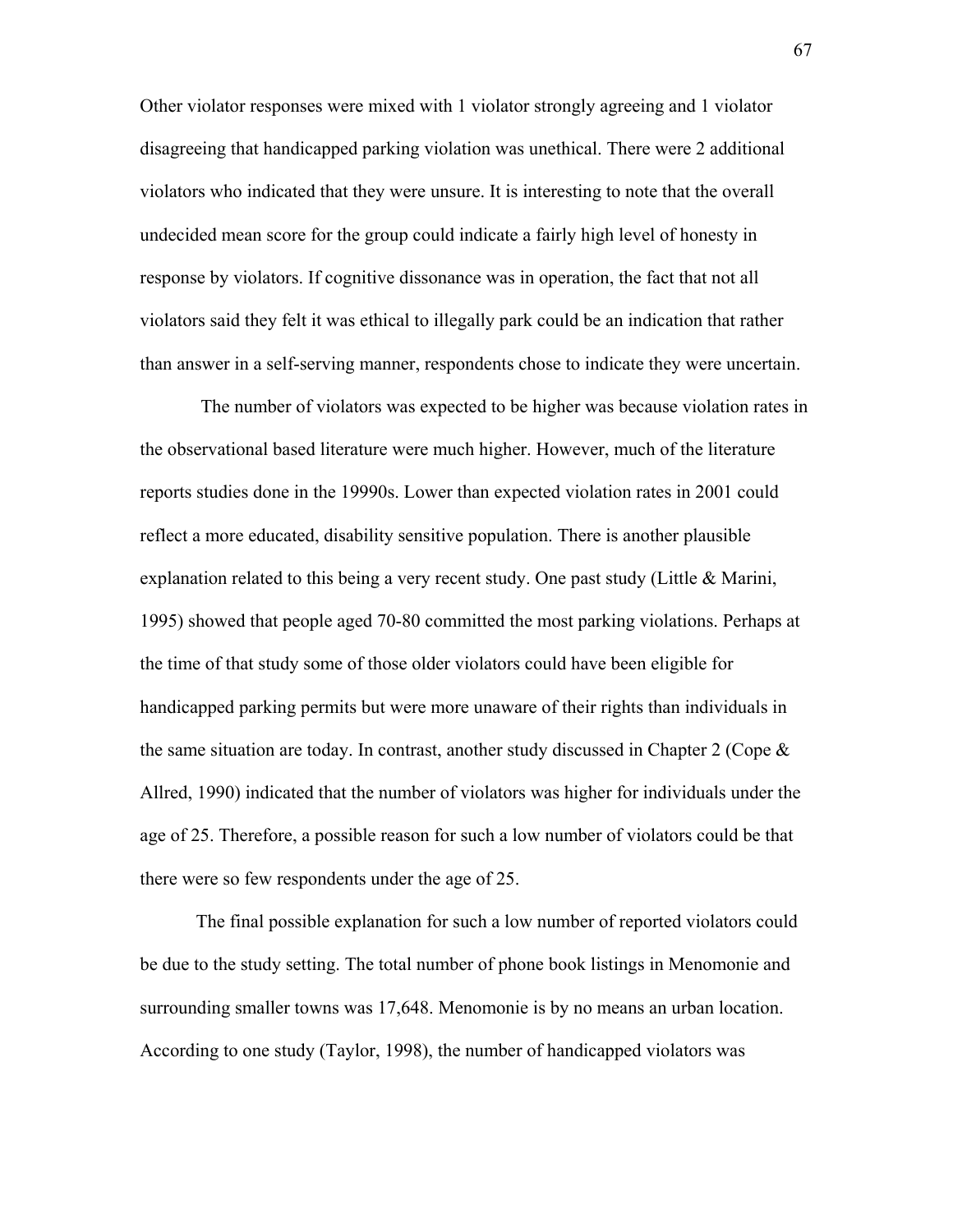Other violator responses were mixed with 1 violator strongly agreeing and 1 violator disagreeing that handicapped parking violation was unethical. There were 2 additional violators who indicated that they were unsure. It is interesting to note that the overall undecided mean score for the group could indicate a fairly high level of honesty in response by violators. If cognitive dissonance was in operation, the fact that not all violators said they felt it was ethical to illegally park could be an indication that rather than answer in a self-serving manner, respondents chose to indicate they were uncertain.

The number of violators was expected to be higher was because violation rates in the observational based literature were much higher. However, much of the literature reports studies done in the 19990s. Lower than expected violation rates in 2001 could reflect a more educated, disability sensitive population. There is another plausible explanation related to this being a very recent study. One past study (Little & Marini, 1995) showed that people aged 70-80 committed the most parking violations. Perhaps at the time of that study some of those older violators could have been eligible for handicapped parking permits but were more unaware of their rights than individuals in the same situation are today. In contrast, another study discussed in Chapter 2 (Cope & Allred, 1990) indicated that the number of violators was higher for individuals under the age of 25. Therefore, a possible reason for such a low number of violators could be that there were so few respondents under the age of 25.

The final possible explanation for such a low number of reported violators could be due to the study setting. The total number of phone book listings in Menomonie and surrounding smaller towns was 17,648. Menomonie is by no means an urban location. According to one study (Taylor, 1998), the number of handicapped violators was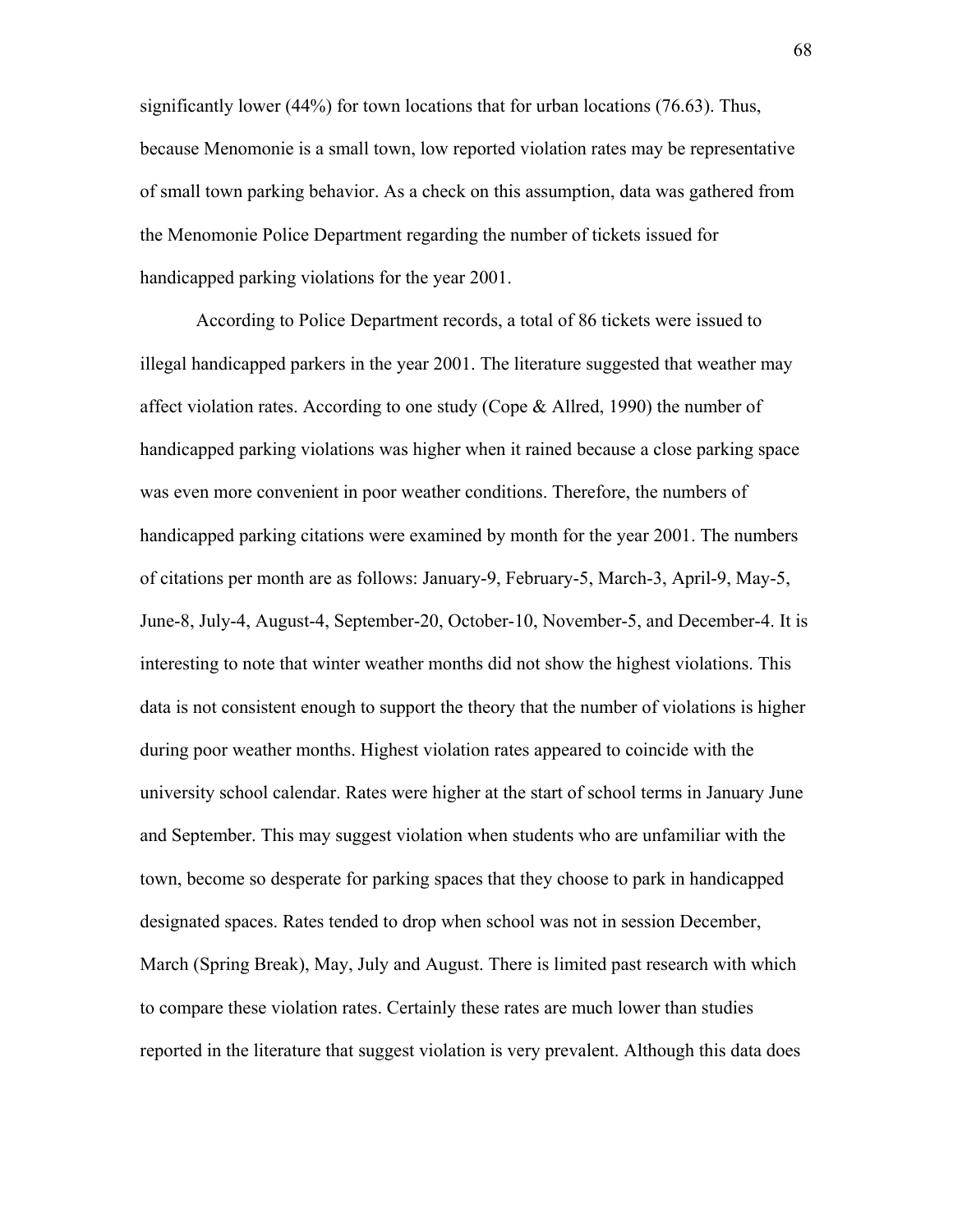significantly lower (44%) for town locations that for urban locations (76.63). Thus, because Menomonie is a small town, low reported violation rates may be representative of small town parking behavior. As a check on this assumption, data was gathered from the Menomonie Police Department regarding the number of tickets issued for handicapped parking violations for the year 2001.

According to Police Department records, a total of 86 tickets were issued to illegal handicapped parkers in the year 2001. The literature suggested that weather may affect violation rates. According to one study (Cope & Allred, 1990) the number of handicapped parking violations was higher when it rained because a close parking space was even more convenient in poor weather conditions. Therefore, the numbers of handicapped parking citations were examined by month for the year 2001. The numbers of citations per month are as follows: January-9, February-5, March-3, April-9, May-5, June-8, July-4, August-4, September-20, October-10, November-5, and December-4. It is interesting to note that winter weather months did not show the highest violations. This data is not consistent enough to support the theory that the number of violations is higher during poor weather months. Highest violation rates appeared to coincide with the university school calendar. Rates were higher at the start of school terms in January June and September. This may suggest violation when students who are unfamiliar with the town, become so desperate for parking spaces that they choose to park in handicapped designated spaces. Rates tended to drop when school was not in session December, March (Spring Break), May, July and August. There is limited past research with which to compare these violation rates. Certainly these rates are much lower than studies reported in the literature that suggest violation is very prevalent. Although this data does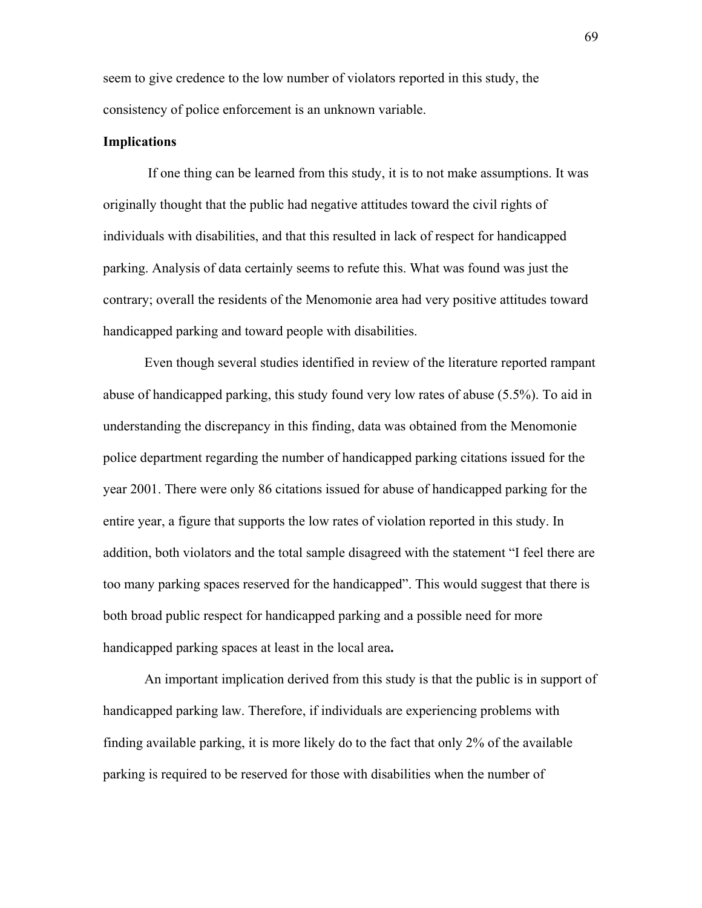seem to give credence to the low number of violators reported in this study, the consistency of police enforcement is an unknown variable.

**Implications**

If one thing can be learned from this study, it is to not make assumptions. It was originally thought that the public had negative attitudes toward the civil rights of individuals with disabilities, and that this resulted in lack of respect for handicapped parking. Analysis of data certainly seems to refute this. What was found was just the contrary; overall the residents of the Menomonie area had very positive attitudes toward handicapped parking and toward people with disabilities.

Even though several studies identified in review of the literature reported rampant abuse of handicapped parking, this study found very low rates of abuse (5.5%). To aid in understanding the discrepancy in this finding, data was obtained from the Menomonie police department regarding the number of handicapped parking citations issued for the year 2001. There were only 86 citations issued for abuse of handicapped parking for the entire year, a figure that supports the low rates of violation reported in this study. In addition, both violators and the total sample disagreed with the statement "I feel there are too many parking spaces reserved for the handicapped". This would suggest that there is both broad public respect for handicapped parking and a possible need for more handicapped parking spaces at least in the local area**.**

An important implication derived from this study is that the public is in support of handicapped parking law. Therefore, if individuals are experiencing problems with finding available parking, it is more likely do to the fact that only 2% of the available parking is required to be reserved for those with disabilities when the number of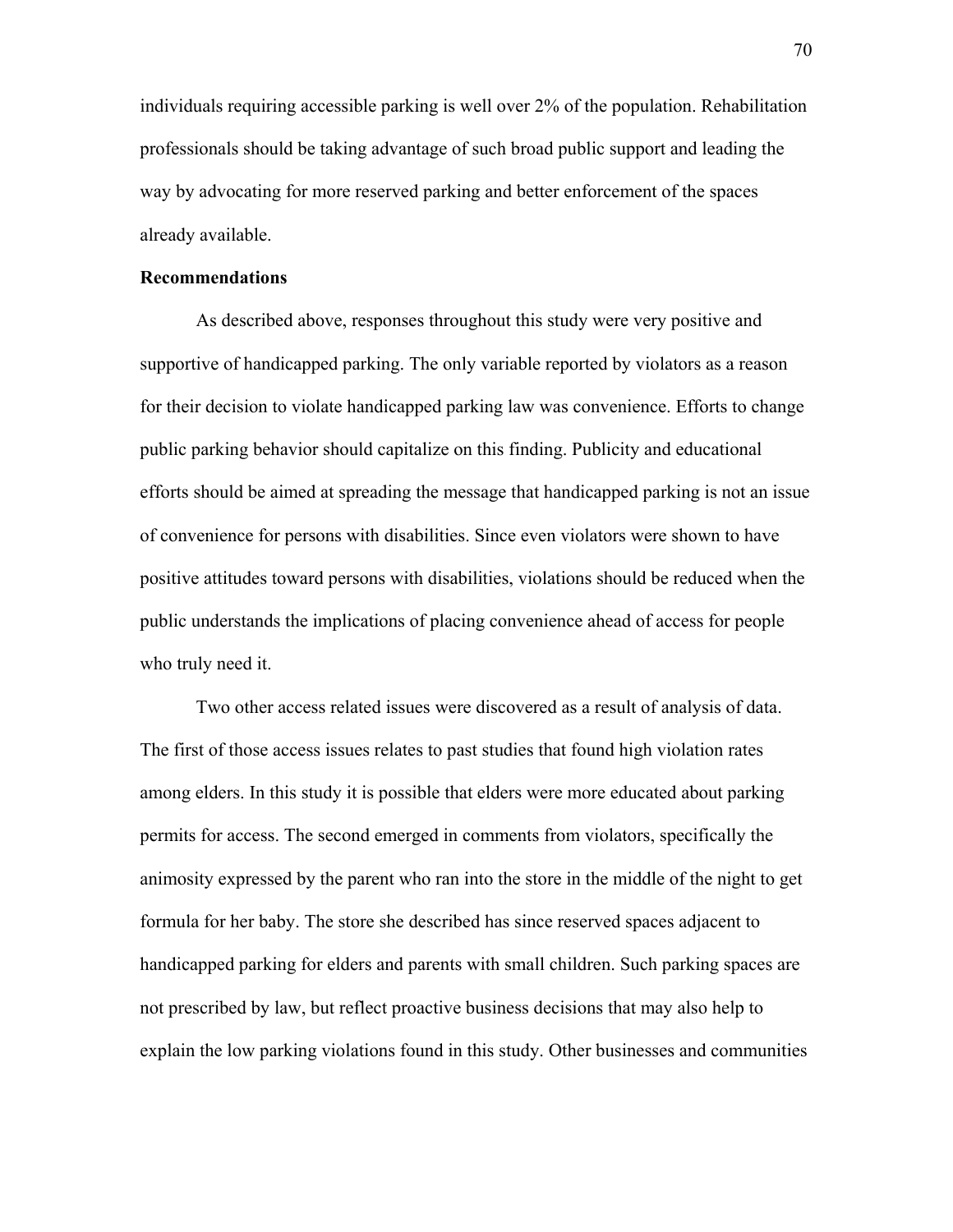individuals requiring accessible parking is well over 2% of the population. Rehabilitation professionals should be taking advantage of such broad public support and leading the way by advocating for more reserved parking and better enforcement of the spaces already available.

**Recommendations**

As described above, responses throughout this study were very positive and supportive of handicapped parking. The only variable reported by violators as a reason for their decision to violate handicapped parking law was convenience. Efforts to change public parking behavior should capitalize on this finding. Publicity and educational efforts should be aimed at spreading the message that handicapped parking is not an issue of convenience for persons with disabilities. Since even violators were shown to have positive attitudes toward persons with disabilities, violations should be reduced when the public understands the implications of placing convenience ahead of access for people who truly need it.

Two other access related issues were discovered as a result of analysis of data. The first of those access issues relates to past studies that found high violation rates among elders. In this study it is possible that elders were more educated about parking permits for access. The second emerged in comments from violators, specifically the animosity expressed by the parent who ran into the store in the middle of the night to get formula for her baby. The store she described has since reserved spaces adjacent to handicapped parking for elders and parents with small children. Such parking spaces are not prescribed by law, but reflect proactive business decisions that may also help to explain the low parking violations found in this study. Other businesses and communities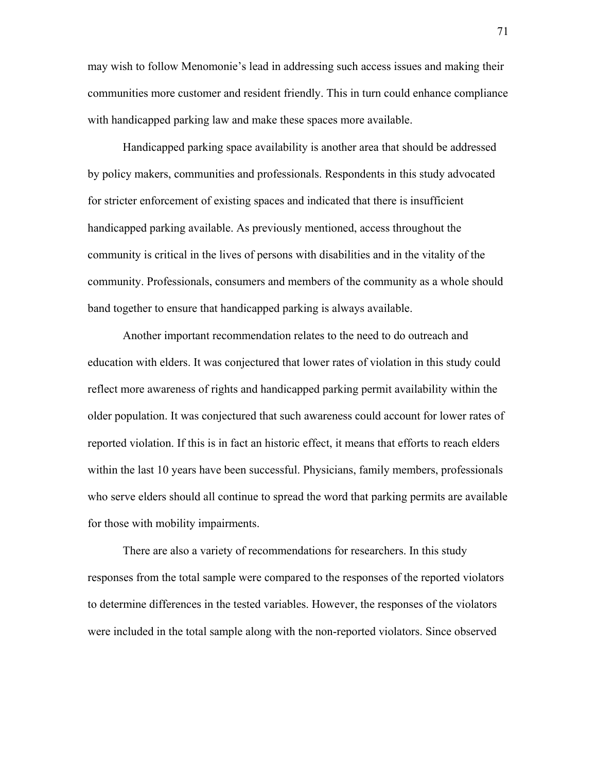may wish to follow Menomonie's lead in addressing such access issues and making their communities more customer and resident friendly. This in turn could enhance compliance with handicapped parking law and make these spaces more available.

Handicapped parking space availability is another area that should be addressed by policy makers, communities and professionals. Respondents in this study advocated for stricter enforcement of existing spaces and indicated that there is insufficient handicapped parking available. As previously mentioned, access throughout the community is critical in the lives of persons with disabilities and in the vitality of the community. Professionals, consumers and members of the community as a whole should band together to ensure that handicapped parking is always available.

Another important recommendation relates to the need to do outreach and education with elders. It was conjectured that lower rates of violation in this study could reflect more awareness of rights and handicapped parking permit availability within the older population. It was conjectured that such awareness could account for lower rates of reported violation. If this is in fact an historic effect, it means that efforts to reach elders within the last 10 years have been successful. Physicians, family members, professionals who serve elders should all continue to spread the word that parking permits are available for those with mobility impairments.

There are also a variety of recommendations for researchers. In this study responses from the total sample were compared to the responses of the reported violators to determine differences in the tested variables. However, the responses of the violators were included in the total sample along with the non-reported violators. Since observed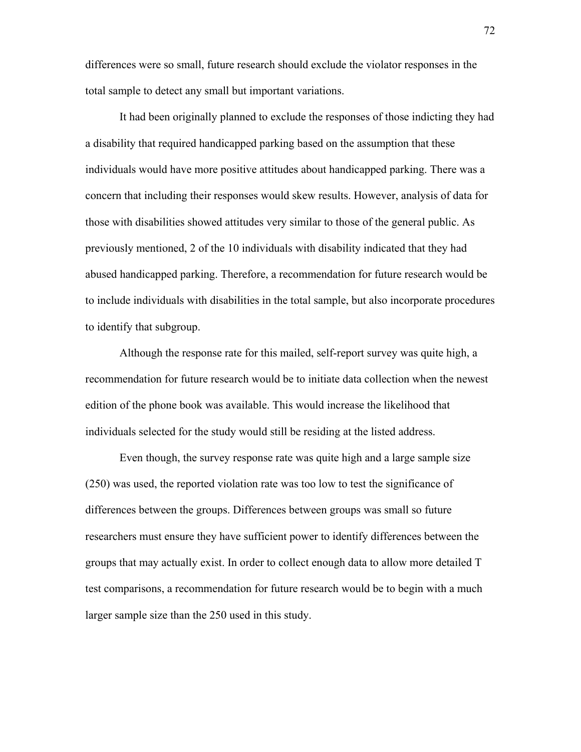differences were so small, future research should exclude the violator responses in the total sample to detect any small but important variations.

It had been originally planned to exclude the responses of those indicting they had a disability that required handicapped parking based on the assumption that these individuals would have more positive attitudes about handicapped parking. There was a concern that including their responses would skew results. However, analysis of data for those with disabilities showed attitudes very similar to those of the general public. As previously mentioned, 2 of the 10 individuals with disability indicated that they had abused handicapped parking. Therefore, a recommendation for future research would be to include individuals with disabilities in the total sample, but also incorporate procedures to identify that subgroup.

Although the response rate for this mailed, self-report survey was quite high, a recommendation for future research would be to initiate data collection when the newest edition of the phone book was available. This would increase the likelihood that individuals selected for the study would still be residing at the listed address.

Even though, the survey response rate was quite high and a large sample size (250) was used, the reported violation rate was too low to test the significance of differences between the groups. Differences between groups was small so future researchers must ensure they have sufficient power to identify differences between the groups that may actually exist. In order to collect enough data to allow more detailed T test comparisons, a recommendation for future research would be to begin with a much larger sample size than the 250 used in this study.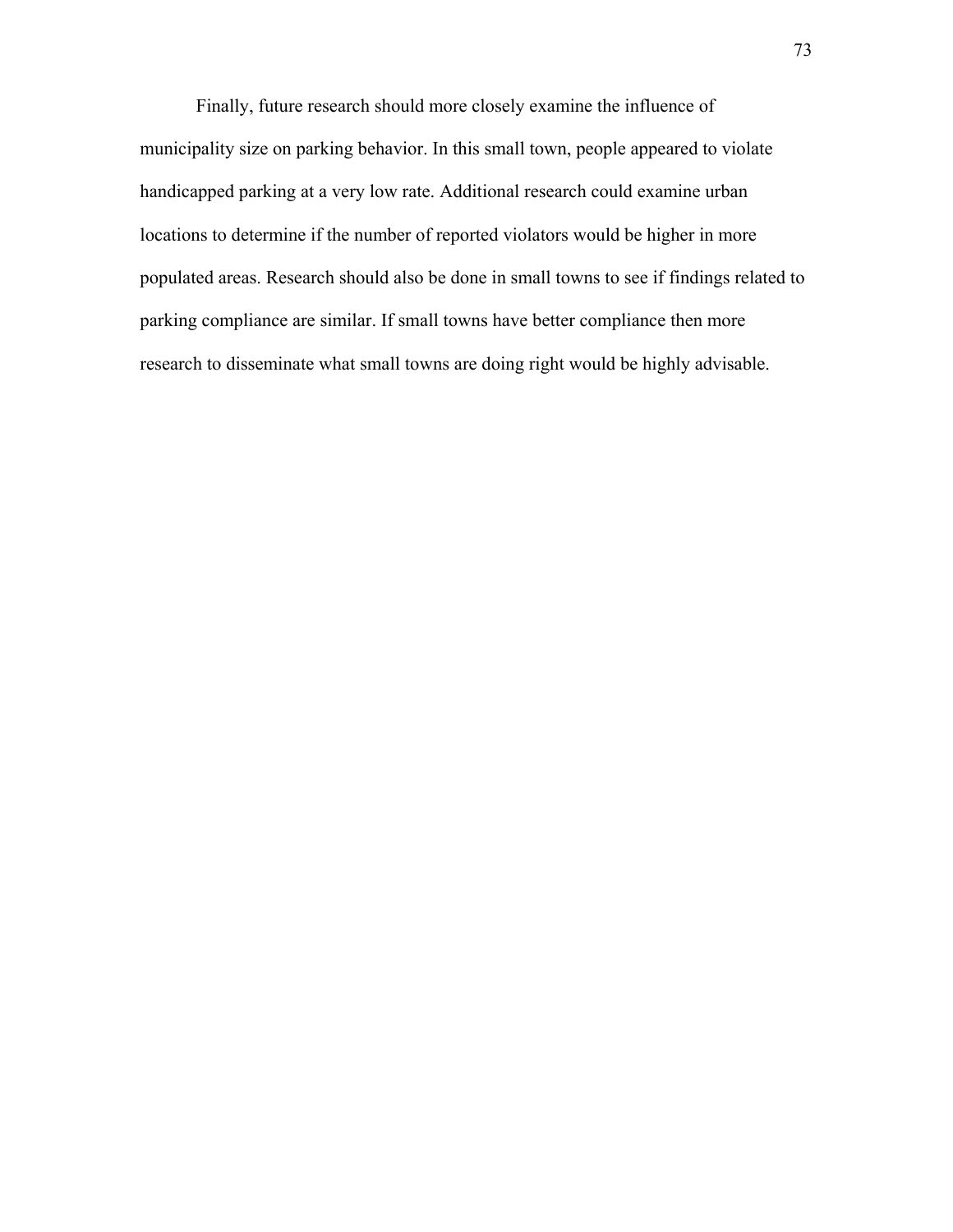Finally, future research should more closely examine the influence of municipality size on parking behavior. In this small town, people appeared to violate handicapped parking at a very low rate. Additional research could examine urban locations to determine if the number of reported violators would be higher in more populated areas. Research should also be done in small towns to see if findings related to parking compliance are similar. If small towns have better compliance then more research to disseminate what small towns are doing right would be highly advisable.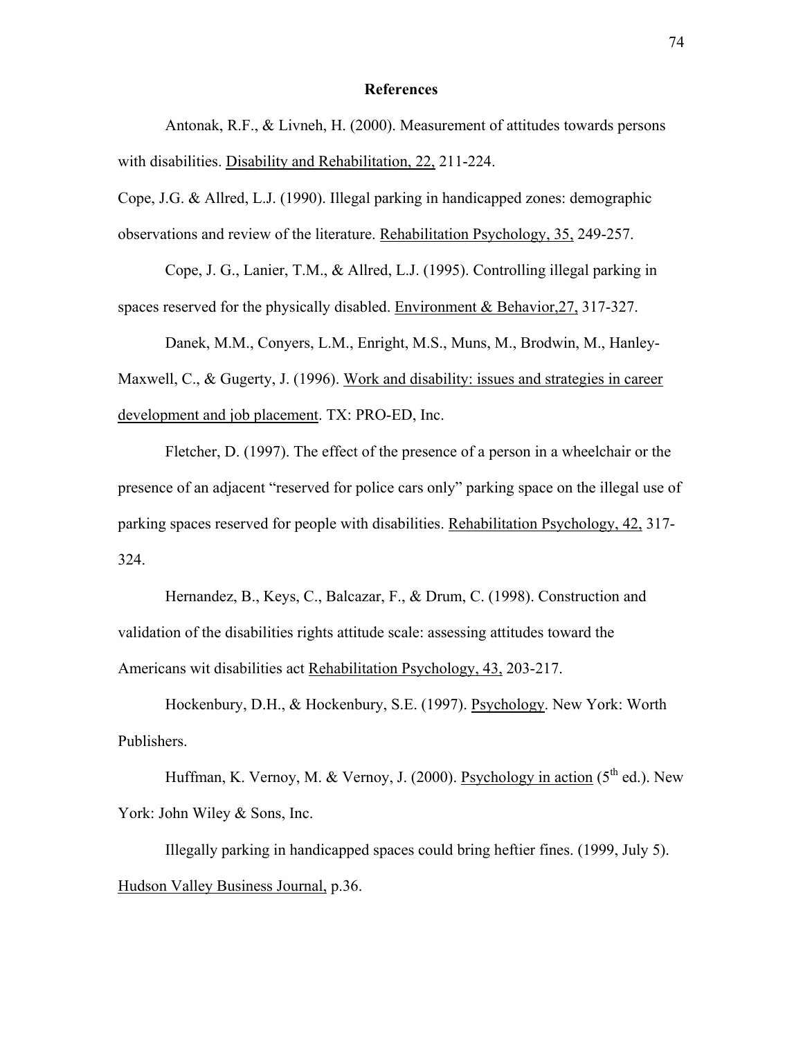## References

Antonak, R.F., & Livneh, H. (2000). Measurement of attitudes towards persons with disabilities. Disability and Rehabilitation, 22, 211-224.

Cope, J.G. & Allred, L.J. (1990). Illegal parking in handicapped zones: demographic observations and review of the literature. Rehabilitation Psychology, 35, 249-257.

Cope, J. G., Lanier, T.M., & Allred, L.J. (1995). Controlling illegal parking in spaces reserved for the physically disabled. Environment & Behavior,27, 317-327.

Danek, M.M., Conyers, L.M., Enright, M.S., Muns, M., Brodwin, M., Hanley-Maxwell, C., & Gugerty, J. (1996). Work and disability: issues and strategies in career development and job placement. TX: PRO-ED, Inc.

Fletcher, D. (1997). The effect of the presence of a person in a wheelchair or the presence of an adjacent "reserved for police cars only" parking space on the illegal use of parking spaces reserved for people with disabilities. Rehabilitation Psychology, 42, 317-324.

Hernandez, B., Keys, C., Balcazar, F., & Drum, C. (1998). Construction and validation of the disabilities rights attitude scale: assessing attitudes toward the Americans wit disabilities act Rehabilitation Psychology, 43, 203-217.

Hockenbury, D.H., & Hockenbury, S.E. (1997). Psychology. New York: Worth Publishers.

Huffman, K. Vernoy, M. & Vernoy, J. (2000). Psychology in action (5th ed.). New York: John Wiley & Sons, Inc.

Illegally parking in handicapped spaces could bring heftier fines. (1999, July 5). Hudson Valley Business Journal, p.36.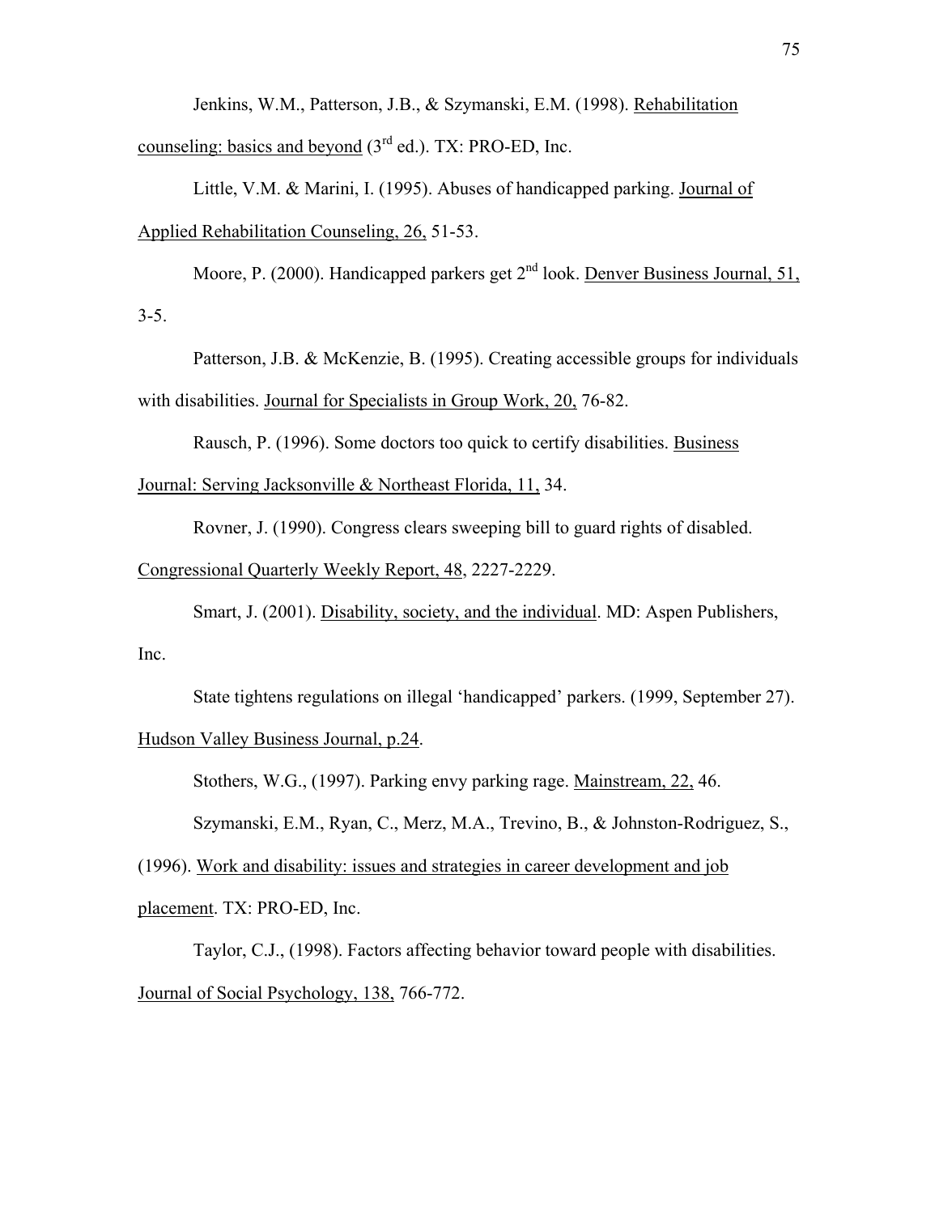Jenkins, W.M., Patterson, J.B., & Szymanski, E.M. (1998). Rehabilitation counseling: basics and beyond (3rd ed.). TX: PRO-ED, Inc.

Little, V.M. & Marini, I. (1995). Abuses of handicapped parking. Journal of Applied Rehabilitation Counseling, 26, 51-53.

Moore, P. (2000). Handicapped parkers get 2nd look. Denver Business Journal, 51, 3-5.

Patterson, J.B. & McKenzie, B. (1995). Creating accessible groups for individuals with disabilities. Journal for Specialists in Group Work, 20, 76-82.

Rausch, P. (1996). Some doctors too quick to certify disabilities. Business Journal: Serving Jacksonville & Northeast Florida, 11, 34.

Rovner, J. (1990). Congress clears sweeping bill to guard rights of disabled. Congressional Quarterly Weekly Report, 48, 2227-2229.

Smart, J. (2001). Disability, society, and the individual. MD: Aspen Publishers, Inc.

State tightens regulations on illegal 'handicapped' parkers. (1999, September 27). Hudson Valley Business Journal, p.24.

Stothers, W.G., (1997). Parking envy parking rage. Mainstream, 22, 46.

Szymanski, E.M., Ryan, C., Merz, M.A., Trevino, B., & Johnston-Rodriguez, S., (1996). Work and disability: issues and strategies in career development and job placement. TX: PRO-ED, Inc.

Taylor, C.J., (1998). Factors affecting behavior toward people with disabilities. Journal of Social Psychology, 138, 766-772.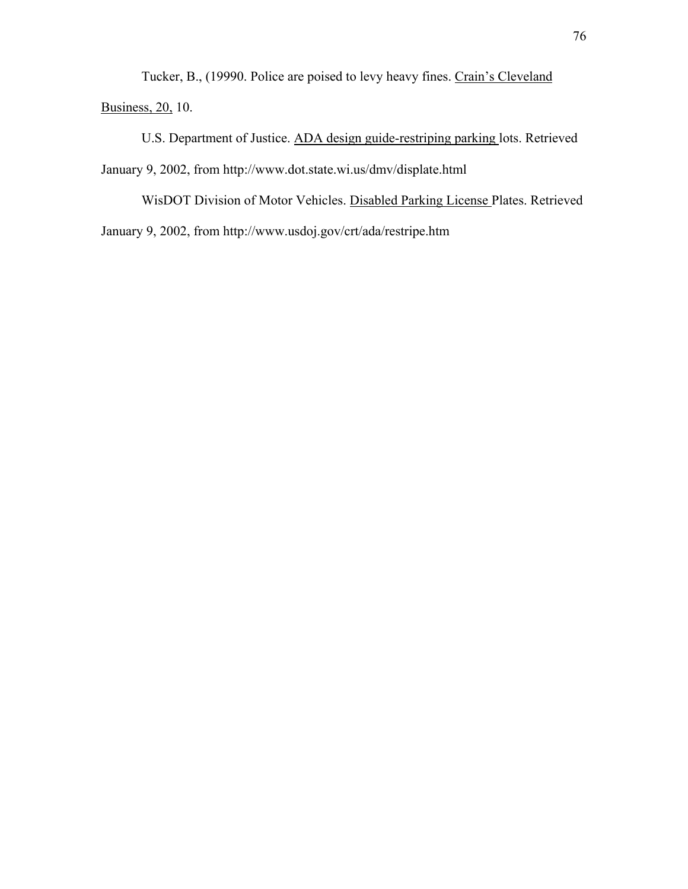Tucker, B., (19990. Police are poised to levy heavy fines. Crain's Cleveland Business, 20, 10.

U.S. Department of Justice. ADA design guide-restriping parking lots. Retrieved January 9, 2002, from http://www.dot.state.wi.us/dmv/displate.html

WisDOT Division of Motor Vehicles. Disabled Parking License Plates. Retrieved January 9, 2002, from http://www.usdoj.gov/crt/ada/restripe.htm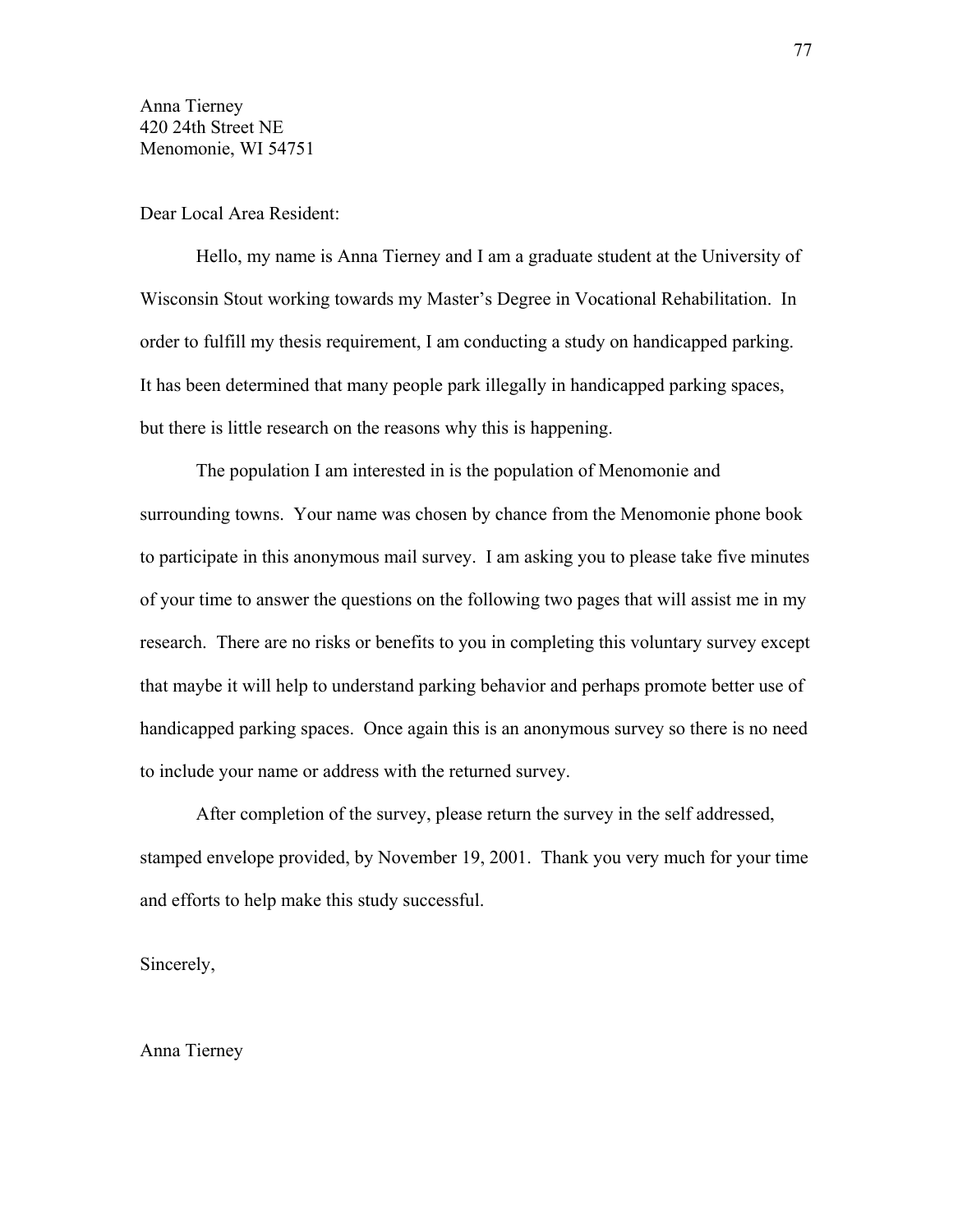Anna Tierney
420 24th Street NE
Menomonie, WI 54751

Dear Local Area Resident:

Hello, my name is Anna Tierney and I am a graduate student at the University of Wisconsin Stout working towards my Master's Degree in Vocational Rehabilitation. In order to fulfill my thesis requirement, I am conducting a study on handicapped parking. It has been determined that many people park illegally in handicapped parking spaces, but there is little research on the reasons why this is happening.

The population I am interested in is the population of Menomonie and surrounding towns. Your name was chosen by chance from the Menomonie phone book to participate in this anonymous mail survey. I am asking you to please take five minutes of your time to answer the questions on the following two pages that will assist me in my research. There are no risks or benefits to you in completing this voluntary survey except that maybe it will help to understand parking behavior and perhaps promote better use of handicapped parking spaces. Once again this is an anonymous survey so there is no need to include your name or address with the returned survey.

After completion of the survey, please return the survey in the self addressed, stamped envelope provided, by November 19, 2001. Thank you very much for your time and efforts to help make this study successful.

Sincerely,

Anna Tierney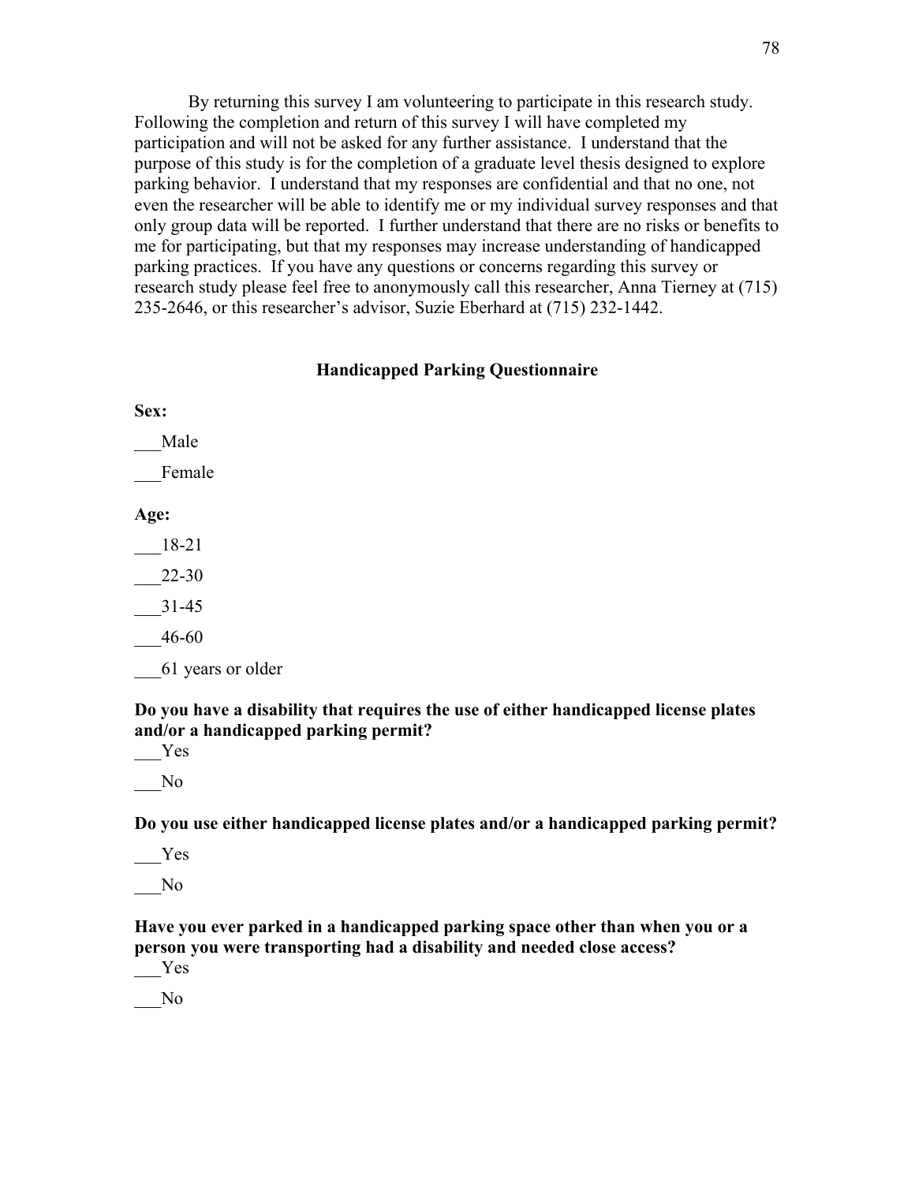By returning this survey I am volunteering to participate in this research study. Following the completion and return of this survey I will have completed my participation and will not be asked for any further assistance. I understand that the purpose of this study is for the completion of a graduate level thesis designed to explore parking behavior. I understand that my responses are confidential and that no one, not even the researcher will be able to identify me or my individual survey responses and that only group data will be reported. I further understand that there are no risks or benefits to me for participating, but that my responses may increase understanding of handicapped parking practices. If you have any questions or concerns regarding this survey or research study please feel free to anonymously call this researcher, Anna Tierney at (715) 235-2646, or this researcher's advisor, Suzie Eberhard at (715) 232-1442.

## Handicapped Parking Questionnaire

**Sex:**

___Male

___Female

**Age:**

___18-21

___22-30

___31-45

___46-60

___61 years or older

**Do you have a disability that requires the use of either handicapped license plates and/or a handicapped parking permit?**

___Yes

___No

**Do you use either handicapped license plates and/or a handicapped parking permit?**

___Yes

___No

**Have you ever parked in a handicapped parking space other than when you or a person you were transporting had a disability and needed close access?**

___Yes

___No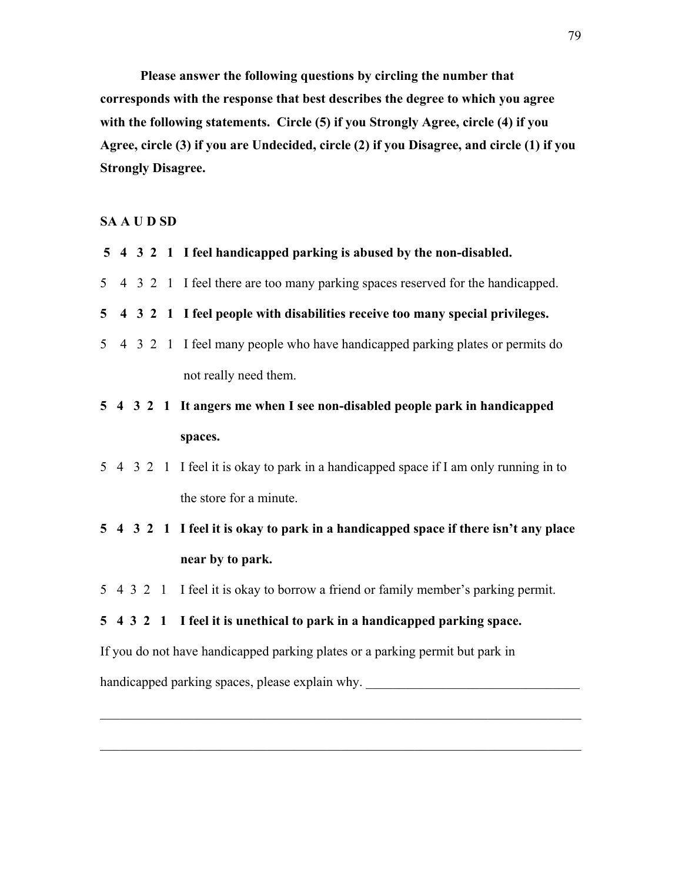**Please answer the following questions by circling the number that corresponds with the response that best describes the degree to which you agree with the following statements. Circle (5) if you Strongly Agree, circle (4) if you Agree, circle (3) if you are Undecided, circle (2) if you Disagree, and circle (1) if you Strongly Disagree.**

**SA A U D SD**

**5 4 3 2 1 I feel handicapped parking is abused by the non-disabled.**

5 4 3 2 1 I feel there are too many parking spaces reserved for the handicapped.

**5 4 3 2 1 I feel people with disabilities receive too many special privileges.**

5 4 3 2 1 I feel many people who have handicapped parking plates or permits do not really need them.

**5 4 3 2 1 It angers me when I see non-disabled people park in handicapped spaces.**

5 4 3 2 1 I feel it is okay to park in a handicapped space if I am only running in to the store for a minute.

**5 4 3 2 1 I feel it is okay to park in a handicapped space if there isn't any place near by to park.**

5 4 3 2 1 I feel it is okay to borrow a friend or family member's parking permit.

**5 4 3 2 1 I feel it is unethical to park in a handicapped parking space.**

If you do not have handicapped parking plates or a parking permit but park in handicapped parking spaces, please explain why. ________________________________

____________________________________________________________________________

____________________________________________________________________________